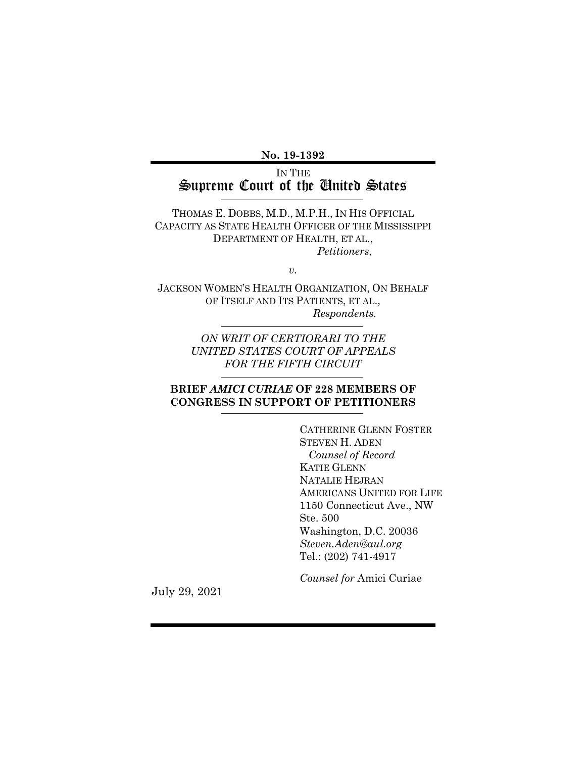**No. 19-1392**

IN THE

# Supreme Court of the United States

THOMAS E. DOBBS, M.D., M.P.H., IN HIS OFFICIAL CAPACITY AS STATE HEALTH OFFICER OF THE MISSISSIPPI DEPARTMENT OF HEALTH, ET AL.,

*Petitioners,*

*v.*

JACKSON WOMEN'S HEALTH ORGANIZATION, ON BEHALF OF ITSELF AND ITS PATIENTS, ET AL.,

*Respondents.*

*ON WRIT OF CERTIORARI TO THE UNITED STATES COURT OF APPEALS FOR THE FIFTH CIRCUIT*

**BRIEF *AMICI CURIAE* OF 228 MEMBERS OF CONGRESS IN SUPPORT OF PETITIONERS**

CATHERINE GLENN FOSTER
STEVEN H. ADEN
*Counsel of Record*
KATIE GLENN
NATALIE HEJRAN
AMERICANS UNITED FOR LIFE
1150 Connecticut Ave., NW
Ste. 500
Washington, D.C. 20036
*Steven.Aden@aul.org*
Tel.: (202) 741-4917

*Counsel for* Amici Curiae

July 29, 2021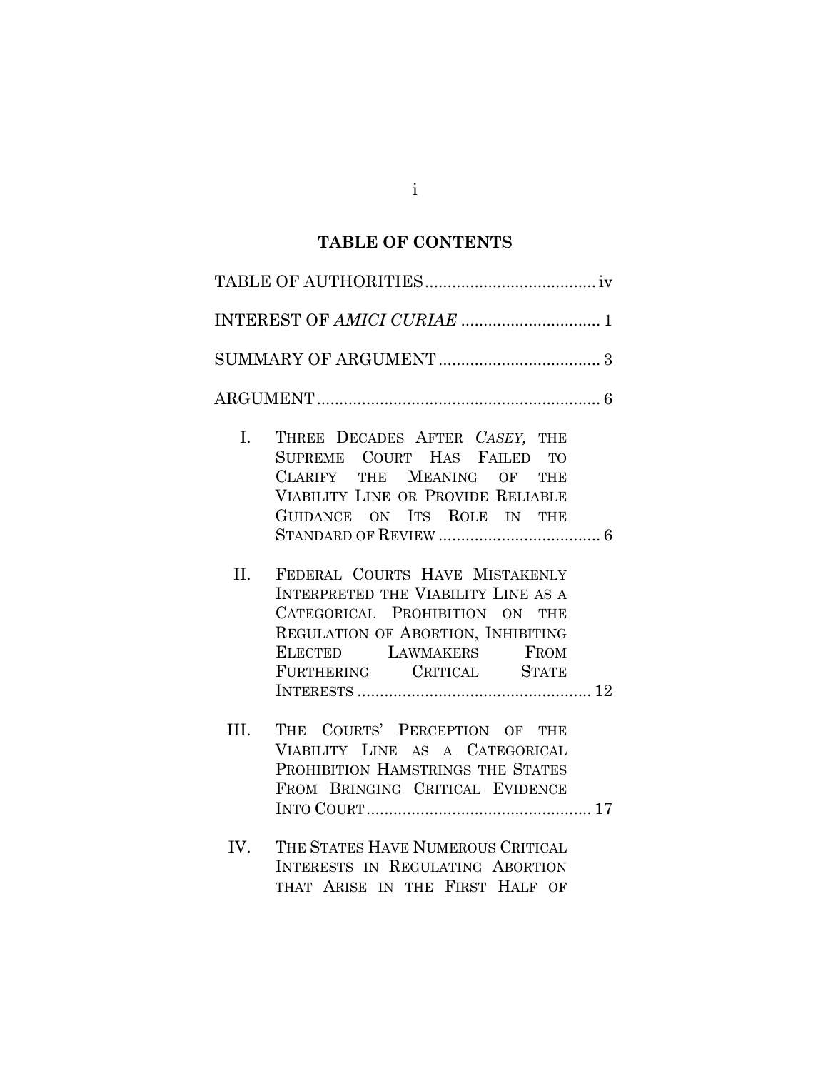## TABLE OF CONTENTS

TABLE OF AUTHORITIES ..................................... iv

INTEREST OF *AMICI CURIAE* .............................. 1

SUMMARY OF ARGUMENT ................................... 3

ARGUMENT .............................................................. 6

I. THREE DECADES AFTER *CASEY,* THE SUPREME COURT HAS FAILED TO CLARIFY THE MEANING OF THE VIABILITY LINE OR PROVIDE RELIABLE GUIDANCE ON ITS ROLE IN THE STANDARD OF REVIEW ................................... 6

II. FEDERAL COURTS HAVE MISTAKENLY INTERPRETED THE VIABILITY LINE AS A CATEGORICAL PROHIBITION ON THE REGULATION OF ABORTION, INHIBITING ELECTED LAWMAKERS FROM FURTHERING CRITICAL STATE INTERESTS ................................................... 12

III. THE COURTS' PERCEPTION OF THE VIABILITY LINE AS A CATEGORICAL PROHIBITION HAMSTRINGS THE STATES FROM BRINGING CRITICAL EVIDENCE INTO COURT ................................................. 17

IV. THE STATES HAVE NUMEROUS CRITICAL INTERESTS IN REGULATING ABORTION THAT ARISE IN THE FIRST HALF OF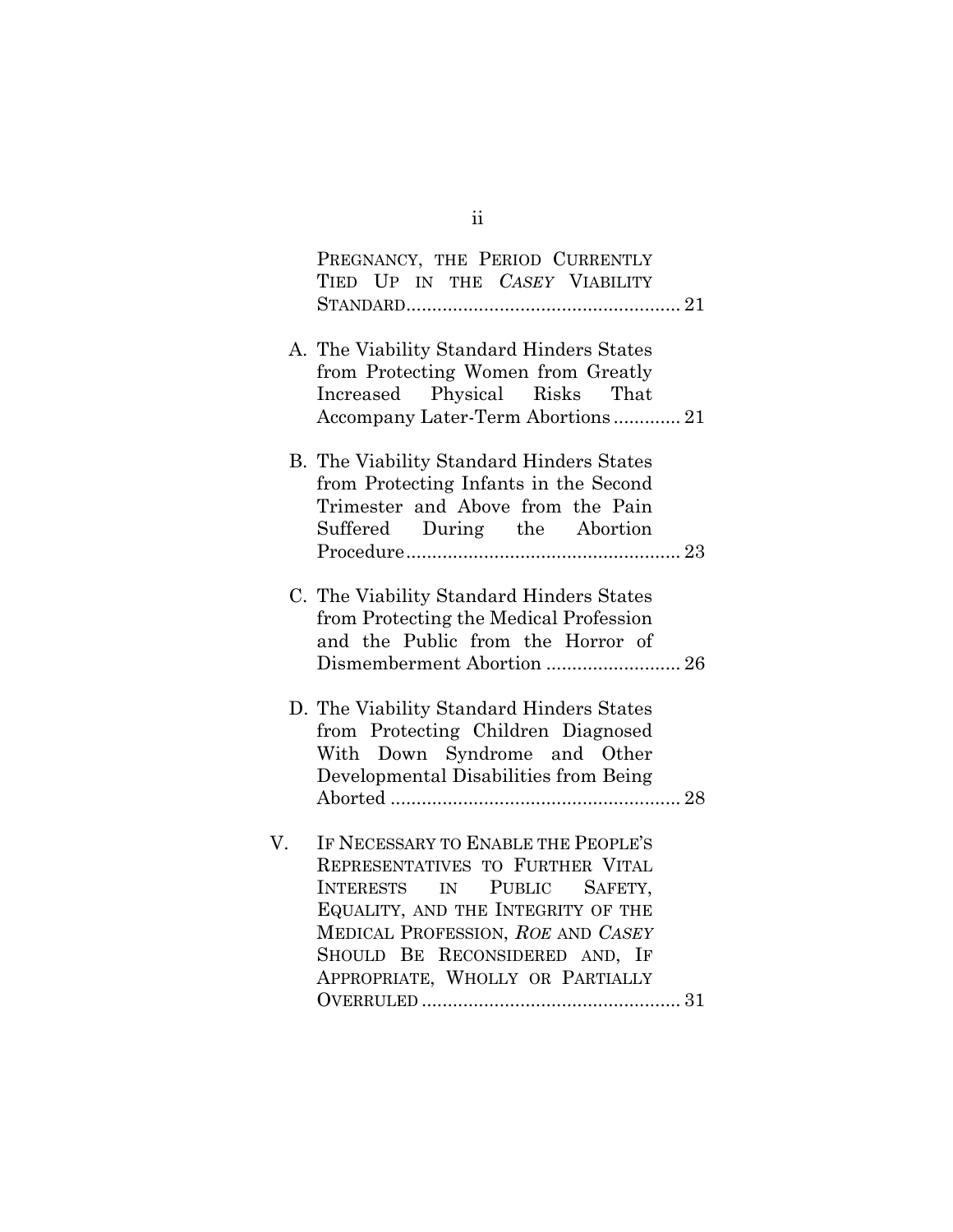PREGNANCY, THE PERIOD CURRENTLY TIED UP IN THE *CASEY* VIABILITY STANDARD ..................................................... 21

A. The Viability Standard Hinders States from Protecting Women from Greatly Increased Physical Risks That Accompany Later-Term Abortions ............. 21

B. The Viability Standard Hinders States from Protecting Infants in the Second Trimester and Above from the Pain Suffered During the Abortion Procedure ..................................................... 23

C. The Viability Standard Hinders States from Protecting the Medical Profession and the Public from the Horror of Dismemberment Abortion .......................... 26

D. The Viability Standard Hinders States from Protecting Children Diagnosed With Down Syndrome and Other Developmental Disabilities from Being Aborted ........................................................ 28

V. IF NECESSARY TO ENABLE THE PEOPLE'S REPRESENTATIVES TO FURTHER VITAL INTERESTS IN PUBLIC SAFETY, EQUALITY, AND THE INTEGRITY OF THE MEDICAL PROFESSION, *ROE* AND *CASEY* SHOULD BE RECONSIDERED AND, IF APPROPRIATE, WHOLLY OR PARTIALLY OVERRULED .................................................. 31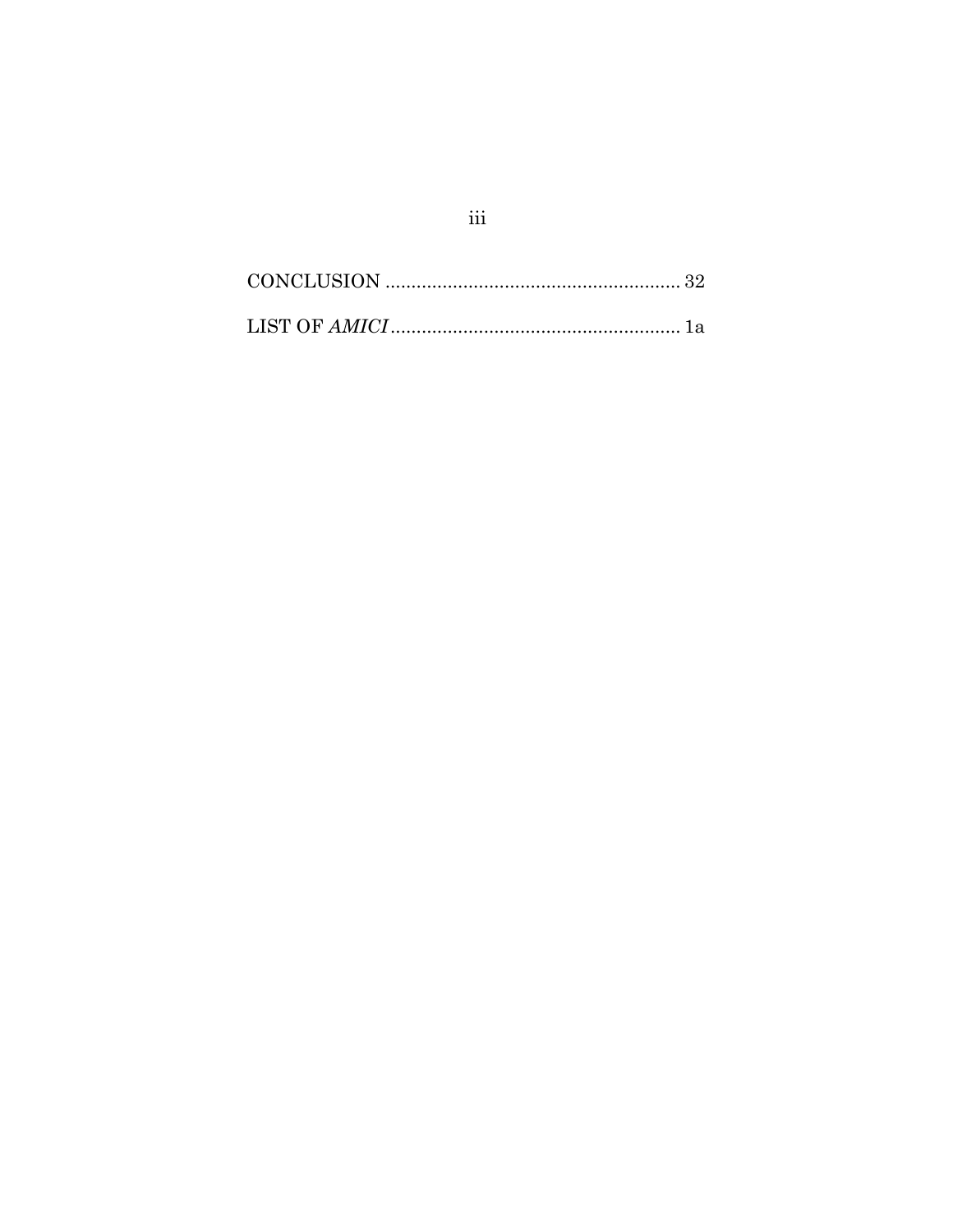CONCLUSION .......................................................... 32

LIST OF *AMICI* ........................................................ 1a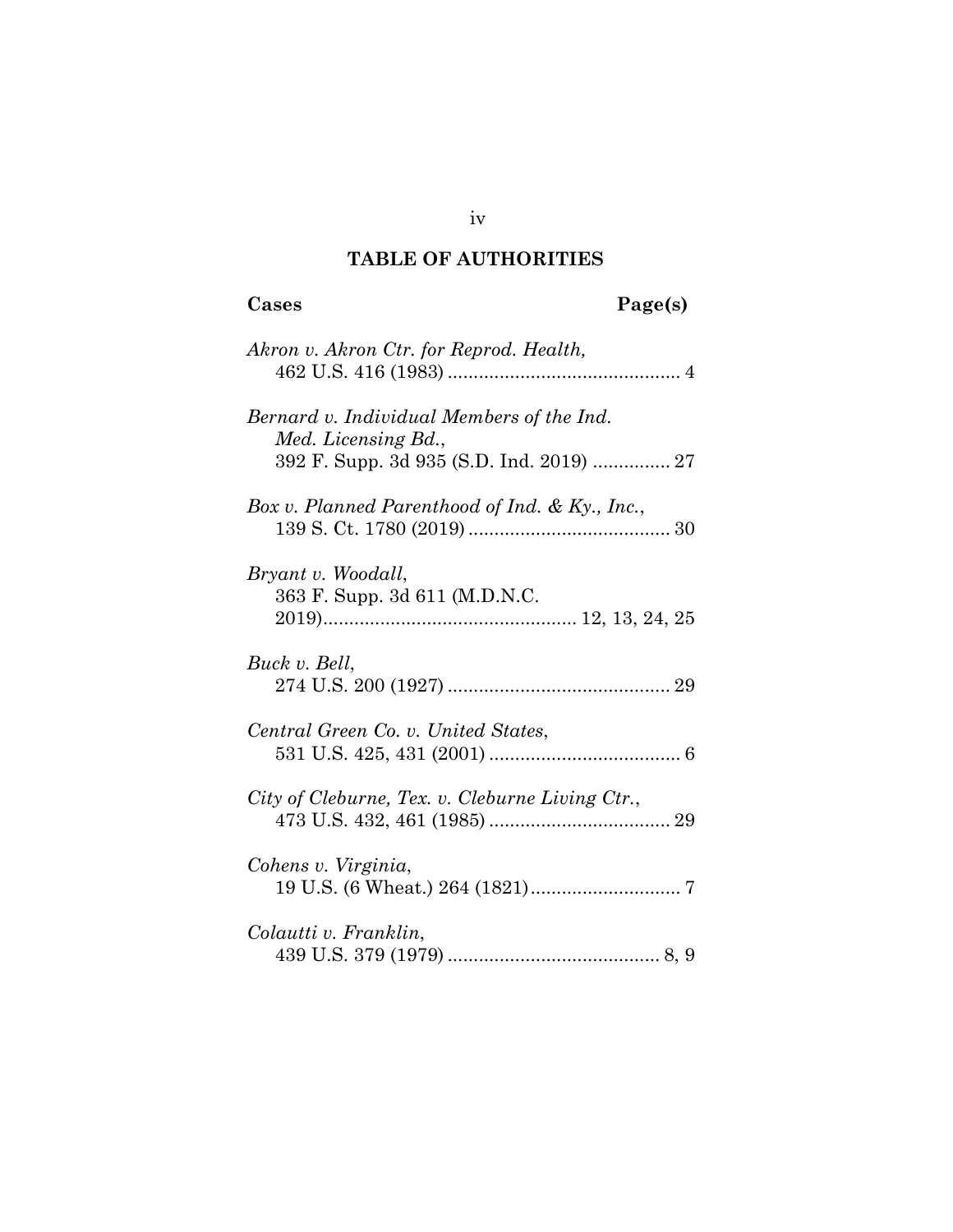## TABLE OF AUTHORITIES

**Cases** **Page(s)**

*Akron v. Akron Ctr. for Reprod. Health*,
462 U.S. 416 (1983) ............................................ 4

*Bernard v. Individual Members of the Ind. Med. Licensing Bd.*,
392 F. Supp. 3d 935 (S.D. Ind. 2019) ............... 27

*Box v. Planned Parenthood of Ind. & Ky., Inc.*,
139 S. Ct. 1780 (2019) ....................................... 30

*Bryant v. Woodall*,
363 F. Supp. 3d 611 (M.D.N.C. 2019)................................................ 12, 13, 24, 25

*Buck v. Bell*,
274 U.S. 200 (1927) ........................................... 29

*Central Green Co. v. United States*,
531 U.S. 425, 431 (2001) ..................................... 6

*City of Cleburne, Tex. v. Cleburne Living Ctr.*,
473 U.S. 432, 461 (1985) ................................... 29

*Cohens v. Virginia*,
19 U.S. (6 Wheat.) 264 (1821)............................. 7

*Colautti v. Franklin*,
439 U.S. 379 (1979) ......................................... 8, 9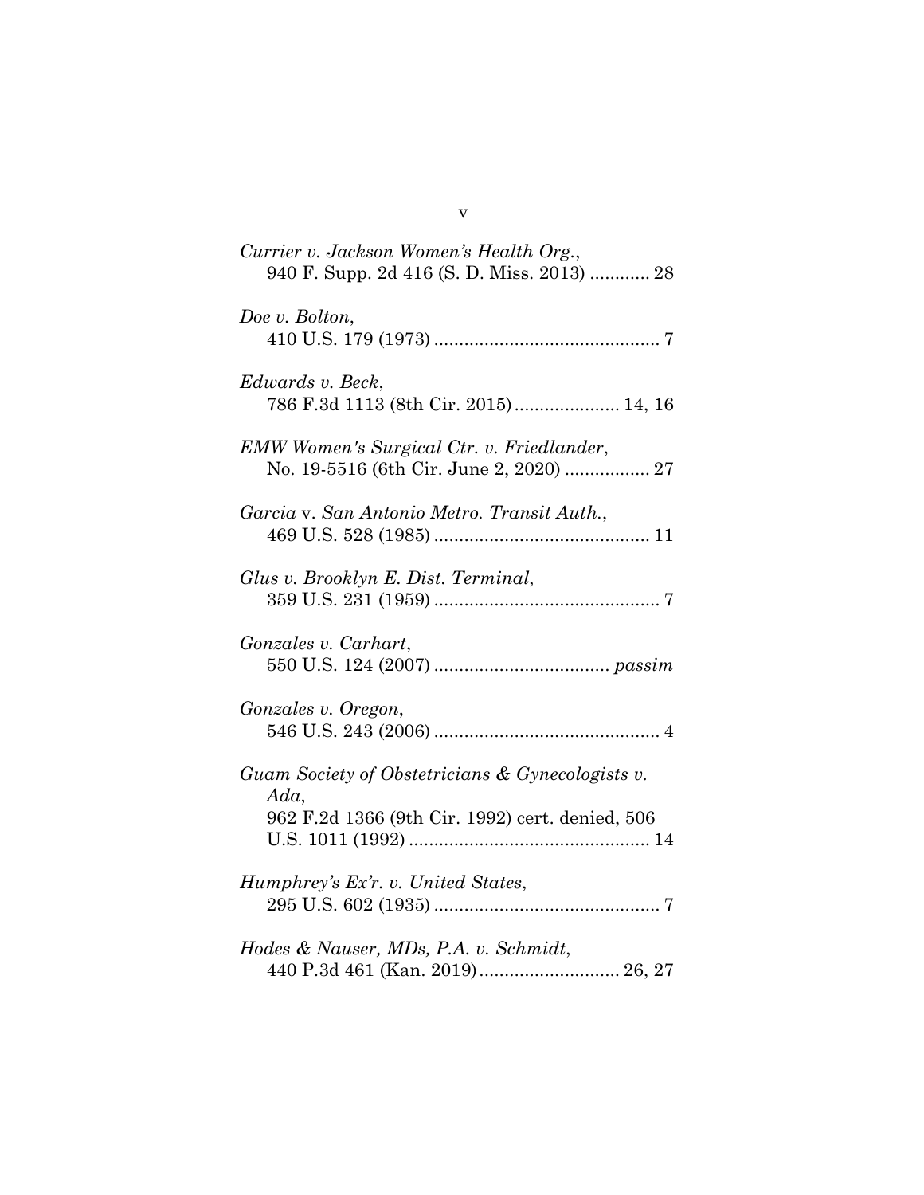*Currier v. Jackson Women's Health Org.*,
940 F. Supp. 2d 416 (S. D. Miss. 2013) ............ 28

*Doe v. Bolton*,
410 U.S. 179 (1973) ............................................ 7

*Edwards v. Beck*,
786 F.3d 1113 (8th Cir. 2015)..................... 14, 16

*EMW Women's Surgical Ctr. v. Friedlander*,
No. 19-5516 (6th Cir. June 2, 2020) ................. 27

*Garcia* v. *San Antonio Metro. Transit Auth.*,
469 U.S. 528 (1985) .......................................... 11

*Glus v. Brooklyn E. Dist. Terminal*,
359 U.S. 231 (1959) ............................................ 7

*Gonzales v. Carhart*,
550 U.S. 124 (2007) .................................. *passim*

*Gonzales v. Oregon*,
546 U.S. 243 (2006) ............................................ 4

*Guam Society of Obstetricians & Gynecologists v. Ada*,
962 F.2d 1366 (9th Cir. 1992) cert. denied, 506 U.S. 1011 (1992) ............................................... 14

*Humphrey's Ex'r. v. United States*,
295 U.S. 602 (1935) ............................................ 7

*Hodes & Nauser, MDs, P.A. v. Schmidt*,
440 P.3d 461 (Kan. 2019)............................ 26, 27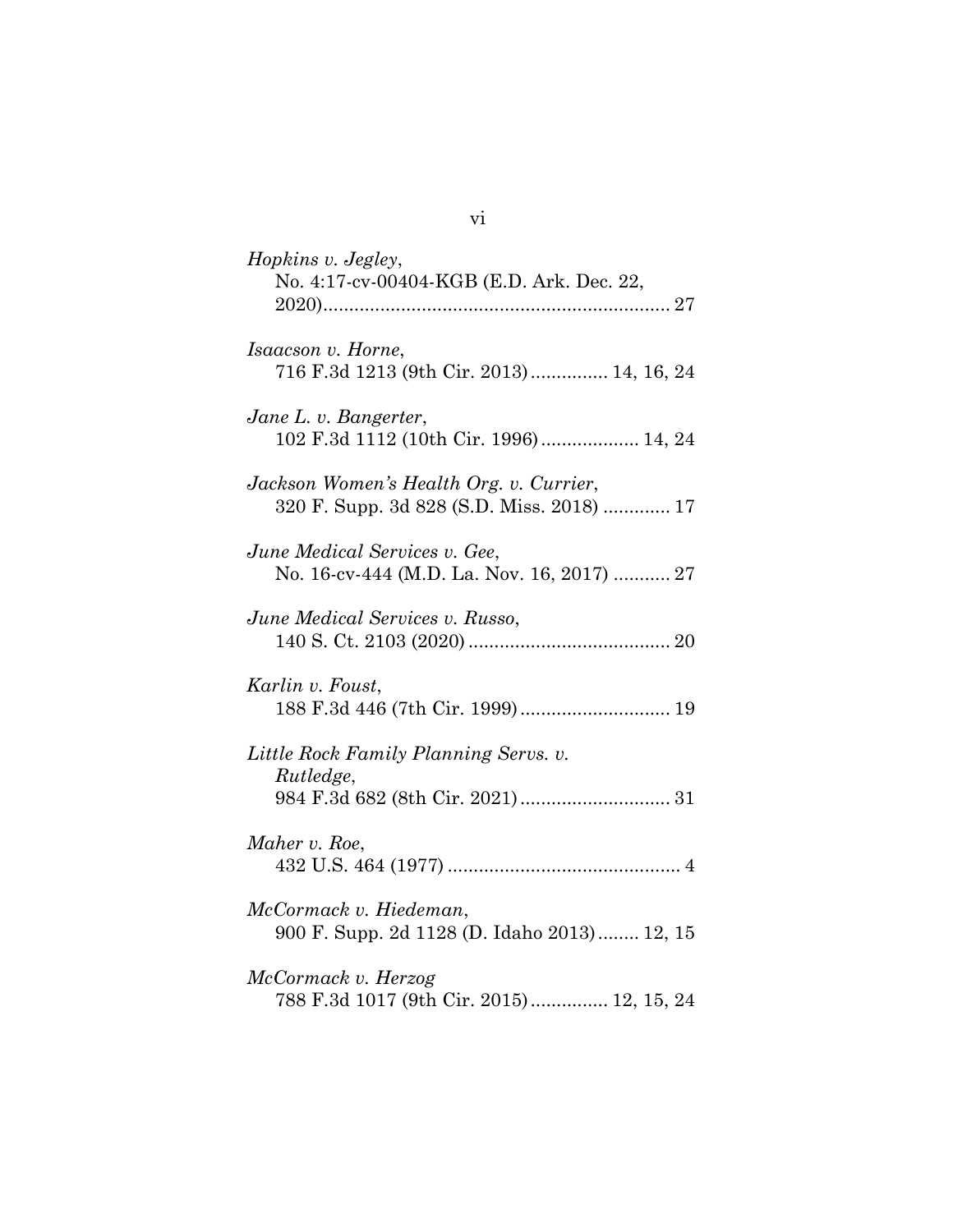*Hopkins v. Jegley*,
No. 4:17-cv-00404-KGB (E.D. Ark. Dec. 22, 2020)................................................................... 27

*Isaacson v. Horne*,
716 F.3d 1213 (9th Cir. 2013)............... 14, 16, 24

*Jane L. v. Bangerter*,
102 F.3d 1112 (10th Cir. 1996)................... 14, 24

*Jackson Women's Health Org. v. Currier*,
320 F. Supp. 3d 828 (S.D. Miss. 2018) ............. 17

*June Medical Services v. Gee*,
No. 16-cv-444 (M.D. La. Nov. 16, 2017) ........... 27

*June Medical Services v. Russo*,
140 S. Ct. 2103 (2020)....................................... 20

*Karlin v. Foust*,
188 F.3d 446 (7th Cir. 1999)............................. 19

*Little Rock Family Planning Servs. v. Rutledge*,
984 F.3d 682 (8th Cir. 2021)............................. 31

*Maher v. Roe*,
432 U.S. 464 (1977) ............................................. 4

*McCormack v. Hiedeman*,
900 F. Supp. 2d 1128 (D. Idaho 2013)........ 12, 15

*McCormack v. Herzog*
788 F.3d 1017 (9th Cir. 2015)............... 12, 15, 24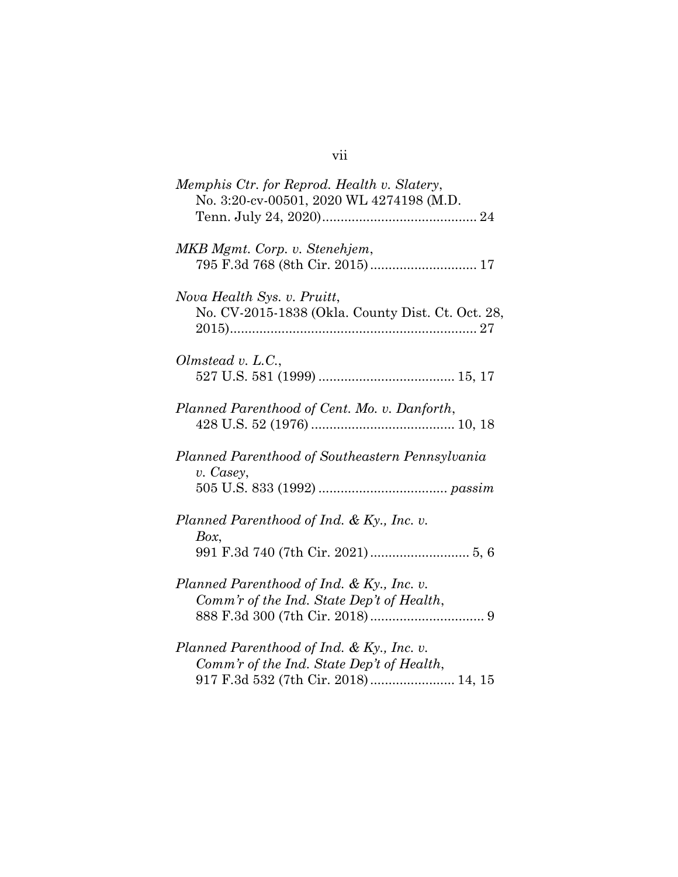*Memphis Ctr. for Reprod. Health v. Slatery*,
No. 3:20-cv-00501, 2020 WL 4274198 (M.D. Tenn. July 24, 2020).......................................... 24

*MKB Mgmt. Corp. v. Stenehjem*,
795 F.3d 768 (8th Cir. 2015)............................ 17

*Nova Health Sys. v. Pruitt*,
No. CV-2015-1838 (Okla. County Dist. Ct. Oct. 28, 2015)................................................................... 27

*Olmstead v. L.C.*,
527 U.S. 581 (1999) ..................................... 15, 17

*Planned Parenthood of Cent. Mo. v. Danforth*,
428 U.S. 52 (1976) ....................................... 10, 18

*Planned Parenthood of Southeastern Pennsylvania v. Casey*,
505 U.S. 833 (1992) ................................... *passim*

*Planned Parenthood of Ind. & Ky., Inc. v. Box*,
991 F.3d 740 (7th Cir. 2021)........................... 5, 6

*Planned Parenthood of Ind. & Ky., Inc. v. Comm'r of the Ind. State Dep't of Health*,
888 F.3d 300 (7th Cir. 2018)............................... 9

*Planned Parenthood of Ind. & Ky., Inc. v. Comm'r of the Ind. State Dep't of Health*,
917 F.3d 532 (7th Cir. 2018)....................... 14, 15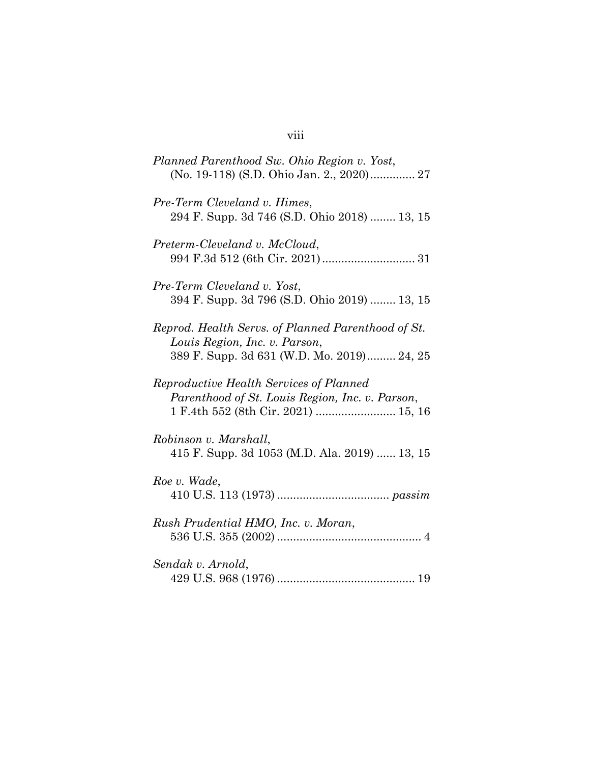*Planned Parenthood Sw. Ohio Region v. Yost*,
(No. 19-118) (S.D. Ohio Jan. 2., 2020) .............. 27

*Pre-Term Cleveland v. Himes*,
294 F. Supp. 3d 746 (S.D. Ohio 2018) ........ 13, 15

*Preterm-Cleveland v. McCloud*,
994 F.3d 512 (6th Cir. 2021) ............................ 31

*Pre-Term Cleveland v. Yost*,
394 F. Supp. 3d 796 (S.D. Ohio 2019) ........ 13, 15

*Reprod. Health Servs. of Planned Parenthood of St. Louis Region, Inc. v. Parson*,
389 F. Supp. 3d 631 (W.D. Mo. 2019) ......... 24, 25

*Reproductive Health Services of Planned Parenthood of St. Louis Region, Inc. v. Parson*,
1 F.4th 552 (8th Cir. 2021) ......................... 15, 16

*Robinson v. Marshall*,
415 F. Supp. 3d 1053 (M.D. Ala. 2019) ...... 13, 15

*Roe v. Wade*,
410 U.S. 113 (1973) .................................. *passim*

*Rush Prudential HMO, Inc. v. Moran*,
536 U.S. 355 (2002) ............................................ 4

*Sendak v. Arnold*,
429 U.S. 968 (1976) .......................................... 19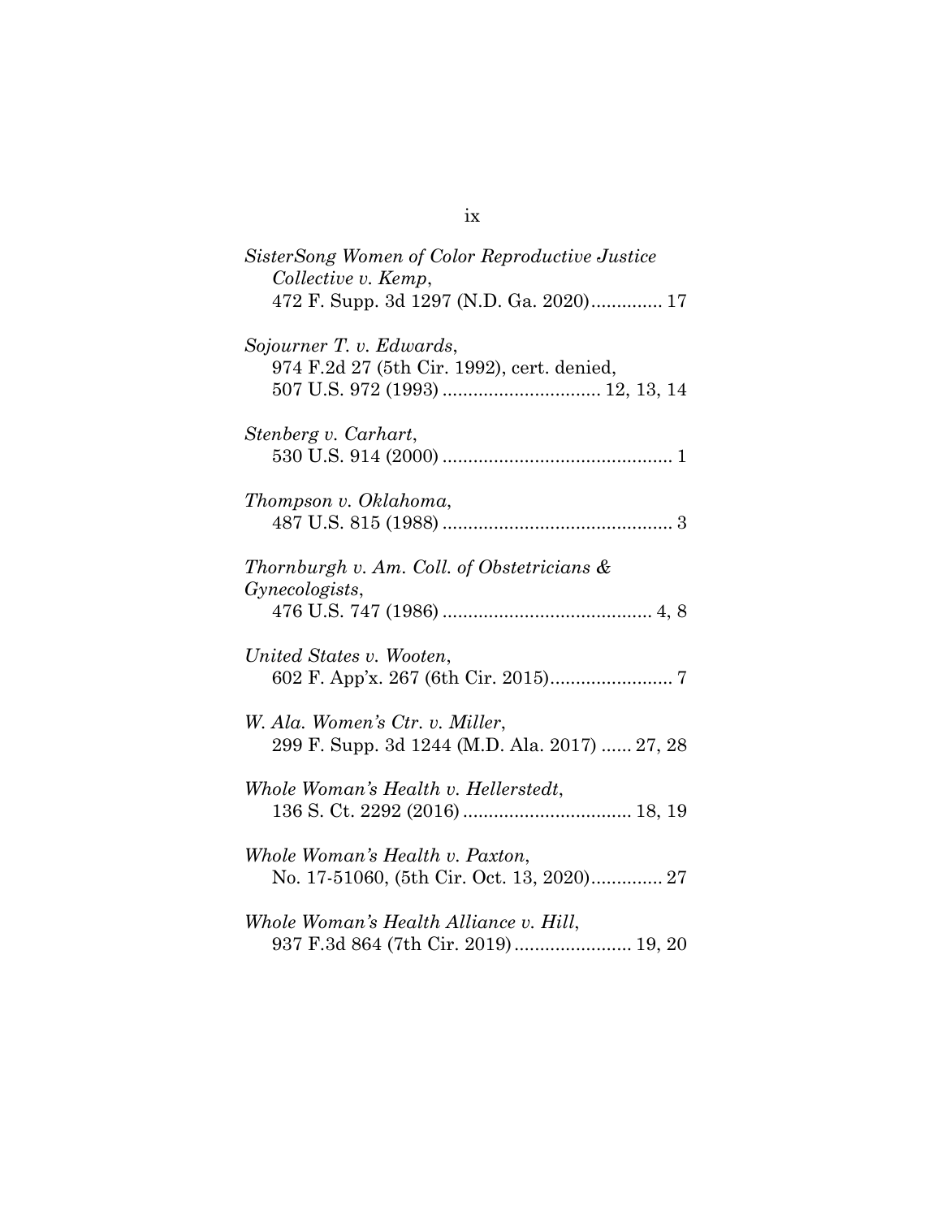*SisterSong Women of Color Reproductive Justice Collective v. Kemp*,
472 F. Supp. 3d 1297 (N.D. Ga. 2020) .............. 17

*Sojourner T. v. Edwards*,
974 F.2d 27 (5th Cir. 1992), cert. denied,
507 U.S. 972 (1993) ............................... 12, 13, 14

*Stenberg v. Carhart*,
530 U.S. 914 (2000) ............................................. 1

*Thompson v. Oklahoma*,
487 U.S. 815 (1988) ............................................. 3

*Thornburgh v. Am. Coll. of Obstetricians & Gynecologists*,
476 U.S. 747 (1986) ......................................... 4, 8

*United States v. Wooten*,
602 F. App'x. 267 (6th Cir. 2015)........................ 7

*W. Ala. Women's Ctr. v. Miller*,
299 F. Supp. 3d 1244 (M.D. Ala. 2017) ...... 27, 28

*Whole Woman's Health v. Hellerstedt*,
136 S. Ct. 2292 (2016) ................................. 18, 19

*Whole Woman's Health v. Paxton*,
No. 17-51060, (5th Cir. Oct. 13, 2020).............. 27

*Whole Woman's Health Alliance v. Hill*,
937 F.3d 864 (7th Cir. 2019)....................... 19, 20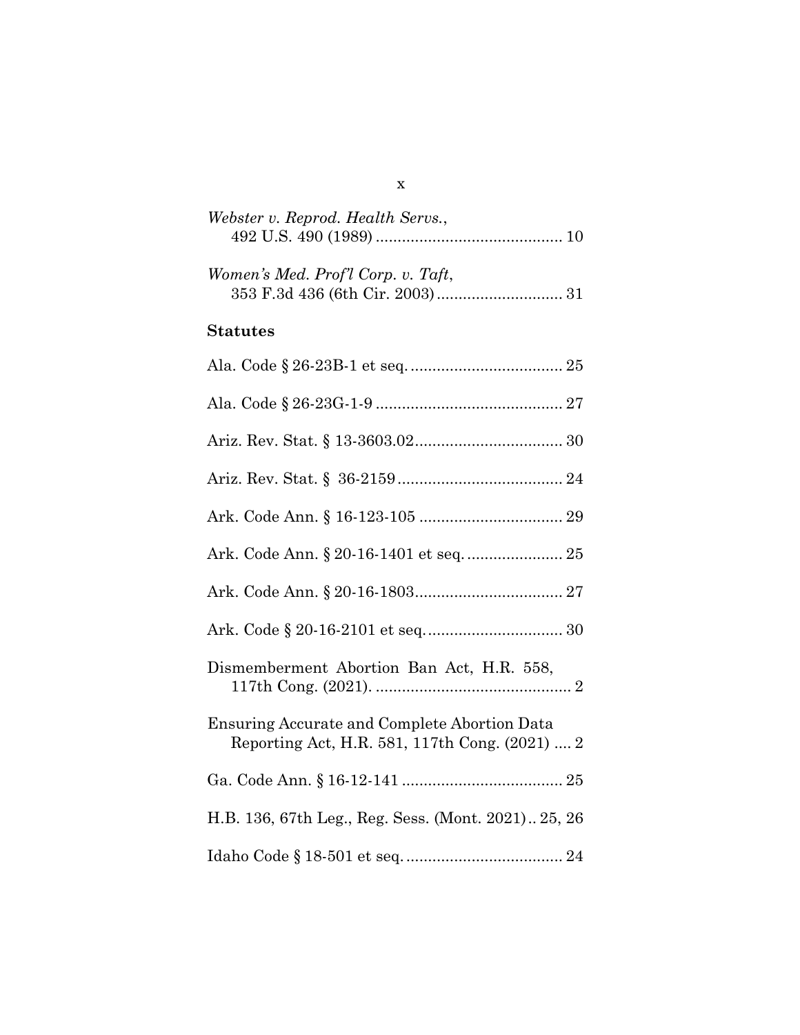*Webster v. Reprod. Health Servs.*, 492 U.S. 490 (1989) .......................................... 10

*Women's Med. Prof'l Corp. v. Taft*, 353 F.3d 436 (6th Cir. 2003) ............................ 31

**Statutes**

Ala. Code § 26-23B-1 et seq. .................................. 25

Ala. Code § 26-23G-1-9 .......................................... 27

Ariz. Rev. Stat. § 13-3603.02.................................. 30

Ariz. Rev. Stat. § 36-2159...................................... 24

Ark. Code Ann. § 16-123-105 ................................ 29

Ark. Code Ann. § 20-16-1401 et seq. ...................... 25

Ark. Code Ann. § 20-16-1803.................................. 27

Ark. Code § 20-16-2101 et seq. ............................... 30

Dismemberment Abortion Ban Act, H.R. 558, 117th Cong. (2021). ............................................. 2

Ensuring Accurate and Complete Abortion Data Reporting Act, H.R. 581, 117th Cong. (2021) .... 2

Ga. Code Ann. § 16-12-141 ..................................... 25

H.B. 136, 67th Leg., Reg. Sess. (Mont. 2021) .. 25, 26

Idaho Code § 18-501 et seq. .................................... 24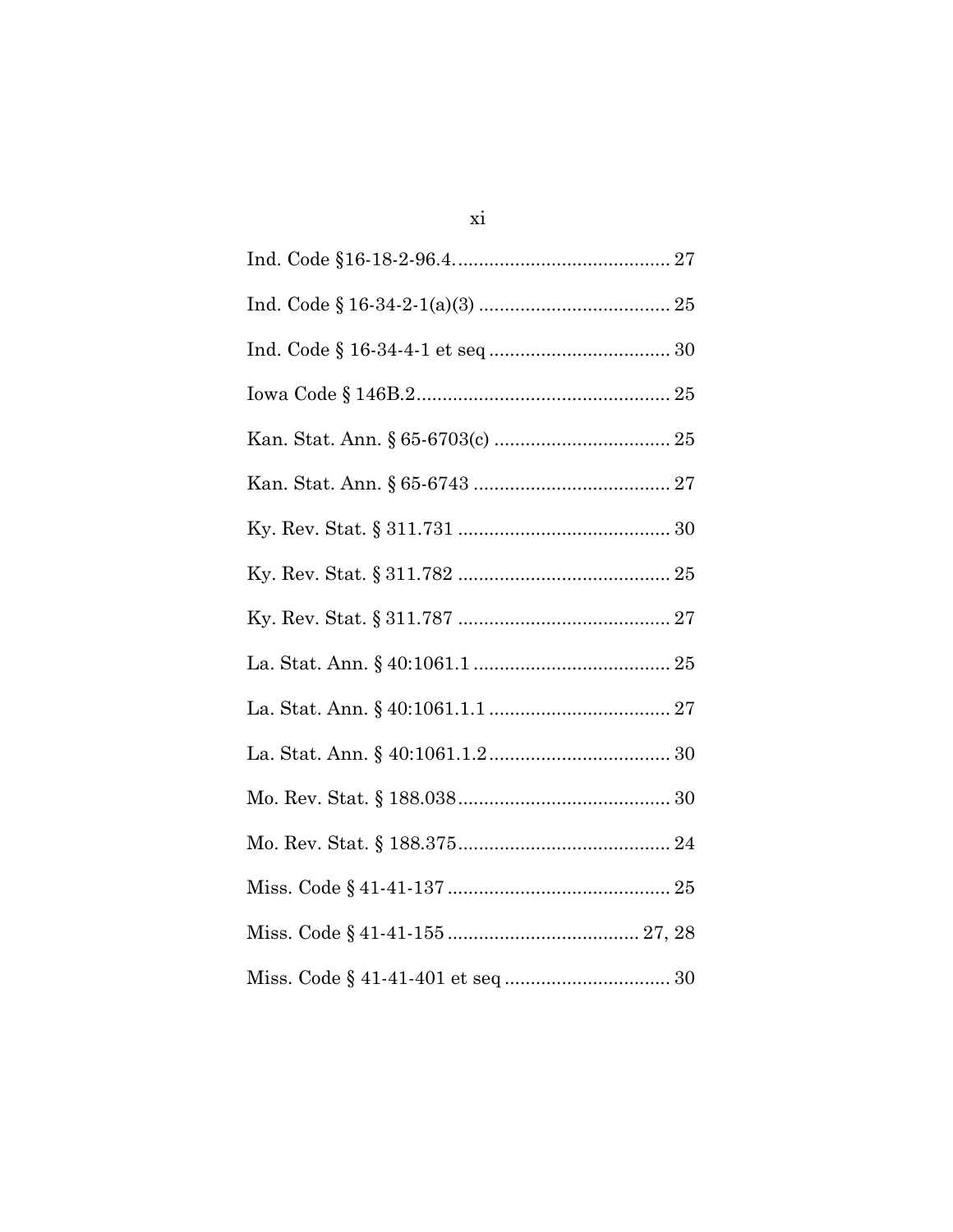Ind. Code §16-18-2-96.4. ......................................... 27

Ind. Code § 16-34-2-1(a)(3) .................................... 25

Ind. Code § 16-34-4-1 et seq .................................. 30

Iowa Code § 146B.2 ............................................... 25

Kan. Stat. Ann. § 65-6703(c) ................................. 25

Kan. Stat. Ann. § 65-6743 ..................................... 27

Ky. Rev. Stat. § 311.731 ........................................ 30

Ky. Rev. Stat. § 311.782 ........................................ 25

Ky. Rev. Stat. § 311.787 ........................................ 27

La. Stat. Ann. § 40:1061.1 ..................................... 25

La. Stat. Ann. § 40:1061.1.1 .................................. 27

La. Stat. Ann. § 40:1061.1.2 .................................. 30

Mo. Rev. Stat. § 188.038 ........................................ 30

Mo. Rev. Stat. § 188.375 ........................................ 24

Miss. Code § 41-41-137 .......................................... 25

Miss. Code § 41-41-155 .................................... 27, 28

Miss. Code § 41-41-401 et seq ............................... 30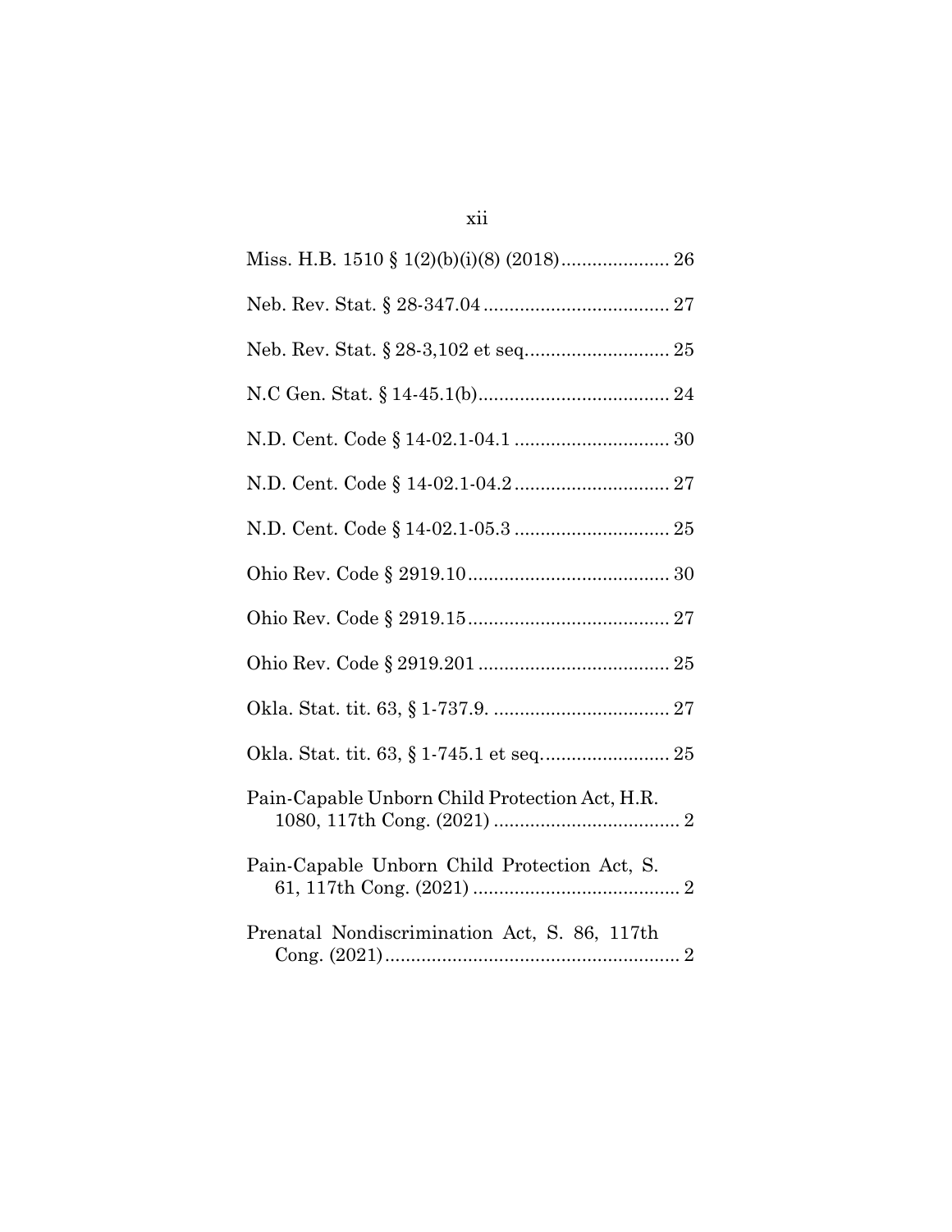Miss. H.B. 1510 § 1(2)(b)(i)(8) (2018)..................... 26

Neb. Rev. Stat. § 28-347.04.................................... 27

Neb. Rev. Stat. § 28-3,102 et seq........................... 25

N.C Gen. Stat. § 14-45.1(b)..................................... 24

N.D. Cent. Code § 14-02.1-04.1 .............................. 30

N.D. Cent. Code § 14-02.1-04.2.............................. 27

N.D. Cent. Code § 14-02.1-05.3 .............................. 25

Ohio Rev. Code § 2919.10....................................... 30

Ohio Rev. Code § 2919.15....................................... 27

Ohio Rev. Code § 2919.201 ..................................... 25

Okla. Stat. tit. 63, § 1-737.9. .................................. 27

Okla. Stat. tit. 63, § 1-745.1 et seq......................... 25

Pain-Capable Unborn Child Protection Act, H.R. 1080, 117th Cong. (2021) .................................... 2

Pain-Capable Unborn Child Protection Act, S. 61, 117th Cong. (2021) ........................................ 2

Prenatal Nondiscrimination Act, S. 86, 117th Cong. (2021)......................................................... 2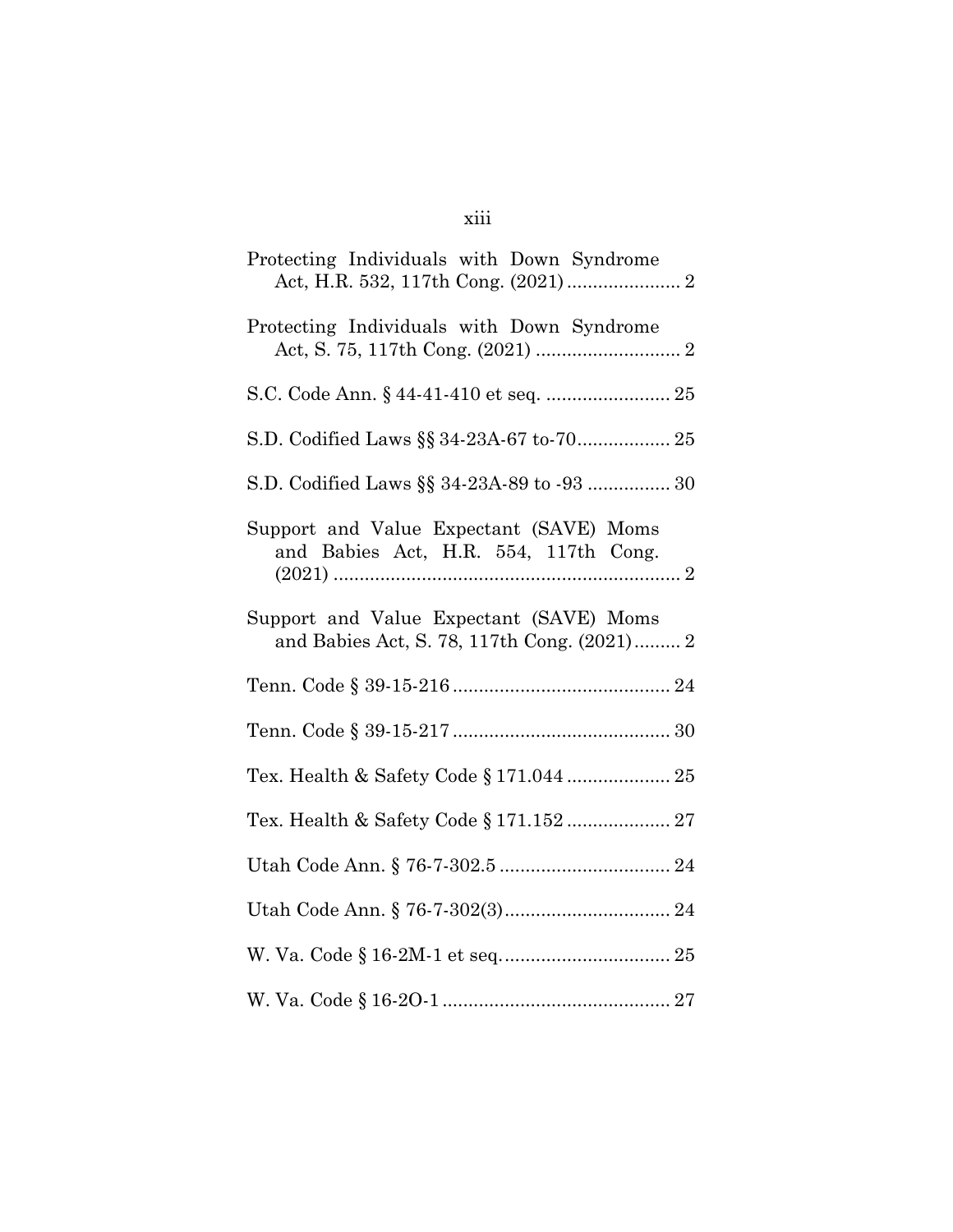Protecting Individuals with Down Syndrome Act, H.R. 532, 117th Cong. (2021) ...................... 2

Protecting Individuals with Down Syndrome Act, S. 75, 117th Cong. (2021) ............................ 2

S.C. Code Ann. § 44-41-410 et seq. ........................ 25

S.D. Codified Laws §§ 34-23A-67 to-70.................. 25

S.D. Codified Laws §§ 34-23A-89 to -93 ................ 30

Support and Value Expectant (SAVE) Moms and Babies Act, H.R. 554, 117th Cong. (2021) .................................................................... 2

Support and Value Expectant (SAVE) Moms and Babies Act, S. 78, 117th Cong. (2021) ......... 2

Tenn. Code § 39-15-216 .......................................... 24

Tenn. Code § 39-15-217 .......................................... 30

Tex. Health & Safety Code § 171.044 .................... 25

Tex. Health & Safety Code § 171.152 .................... 27

Utah Code Ann. § 76-7-302.5 ................................. 24

Utah Code Ann. § 76-7-302(3)................................ 24

W. Va. Code § 16-2M-1 et seq................................. 25

W. Va. Code § 16-2O-1 ............................................ 27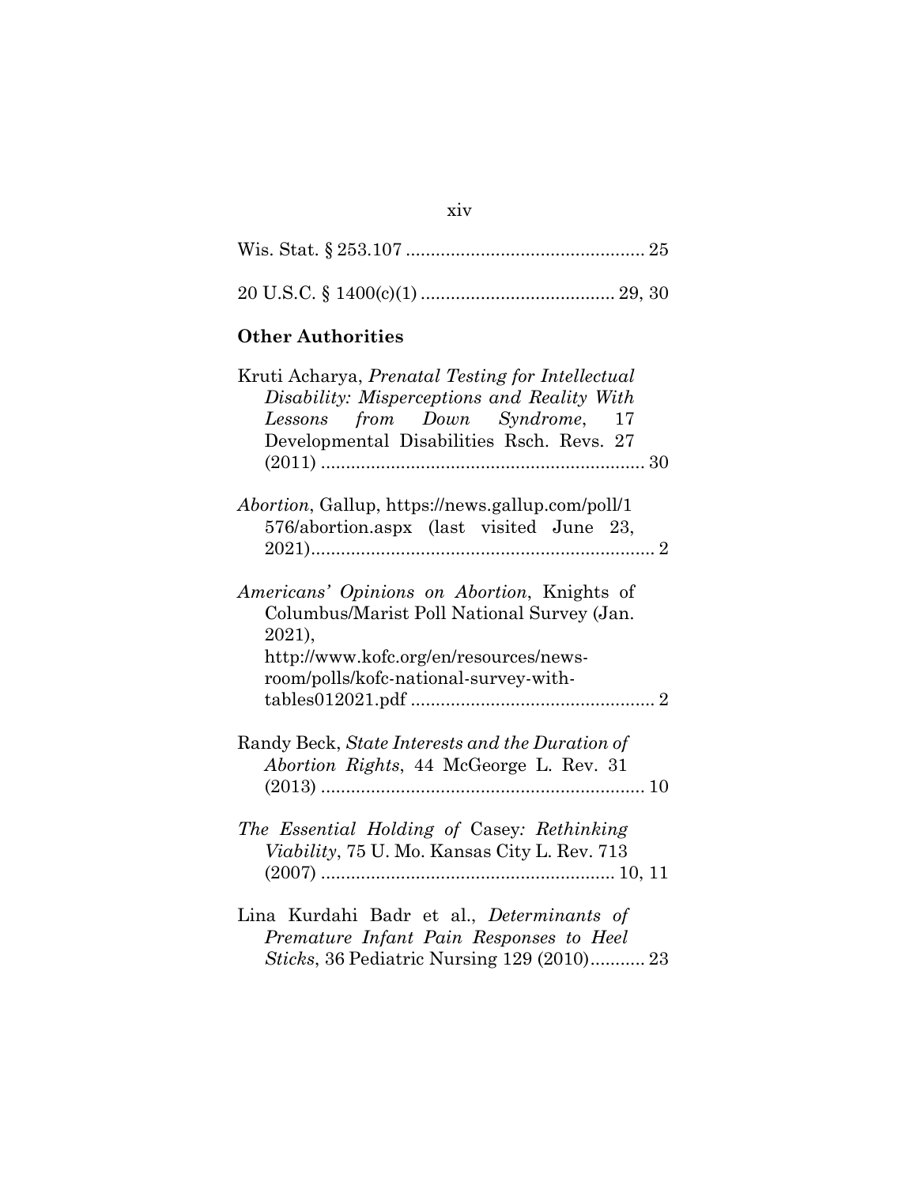Wis. Stat. § 253.107 ................................................ 25

20 U.S.C. § 1400(c)(1) ...................................... 29, 30

**Other Authorities**

Kruti Acharya, *Prenatal Testing for Intellectual Disability: Misperceptions and Reality With Lessons from Down Syndrome*, 17 Developmental Disabilities Rsch. Revs. 27 (2011) ................................................................. 30

*Abortion*, Gallup, https://news.gallup.com/poll/1576/abortion.aspx (last visited June 23, 2021)...................................................................... 2

*Americans' Opinions on Abortion*, Knights of Columbus/Marist Poll National Survey (Jan. 2021), http://www.kofc.org/en/resources/news-room/polls/kofc-national-survey-with-tables012021.pdf ................................................. 2

Randy Beck, *State Interests and the Duration of Abortion Rights*, 44 McGeorge L. Rev. 31 (2013) ................................................................. 10

*The Essential Holding of* Casey*: Rethinking Viability*, 75 U. Mo. Kansas City L. Rev. 713 (2007) ........................................................... 10, 11

Lina Kurdahi Badr et al., *Determinants of Premature Infant Pain Responses to Heel Sticks*, 36 Pediatric Nursing 129 (2010)........... 23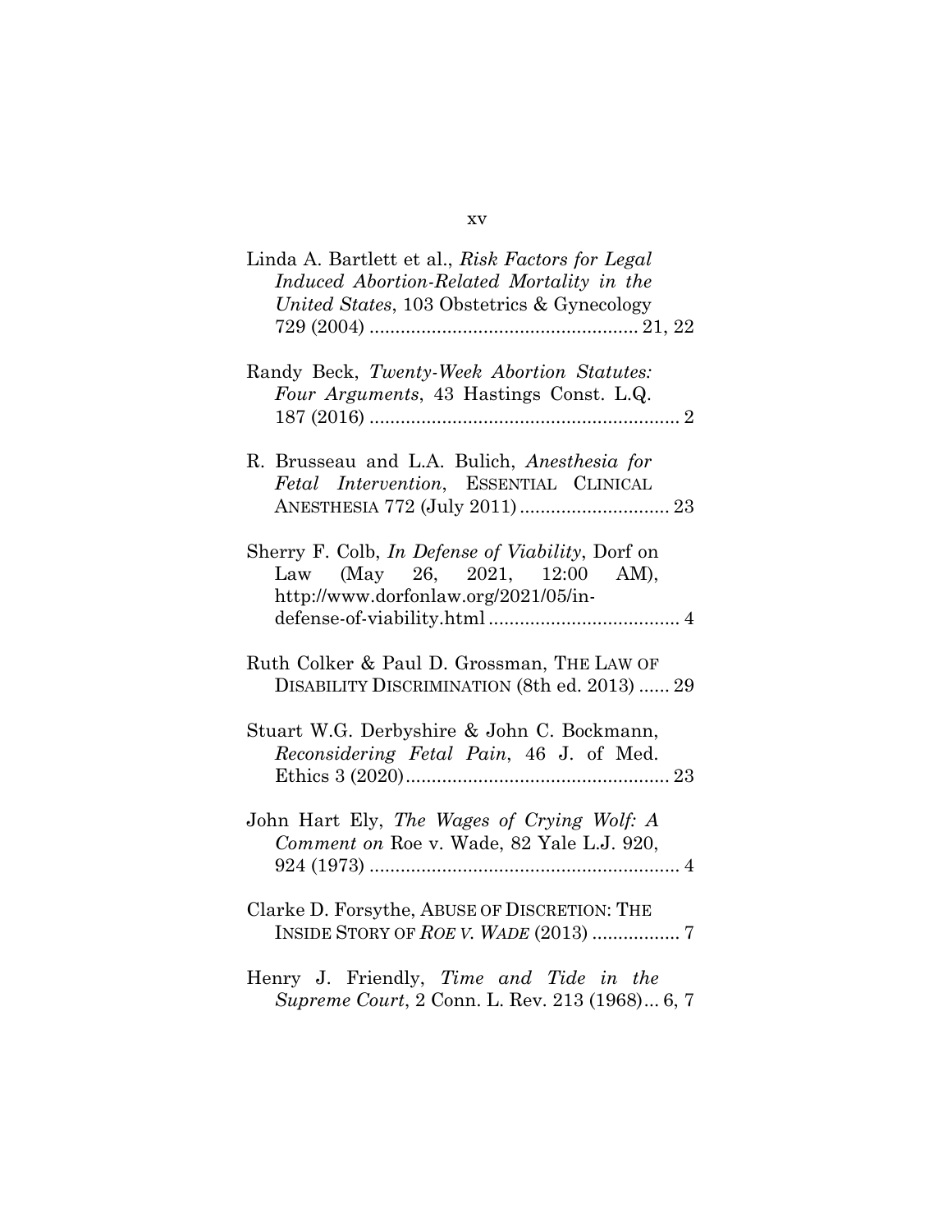Linda A. Bartlett et al., *Risk Factors for Legal Induced Abortion-Related Mortality in the United States*, 103 Obstetrics & Gynecology 729 (2004) .................................................. 21, 22

Randy Beck, *Twenty-Week Abortion Statutes: Four Arguments*, 43 Hastings Const. L.Q. 187 (2016) .......................................................... 2

R. Brusseau and L.A. Bulich, *Anesthesia for Fetal Intervention*, ESSENTIAL CLINICAL ANESTHESIA 772 (July 2011) ............................ 23

Sherry F. Colb, *In Defense of Viability*, Dorf on Law (May 26, 2021, 12:00 AM), http://www.dorfonlaw.org/2021/05/in-defense-of-viability.html .................................... 4

Ruth Colker & Paul D. Grossman, THE LAW OF DISABILITY DISCRIMINATION (8th ed. 2013) ...... 29

Stuart W.G. Derbyshire & John C. Bockmann, *Reconsidering Fetal Pain*, 46 J. of Med. Ethics 3 (2020).................................................. 23

John Hart Ely, *The Wages of Crying Wolf: A Comment on* Roe v. Wade, 82 Yale L.J. 920, 924 (1973) .......................................................... 4

Clarke D. Forsythe, ABUSE OF DISCRETION: THE INSIDE STORY OF *ROE V. WADE* (2013) ................ 7

Henry J. Friendly, *Time and Tide in the Supreme Court*, 2 Conn. L. Rev. 213 (1968)... 6, 7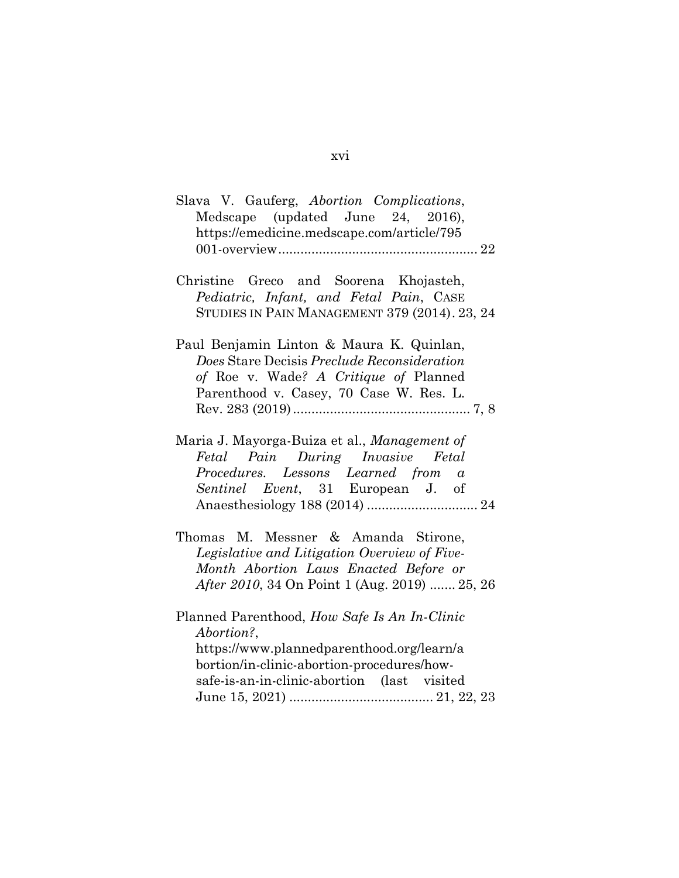Slava V. Gauferg, *Abortion Complications*, Medscape (updated June 24, 2016), https://emedicine.medscape.com/article/795001-overview ..................................................... 22

Christine Greco and Soorena Khojasteh, *Pediatric, Infant, and Fetal Pain*, CASE STUDIES IN PAIN MANAGEMENT 379 (2014). 23, 24

Paul Benjamin Linton & Maura K. Quinlan, *Does* Stare Decisis *Preclude Reconsideration of* Roe v. Wade*? A Critique of* Planned Parenthood v. Casey, 70 Case W. Res. L. Rev. 283 (2019) ................................................ 7, 8

Maria J. Mayorga-Buiza et al., *Management of Fetal Pain During Invasive Fetal Procedures. Lessons Learned from a Sentinel Event*, 31 European J. of Anaesthesiology 188 (2014) .............................. 24

Thomas M. Messner & Amanda Stirone, *Legislative and Litigation Overview of Five-Month Abortion Laws Enacted Before or After 2010*, 34 On Point 1 (Aug. 2019) ....... 25, 26

Planned Parenthood, *How Safe Is An In-Clinic Abortion?*, https://www.plannedparenthood.org/learn/abortion/in-clinic-abortion-procedures/how-safe-is-an-in-clinic-abortion (last visited June 15, 2021) ....................................... 21, 22, 23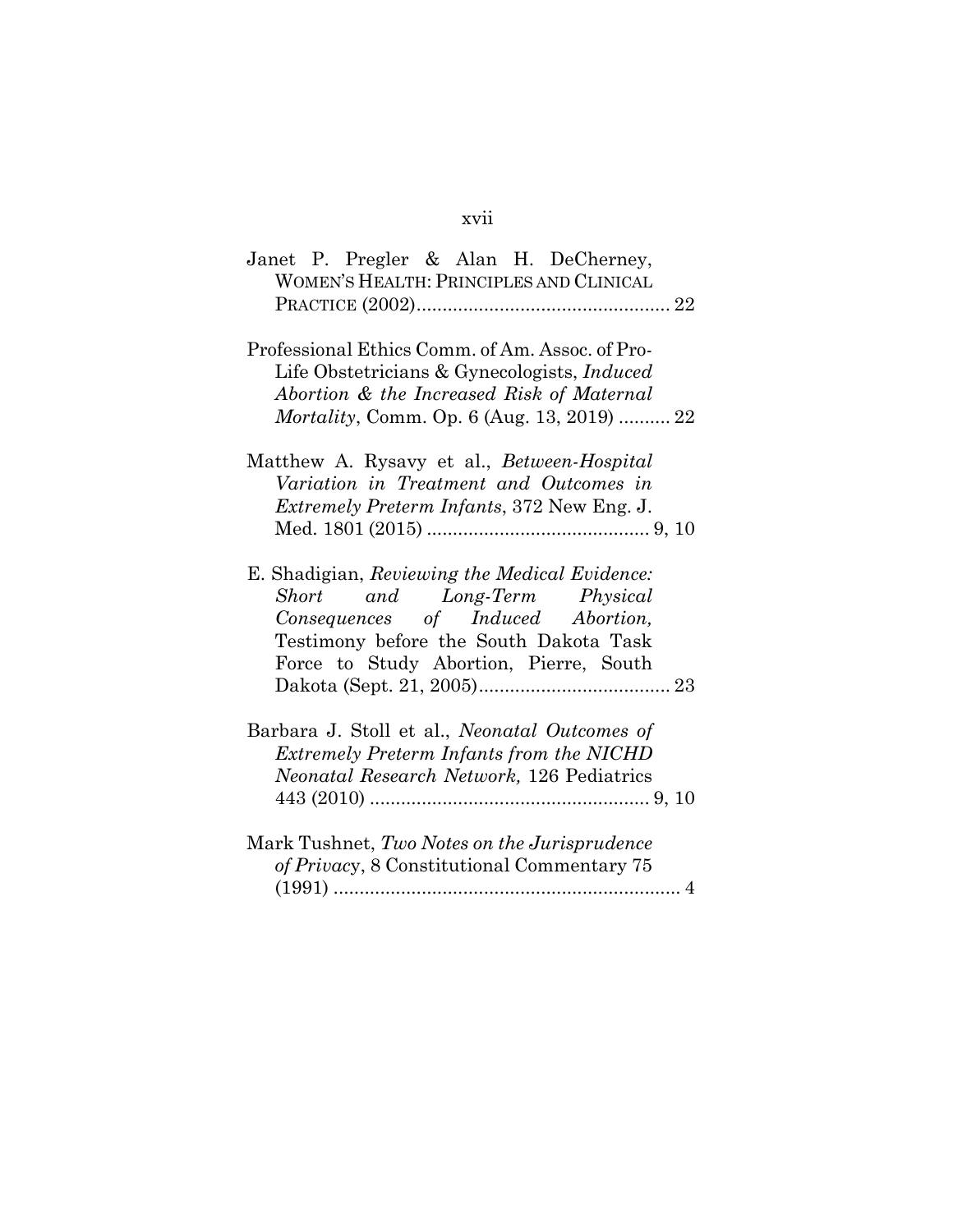Janet P. Pregler & Alan H. DeCherney, WOMEN'S HEALTH: PRINCIPLES AND CLINICAL PRACTICE (2002)................................................ 22

Professional Ethics Comm. of Am. Assoc. of Pro-Life Obstetricians & Gynecologists, *Induced Abortion & the Increased Risk of Maternal Mortality*, Comm. Op. 6 (Aug. 13, 2019) .......... 22

Matthew A. Rysavy et al., *Between-Hospital Variation in Treatment and Outcomes in Extremely Preterm Infants*, 372 New Eng. J. Med. 1801 (2015) .......................................... 9, 10

E. Shadigian, *Reviewing the Medical Evidence: Short and Long-Term Physical Consequences of Induced Abortion,* Testimony before the South Dakota Task Force to Study Abortion, Pierre, South Dakota (Sept. 21, 2005)..................................... 23

Barbara J. Stoll et al., *Neonatal Outcomes of Extremely Preterm Infants from the NICHD Neonatal Research Network,* 126 Pediatrics 443 (2010) ..................................................... 9, 10

Mark Tushnet, *Two Notes on the Jurisprudence of Privacy*, 8 Constitutional Commentary 75 (1991) ................................................................... 4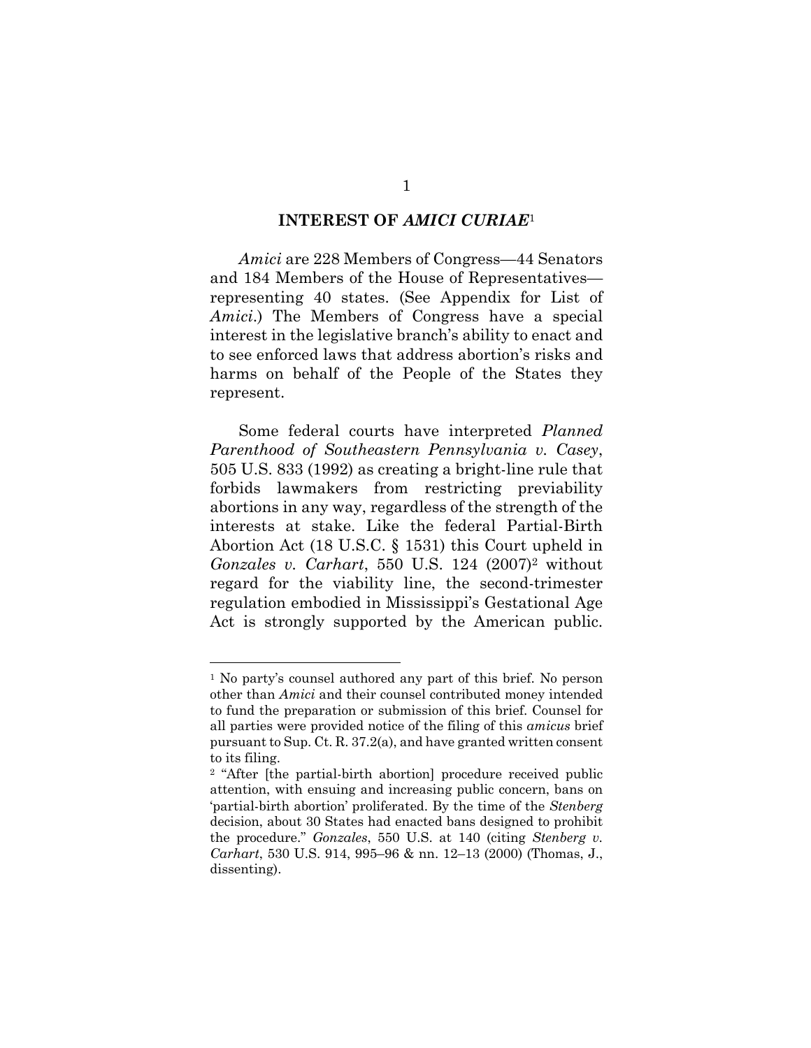## INTEREST OF *AMICI CURIAE*[1]

*Amici* are 228 Members of Congress—44 Senators and 184 Members of the House of Representatives—representing 40 states. (See Appendix for List of *Amici*.) The Members of Congress have a special interest in the legislative branch's ability to enact and to see enforced laws that address abortion's risks and harms on behalf of the People of the States they represent.

Some federal courts have interpreted *Planned Parenthood of Southeastern Pennsylvania v. Casey*, 505 U.S. 833 (1992) as creating a bright-line rule that forbids lawmakers from restricting previability abortions in any way, regardless of the strength of the interests at stake. Like the federal Partial-Birth Abortion Act (18 U.S.C. § 1531) this Court upheld in *Gonzales v. Carhart*, 550 U.S. 124 (2007)[2] without regard for the viability line, the second-trimester regulation embodied in Mississippi's Gestational Age Act is strongly supported by the American public.

---

[1] No party's counsel authored any part of this brief. No person other than *Amici* and their counsel contributed money intended to fund the preparation or submission of this brief. Counsel for all parties were provided notice of the filing of this *amicus* brief pursuant to Sup. Ct. R. 37.2(a), and have granted written consent to its filing.

[2] "After [the partial-birth abortion] procedure received public attention, with ensuing and increasing public concern, bans on 'partial-birth abortion' proliferated. By the time of the *Stenberg* decision, about 30 States had enacted bans designed to prohibit the procedure." *Gonzales*, 550 U.S. at 140 (citing *Stenberg v. Carhart*, 530 U.S. 914, 995–96 & nn. 12–13 (2000) (Thomas, J., dissenting).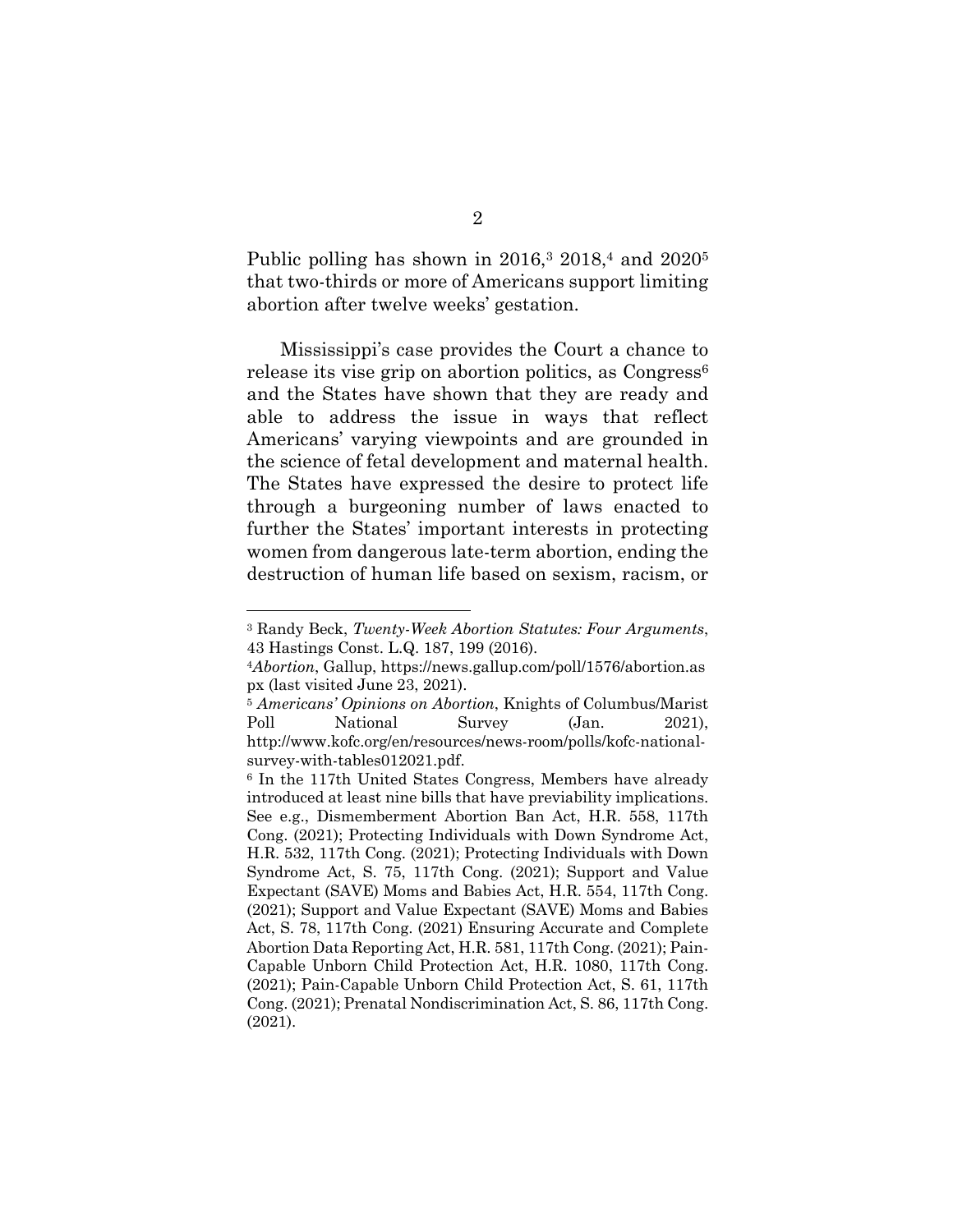Public polling has shown in 2016,[3] 2018,[4] and 2020[5] that two-thirds or more of Americans support limiting abortion after twelve weeks' gestation.

Mississippi's case provides the Court a chance to release its vise grip on abortion politics, as Congress[6] and the States have shown that they are ready and able to address the issue in ways that reflect Americans' varying viewpoints and are grounded in the science of fetal development and maternal health. The States have expressed the desire to protect life through a burgeoning number of laws enacted to further the States' important interests in protecting women from dangerous late-term abortion, ending the destruction of human life based on sexism, racism, or

---

[3] Randy Beck, *Twenty-Week Abortion Statutes: Four Arguments*, 43 Hastings Const. L.Q. 187, 199 (2016).

[4] *Abortion*, Gallup, https://news.gallup.com/poll/1576/abortion.aspx (last visited June 23, 2021).

[5] *Americans' Opinions on Abortion*, Knights of Columbus/Marist Poll National Survey (Jan. 2021), http://www.kofc.org/en/resources/news-room/polls/kofc-national-survey-with-tables012021.pdf.

[6] In the 117th United States Congress, Members have already introduced at least nine bills that have previability implications. See e.g., Dismemberment Abortion Ban Act, H.R. 558, 117th Cong. (2021); Protecting Individuals with Down Syndrome Act, H.R. 532, 117th Cong. (2021); Protecting Individuals with Down Syndrome Act, S. 75, 117th Cong. (2021); Support and Value Expectant (SAVE) Moms and Babies Act, H.R. 554, 117th Cong. (2021); Support and Value Expectant (SAVE) Moms and Babies Act, S. 78, 117th Cong. (2021) Ensuring Accurate and Complete Abortion Data Reporting Act, H.R. 581, 117th Cong. (2021); Pain-Capable Unborn Child Protection Act, H.R. 1080, 117th Cong. (2021); Pain-Capable Unborn Child Protection Act, S. 61, 117th Cong. (2021); Prenatal Nondiscrimination Act, S. 86, 117th Cong. (2021).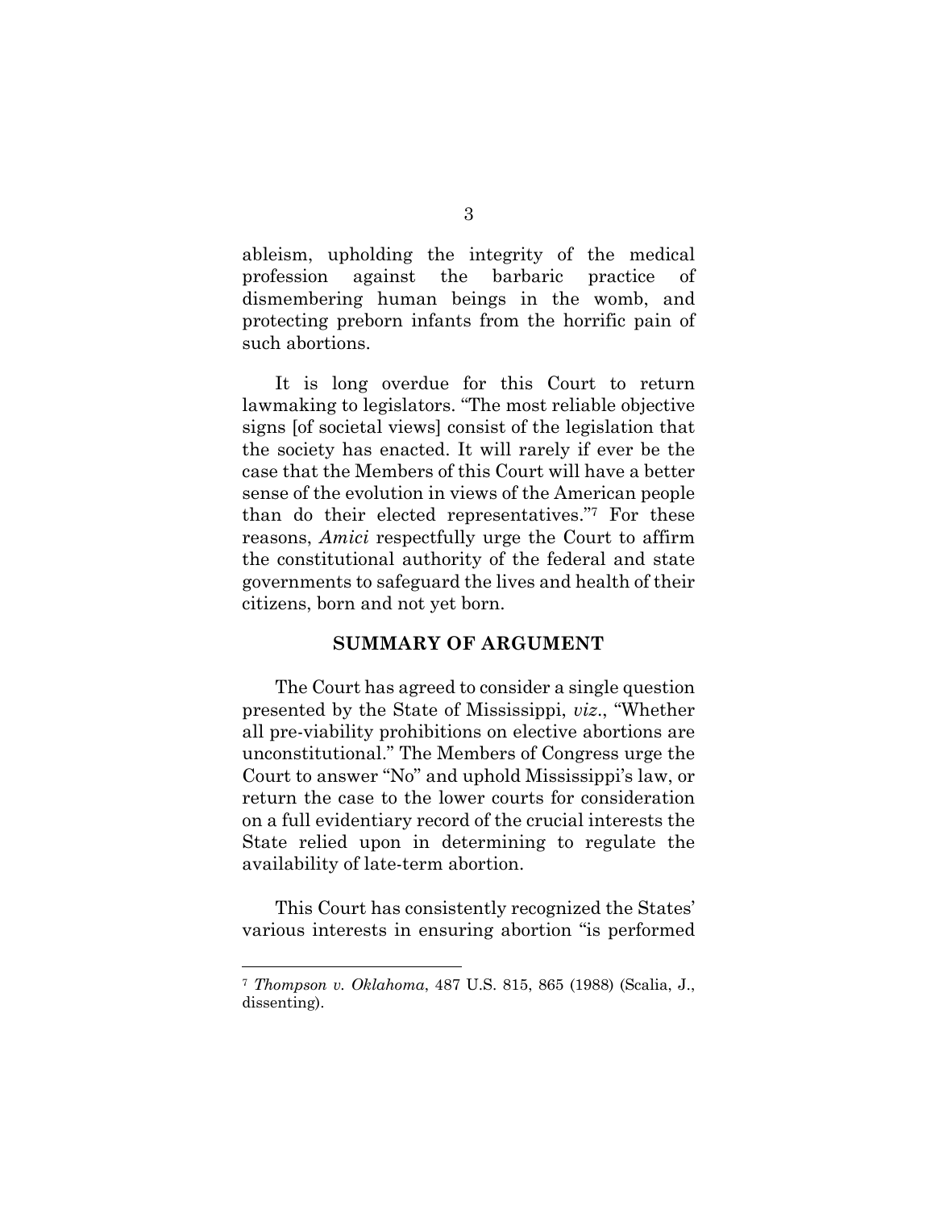ableism, upholding the integrity of the medical profession against the barbaric practice of dismembering human beings in the womb, and protecting preborn infants from the horrific pain of such abortions.

It is long overdue for this Court to return lawmaking to legislators. "The most reliable objective signs [of societal views] consist of the legislation that the society has enacted. It will rarely if ever be the case that the Members of this Court will have a better sense of the evolution in views of the American people than do their elected representatives."[7] For these reasons, *Amici* respectfully urge the Court to affirm the constitutional authority of the federal and state governments to safeguard the lives and health of their citizens, born and not yet born.

## SUMMARY OF ARGUMENT

The Court has agreed to consider a single question presented by the State of Mississippi, *viz*., "Whether all pre-viability prohibitions on elective abortions are unconstitutional." The Members of Congress urge the Court to answer "No" and uphold Mississippi's law, or return the case to the lower courts for consideration on a full evidentiary record of the crucial interests the State relied upon in determining to regulate the availability of late-term abortion.

This Court has consistently recognized the States' various interests in ensuring abortion "is performed

---

[7] *Thompson v. Oklahoma*, 487 U.S. 815, 865 (1988) (Scalia, J., dissenting).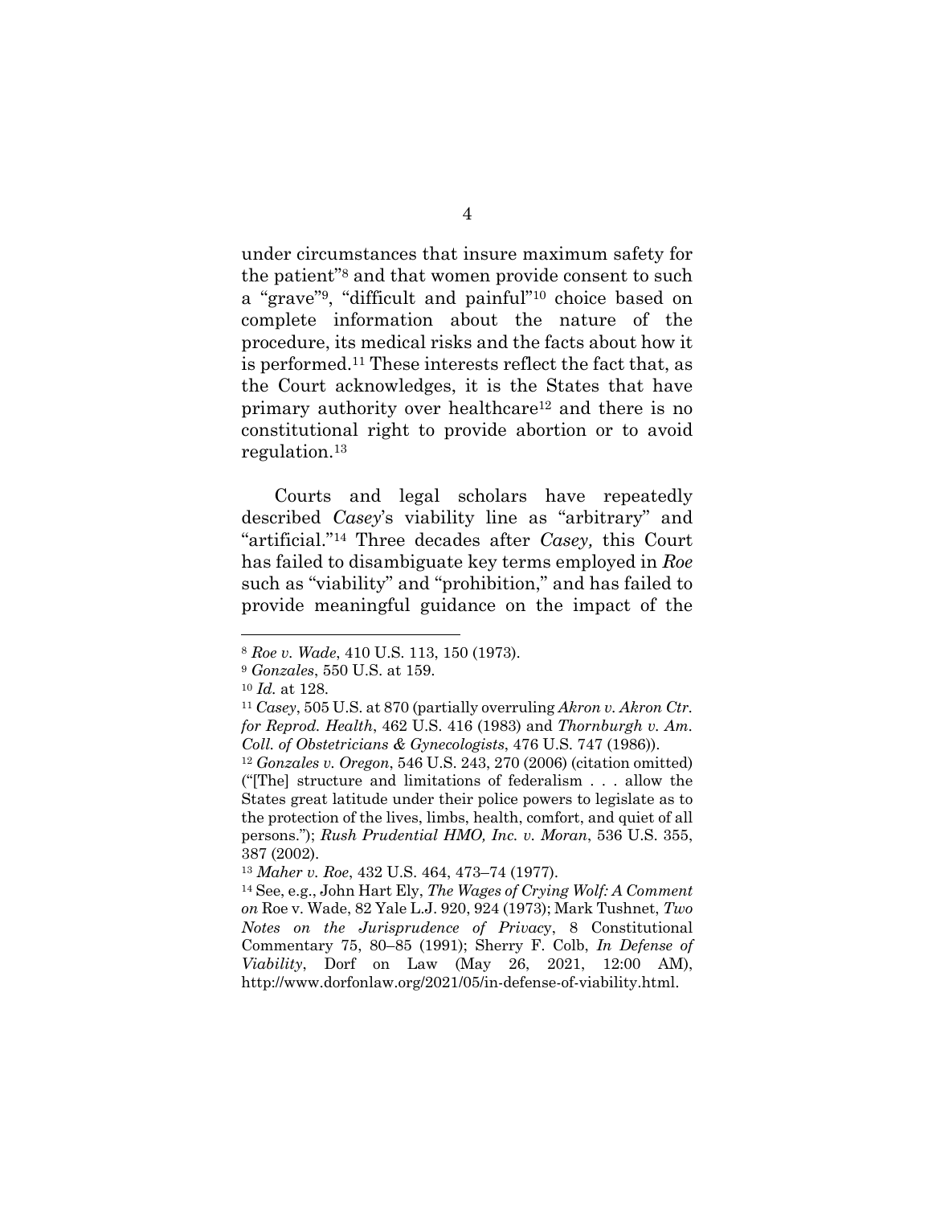under circumstances that insure maximum safety for the patient"[8] and that women provide consent to such a "grave"[9], "difficult and painful"[10] choice based on complete information about the nature of the procedure, its medical risks and the facts about how it is performed.[11] These interests reflect the fact that, as the Court acknowledges, it is the States that have primary authority over healthcare[12] and there is no constitutional right to provide abortion or to avoid regulation.[13]

Courts and legal scholars have repeatedly described *Casey*'s viability line as "arbitrary" and "artificial."[14] Three decades after *Casey,* this Court has failed to disambiguate key terms employed in *Roe* such as "viability" and "prohibition," and has failed to provide meaningful guidance on the impact of the

---

[8] *Roe v. Wade*, 410 U.S. 113, 150 (1973).

[9] *Gonzales*, 550 U.S. at 159.

[10] *Id.* at 128.

[11] *Casey*, 505 U.S. at 870 (partially overruling *Akron v. Akron Ctr. for Reprod. Health*, 462 U.S. 416 (1983) and *Thornburgh v. Am. Coll. of Obstetricians & Gynecologists*, 476 U.S. 747 (1986)).

[12] *Gonzales v. Oregon*, 546 U.S. 243, 270 (2006) (citation omitted) ("[The] structure and limitations of federalism . . . allow the States great latitude under their police powers to legislate as to the protection of the lives, limbs, health, comfort, and quiet of all persons."); *Rush Prudential HMO, Inc. v. Moran*, 536 U.S. 355, 387 (2002).

[13] *Maher v. Roe*, 432 U.S. 464, 473–74 (1977).

[14] See, e.g., John Hart Ely, *The Wages of Crying Wolf: A Comment on* Roe v. Wade, 82 Yale L.J. 920, 924 (1973); Mark Tushnet, *Two Notes on the Jurisprudence of Privacy*, 8 Constitutional Commentary 75, 80–85 (1991); Sherry F. Colb, *In Defense of Viability*, Dorf on Law (May 26, 2021, 12:00 AM), http://www.dorfonlaw.org/2021/05/in-defense-of-viability.html.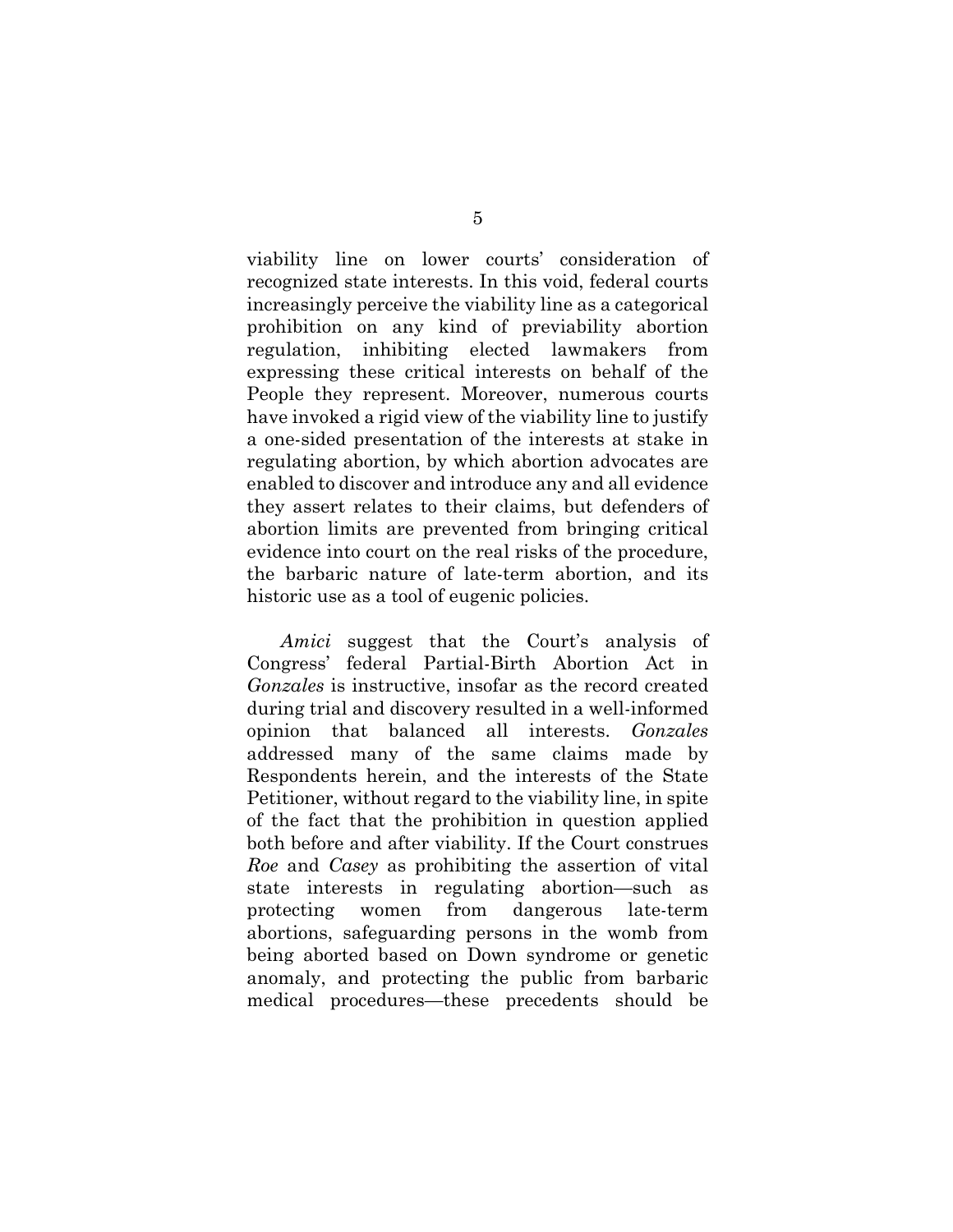viability line on lower courts' consideration of recognized state interests. In this void, federal courts increasingly perceive the viability line as a categorical prohibition on any kind of previability abortion regulation, inhibiting elected lawmakers from expressing these critical interests on behalf of the People they represent. Moreover, numerous courts have invoked a rigid view of the viability line to justify a one-sided presentation of the interests at stake in regulating abortion, by which abortion advocates are enabled to discover and introduce any and all evidence they assert relates to their claims, but defenders of abortion limits are prevented from bringing critical evidence into court on the real risks of the procedure, the barbaric nature of late-term abortion, and its historic use as a tool of eugenic policies.

*Amici* suggest that the Court's analysis of Congress' federal Partial-Birth Abortion Act in *Gonzales* is instructive, insofar as the record created during trial and discovery resulted in a well-informed opinion that balanced all interests. *Gonzales* addressed many of the same claims made by Respondents herein, and the interests of the State Petitioner, without regard to the viability line, in spite of the fact that the prohibition in question applied both before and after viability. If the Court construes *Roe* and *Casey* as prohibiting the assertion of vital state interests in regulating abortion—such as protecting women from dangerous late-term abortions, safeguarding persons in the womb from being aborted based on Down syndrome or genetic anomaly, and protecting the public from barbaric medical procedures—these precedents should be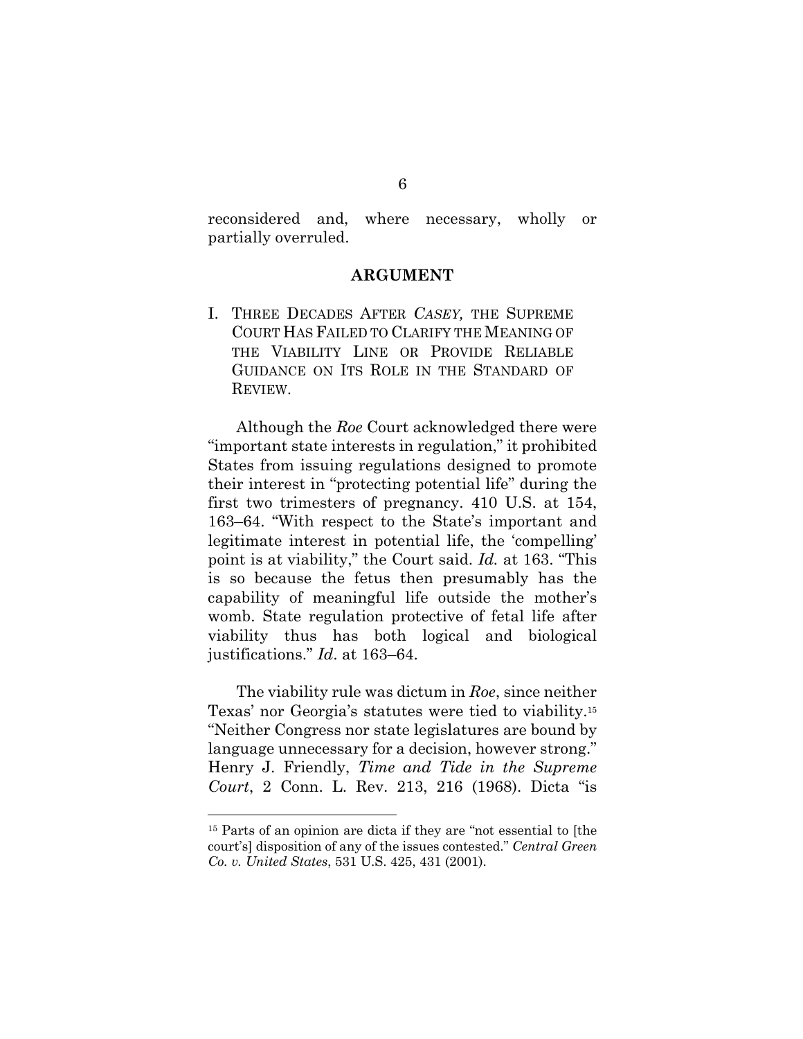reconsidered and, where necessary, wholly or partially overruled.

## ARGUMENT

### I. THREE DECADES AFTER *CASEY,* THE SUPREME COURT HAS FAILED TO CLARIFY THE MEANING OF THE VIABILITY LINE OR PROVIDE RELIABLE GUIDANCE ON ITS ROLE IN THE STANDARD OF REVIEW.

Although the *Roe* Court acknowledged there were "important state interests in regulation," it prohibited States from issuing regulations designed to promote their interest in "protecting potential life" during the first two trimesters of pregnancy. 410 U.S. at 154, 163–64. "With respect to the State's important and legitimate interest in potential life, the 'compelling' point is at viability," the Court said. *Id.* at 163. "This is so because the fetus then presumably has the capability of meaningful life outside the mother's womb. State regulation protective of fetal life after viability thus has both logical and biological justifications." *Id*. at 163–64.

The viability rule was dictum in *Roe*, since neither Texas' nor Georgia's statutes were tied to viability.[15] "Neither Congress nor state legislatures are bound by language unnecessary for a decision, however strong." Henry J. Friendly, *Time and Tide in the Supreme Court*, 2 Conn. L. Rev. 213, 216 (1968). Dicta "is

[15] Parts of an opinion are dicta if they are "not essential to [the court's] disposition of any of the issues contested." *Central Green Co. v. United States*, 531 U.S. 425, 431 (2001).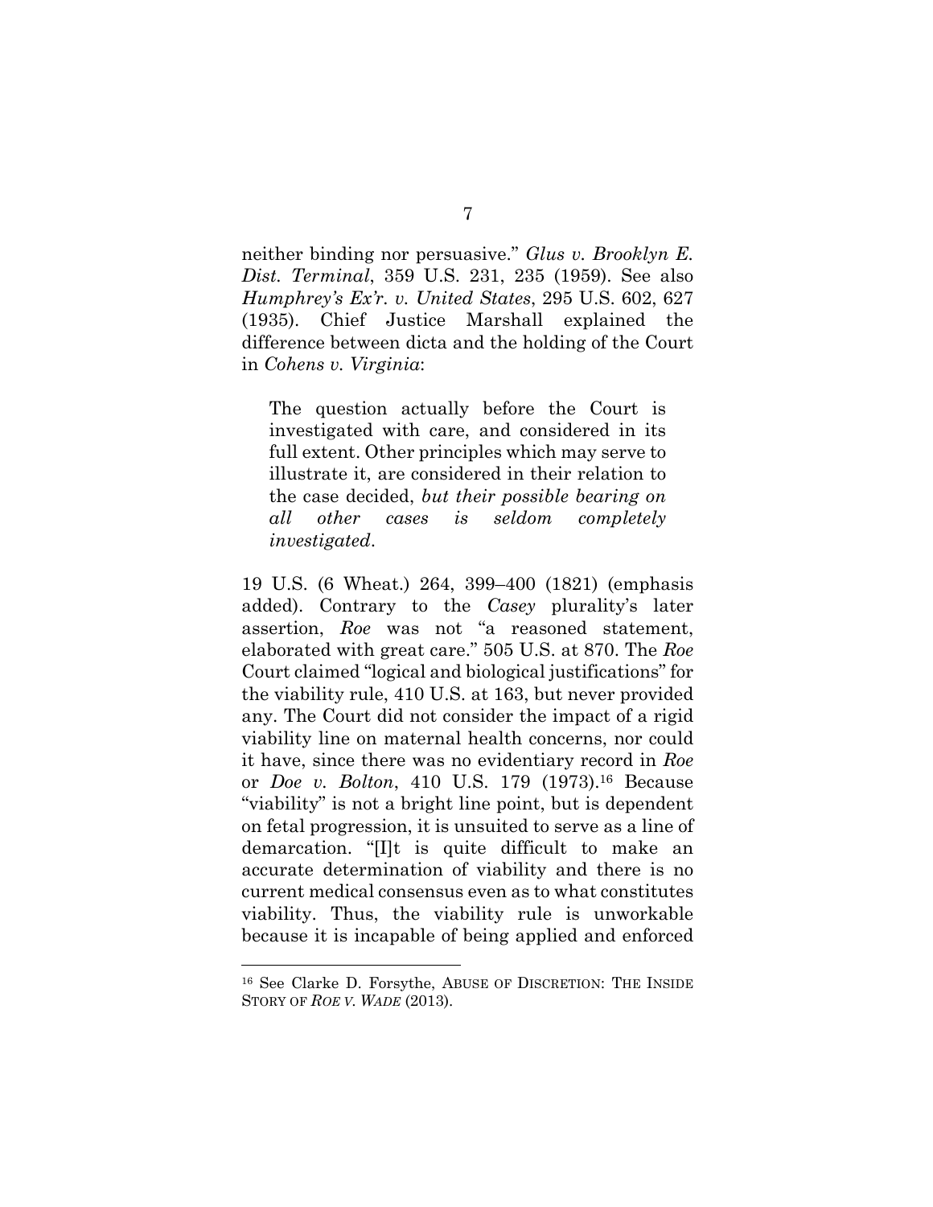neither binding nor persuasive." *Glus v. Brooklyn E. Dist. Terminal*, 359 U.S. 231, 235 (1959). See also *Humphrey's Ex'r. v. United States*, 295 U.S. 602, 627 (1935). Chief Justice Marshall explained the difference between dicta and the holding of the Court in *Cohens v. Virginia*:

> The question actually before the Court is investigated with care, and considered in its full extent. Other principles which may serve to illustrate it, are considered in their relation to the case decided, *but their possible bearing on all other cases is seldom completely investigated*.

19 U.S. (6 Wheat.) 264, 399–400 (1821) (emphasis added). Contrary to the *Casey* plurality's later assertion, *Roe* was not "a reasoned statement, elaborated with great care." 505 U.S. at 870. The *Roe* Court claimed "logical and biological justifications" for the viability rule, 410 U.S. at 163, but never provided any. The Court did not consider the impact of a rigid viability line on maternal health concerns, nor could it have, since there was no evidentiary record in *Roe* or *Doe v. Bolton*, 410 U.S. 179 (1973).[16] Because "viability" is not a bright line point, but is dependent on fetal progression, it is unsuited to serve as a line of demarcation. "[I]t is quite difficult to make an accurate determination of viability and there is no current medical consensus even as to what constitutes viability. Thus, the viability rule is unworkable because it is incapable of being applied and enforced

---

[16] See Clarke D. Forsythe, ABUSE OF DISCRETION: THE INSIDE STORY OF *ROE V. WADE* (2013).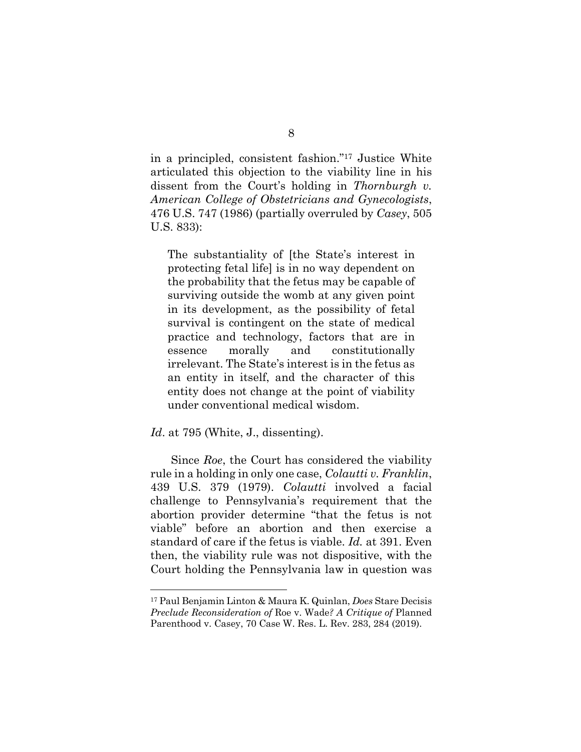in a principled, consistent fashion."[17] Justice White articulated this objection to the viability line in his dissent from the Court's holding in *Thornburgh v. American College of Obstetricians and Gynecologists*, 476 U.S. 747 (1986) (partially overruled by *Casey*, 505 U.S. 833):

> The substantiality of [the State's interest in protecting fetal life] is in no way dependent on the probability that the fetus may be capable of surviving outside the womb at any given point in its development, as the possibility of fetal survival is contingent on the state of medical practice and technology, factors that are in essence morally and constitutionally irrelevant. The State's interest is in the fetus as an entity in itself, and the character of this entity does not change at the point of viability under conventional medical wisdom.

*Id*. at 795 (White, J., dissenting).

Since *Roe*, the Court has considered the viability rule in a holding in only one case, *Colautti v. Franklin*, 439 U.S. 379 (1979). *Colautti* involved a facial challenge to Pennsylvania's requirement that the abortion provider determine "that the fetus is not viable" before an abortion and then exercise a standard of care if the fetus is viable. *Id.* at 391. Even then, the viability rule was not dispositive, with the Court holding the Pennsylvania law in question was

---

[17] Paul Benjamin Linton & Maura K. Quinlan, *Does* Stare Decisis *Preclude Reconsideration of* Roe v. Wade*? A Critique of* Planned Parenthood v. Casey, 70 Case W. Res. L. Rev. 283, 284 (2019).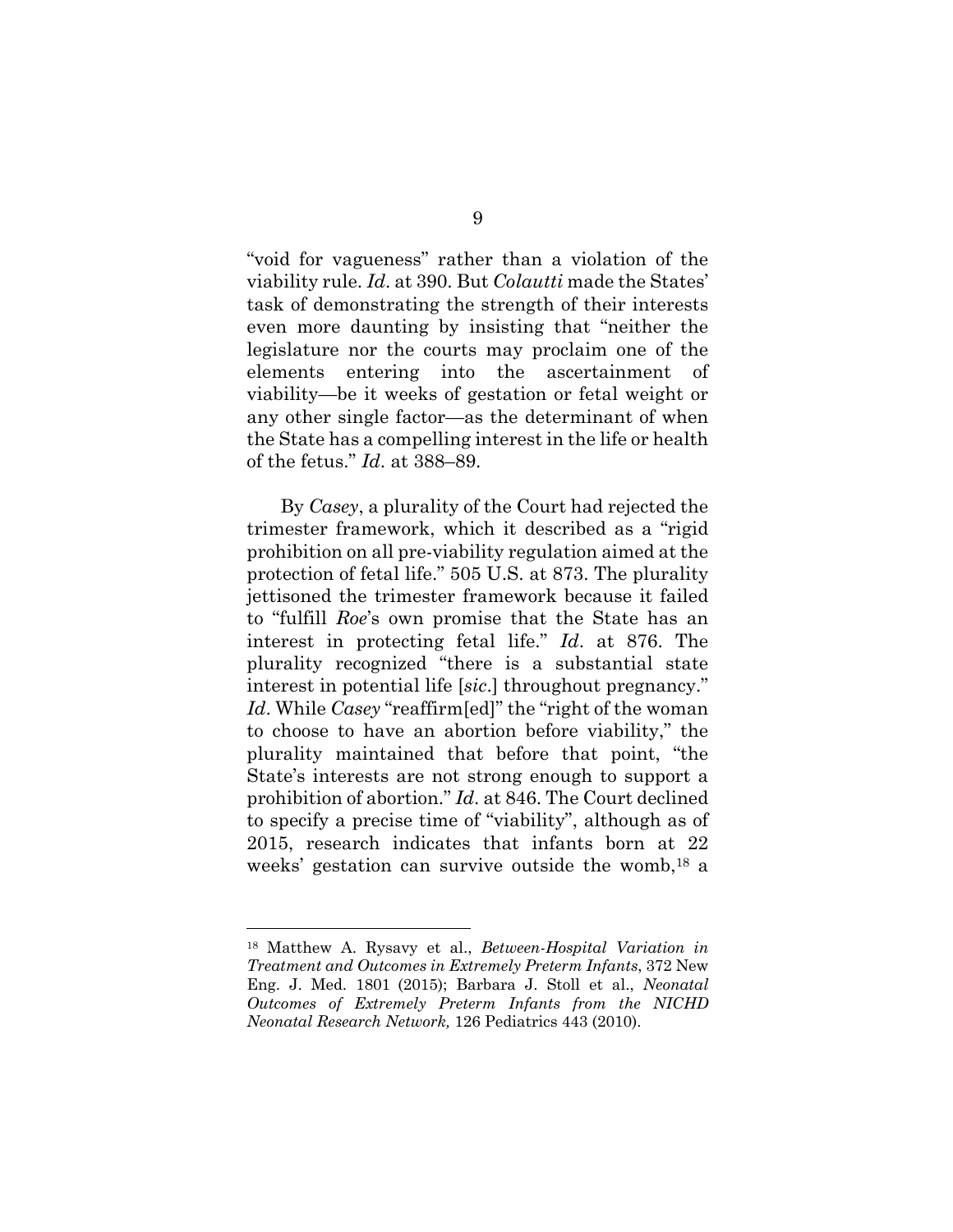"void for vagueness" rather than a violation of the viability rule. *Id*. at 390. But *Colautti* made the States' task of demonstrating the strength of their interests even more daunting by insisting that "neither the legislature nor the courts may proclaim one of the elements entering into the ascertainment of viability—be it weeks of gestation or fetal weight or any other single factor—as the determinant of when the State has a compelling interest in the life or health of the fetus." *Id*. at 388–89.

By *Casey*, a plurality of the Court had rejected the trimester framework, which it described as a "rigid prohibition on all pre-viability regulation aimed at the protection of fetal life." 505 U.S. at 873. The plurality jettisoned the trimester framework because it failed to "fulfill *Roe*'s own promise that the State has an interest in protecting fetal life." *Id*. at 876. The plurality recognized "there is a substantial state interest in potential life [*sic*.] throughout pregnancy." *Id*. While *Casey* "reaffirm[ed]" the "right of the woman to choose to have an abortion before viability," the plurality maintained that before that point, "the State's interests are not strong enough to support a prohibition of abortion." *Id*. at 846. The Court declined to specify a precise time of "viability", although as of 2015, research indicates that infants born at 22 weeks' gestation can survive outside the womb,[18] a

---

[18] Matthew A. Rysavy et al., *Between-Hospital Variation in Treatment and Outcomes in Extremely Preterm Infants*, 372 New Eng. J. Med. 1801 (2015); Barbara J. Stoll et al., *Neonatal Outcomes of Extremely Preterm Infants from the NICHD Neonatal Research Network,* 126 Pediatrics 443 (2010).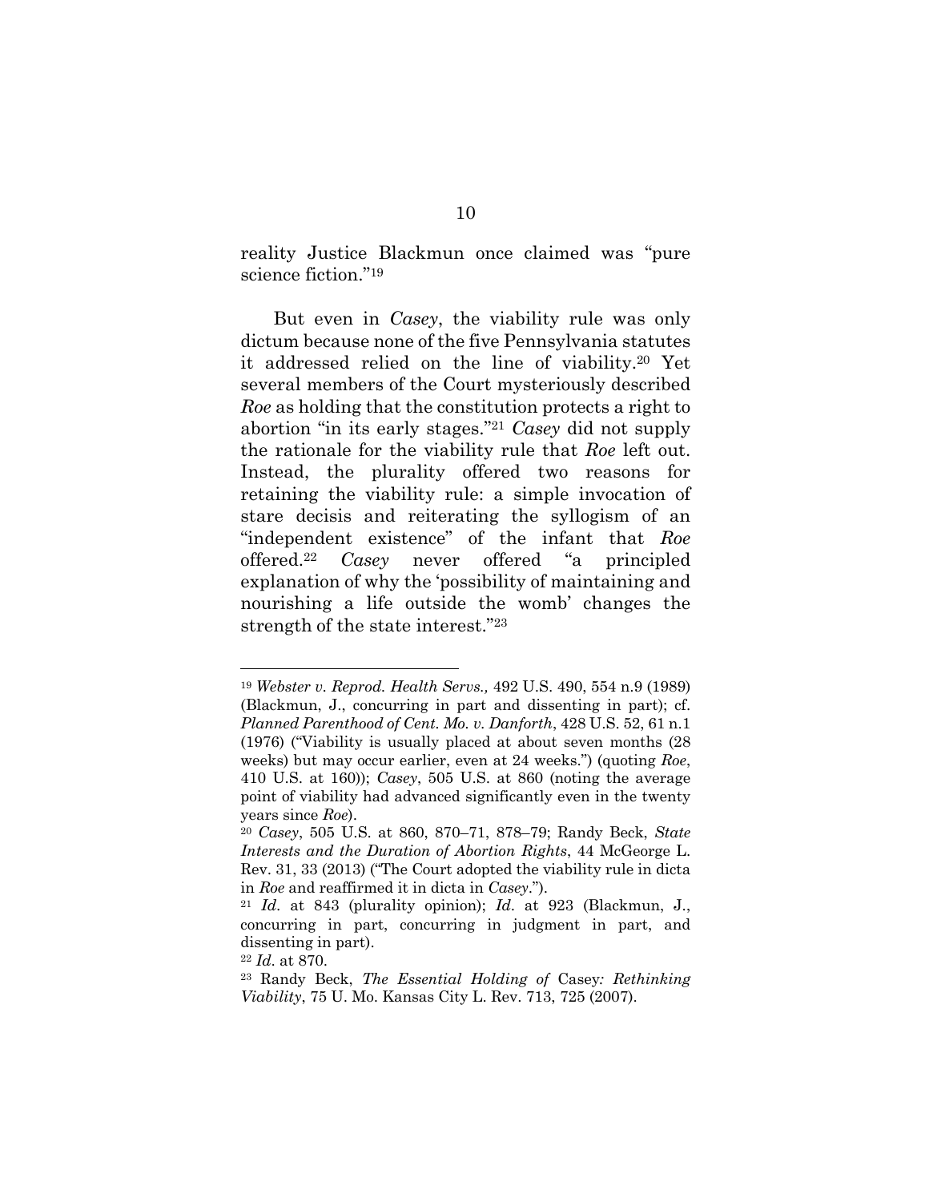reality Justice Blackmun once claimed was "pure science fiction."[19]

But even in *Casey*, the viability rule was only dictum because none of the five Pennsylvania statutes it addressed relied on the line of viability.[20] Yet several members of the Court mysteriously described *Roe* as holding that the constitution protects a right to abortion "in its early stages."[21] *Casey* did not supply the rationale for the viability rule that *Roe* left out. Instead, the plurality offered two reasons for retaining the viability rule: a simple invocation of stare decisis and reiterating the syllogism of an "independent existence" of the infant that *Roe* offered.[22] *Casey* never offered "a principled explanation of why the 'possibility of maintaining and nourishing a life outside the womb' changes the strength of the state interest."[23]

---

[19] *Webster v. Reprod. Health Servs.,* 492 U.S. 490, 554 n.9 (1989) (Blackmun, J., concurring in part and dissenting in part); cf. *Planned Parenthood of Cent. Mo. v. Danforth*, 428 U.S. 52, 61 n.1 (1976) ("Viability is usually placed at about seven months (28 weeks) but may occur earlier, even at 24 weeks.") (quoting *Roe*, 410 U.S. at 160)); *Casey*, 505 U.S. at 860 (noting the average point of viability had advanced significantly even in the twenty years since *Roe*).

[20] *Casey*, 505 U.S. at 860, 870–71, 878–79; Randy Beck, *State Interests and the Duration of Abortion Rights*, 44 McGeorge L. Rev. 31, 33 (2013) ("The Court adopted the viability rule in dicta in *Roe* and reaffirmed it in dicta in *Casey*.").

[21] *Id*. at 843 (plurality opinion); *Id*. at 923 (Blackmun, J., concurring in part, concurring in judgment in part, and dissenting in part).

[22] *Id*. at 870.

[23] Randy Beck, *The Essential Holding of* Casey*: Rethinking Viability*, 75 U. Mo. Kansas City L. Rev. 713, 725 (2007).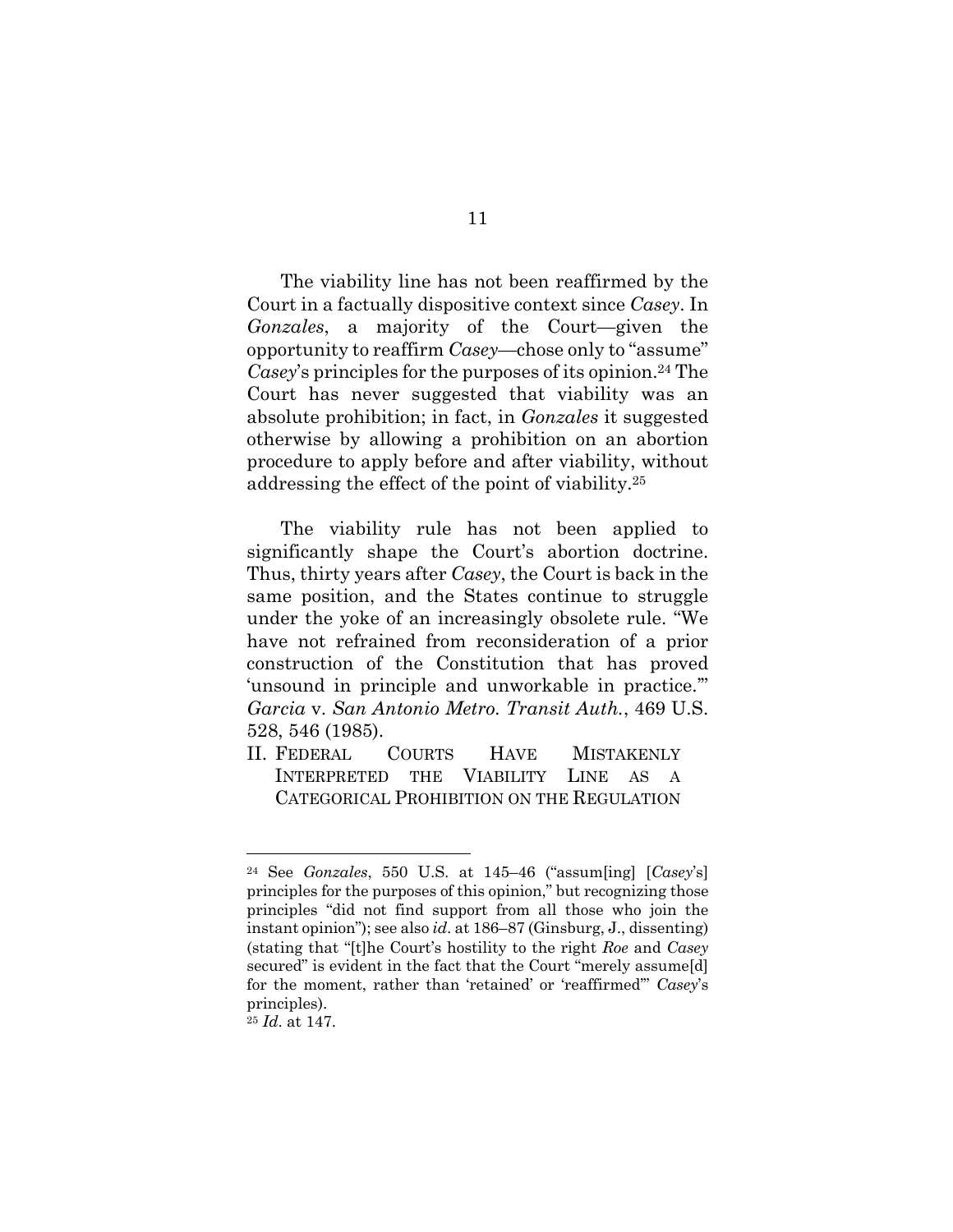The viability line has not been reaffirmed by the Court in a factually dispositive context since *Casey*. In *Gonzales*, a majority of the Court—given the opportunity to reaffirm *Casey*—chose only to "assume" *Casey*'s principles for the purposes of its opinion.[24] The Court has never suggested that viability was an absolute prohibition; in fact, in *Gonzales* it suggested otherwise by allowing a prohibition on an abortion procedure to apply before and after viability, without addressing the effect of the point of viability.[25]

The viability rule has not been applied to significantly shape the Court's abortion doctrine. Thus, thirty years after *Casey*, the Court is back in the same position, and the States continue to struggle under the yoke of an increasingly obsolete rule. "We have not refrained from reconsideration of a prior construction of the Constitution that has proved 'unsound in principle and unworkable in practice.'" *Garcia* v. *San Antonio Metro. Transit Auth.*, 469 U.S. 528, 546 (1985).

## II. Federal Courts Have Mistakenly Interpreted the Viability Line as a Categorical Prohibition on the Regulation

---

[24] See *Gonzales*, 550 U.S. at 145–46 ("assum[ing] [*Casey*'s] principles for the purposes of this opinion," but recognizing those principles "did not find support from all those who join the instant opinion"); see also *id*. at 186–87 (Ginsburg, J., dissenting) (stating that "[t]he Court's hostility to the right *Roe* and *Casey* secured" is evident in the fact that the Court "merely assume[d] for the moment, rather than 'retained' or 'reaffirmed'" *Casey*'s principles).

[25] *Id*. at 147.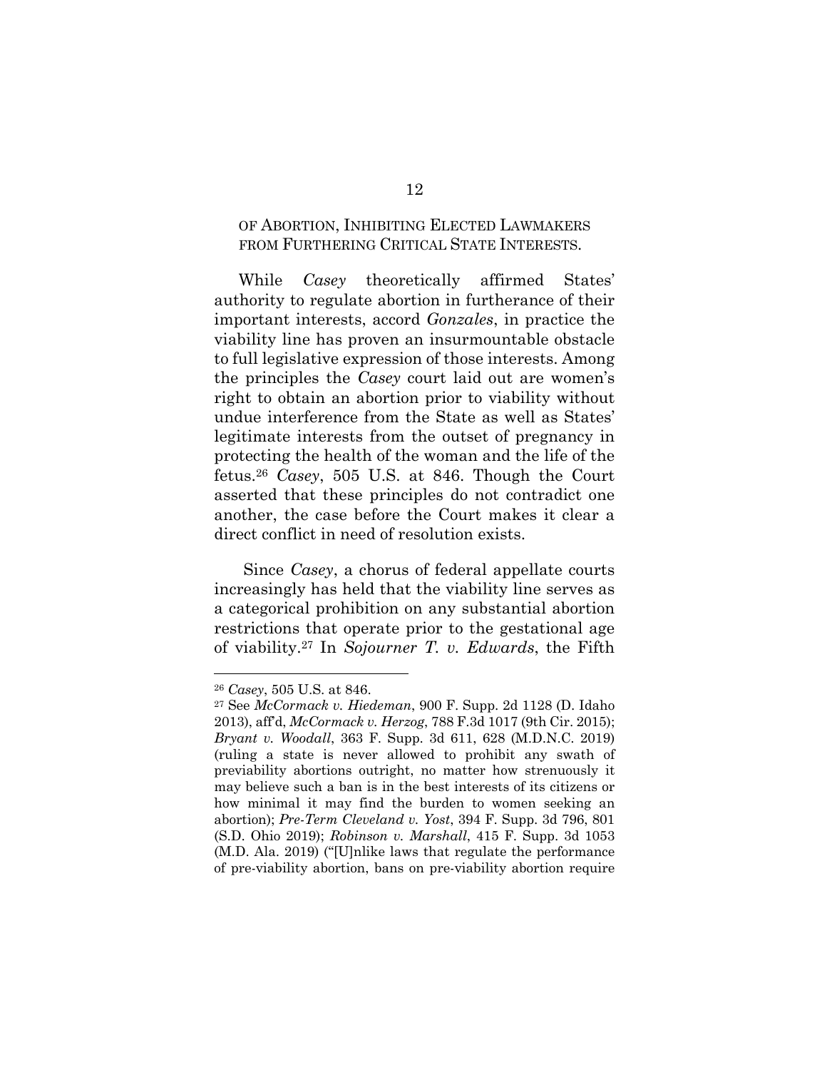OF ABORTION, INHIBITING ELECTED LAWMAKERS FROM FURTHERING CRITICAL STATE INTERESTS.

While *Casey* theoretically affirmed States' authority to regulate abortion in furtherance of their important interests, accord *Gonzales*, in practice the viability line has proven an insurmountable obstacle to full legislative expression of those interests. Among the principles the *Casey* court laid out are women's right to obtain an abortion prior to viability without undue interference from the State as well as States' legitimate interests from the outset of pregnancy in protecting the health of the woman and the life of the fetus.[26] *Casey*, 505 U.S. at 846. Though the Court asserted that these principles do not contradict one another, the case before the Court makes it clear a direct conflict in need of resolution exists.

Since *Casey*, a chorus of federal appellate courts increasingly has held that the viability line serves as a categorical prohibition on any substantial abortion restrictions that operate prior to the gestational age of viability.[27] In *Sojourner T. v. Edwards*, the Fifth

---

[26] *Casey*, 505 U.S. at 846.

[27] See *McCormack v. Hiedeman*, 900 F. Supp. 2d 1128 (D. Idaho 2013), aff'd, *McCormack v. Herzog*, 788 F.3d 1017 (9th Cir. 2015); *Bryant v. Woodall*, 363 F. Supp. 3d 611, 628 (M.D.N.C. 2019) (ruling a state is never allowed to prohibit any swath of previability abortions outright, no matter how strenuously it may believe such a ban is in the best interests of its citizens or how minimal it may find the burden to women seeking an abortion); *Pre-Term Cleveland v. Yost*, 394 F. Supp. 3d 796, 801 (S.D. Ohio 2019); *Robinson v. Marshall*, 415 F. Supp. 3d 1053 (M.D. Ala. 2019) ("[U]nlike laws that regulate the performance of pre-viability abortion, bans on pre-viability abortion require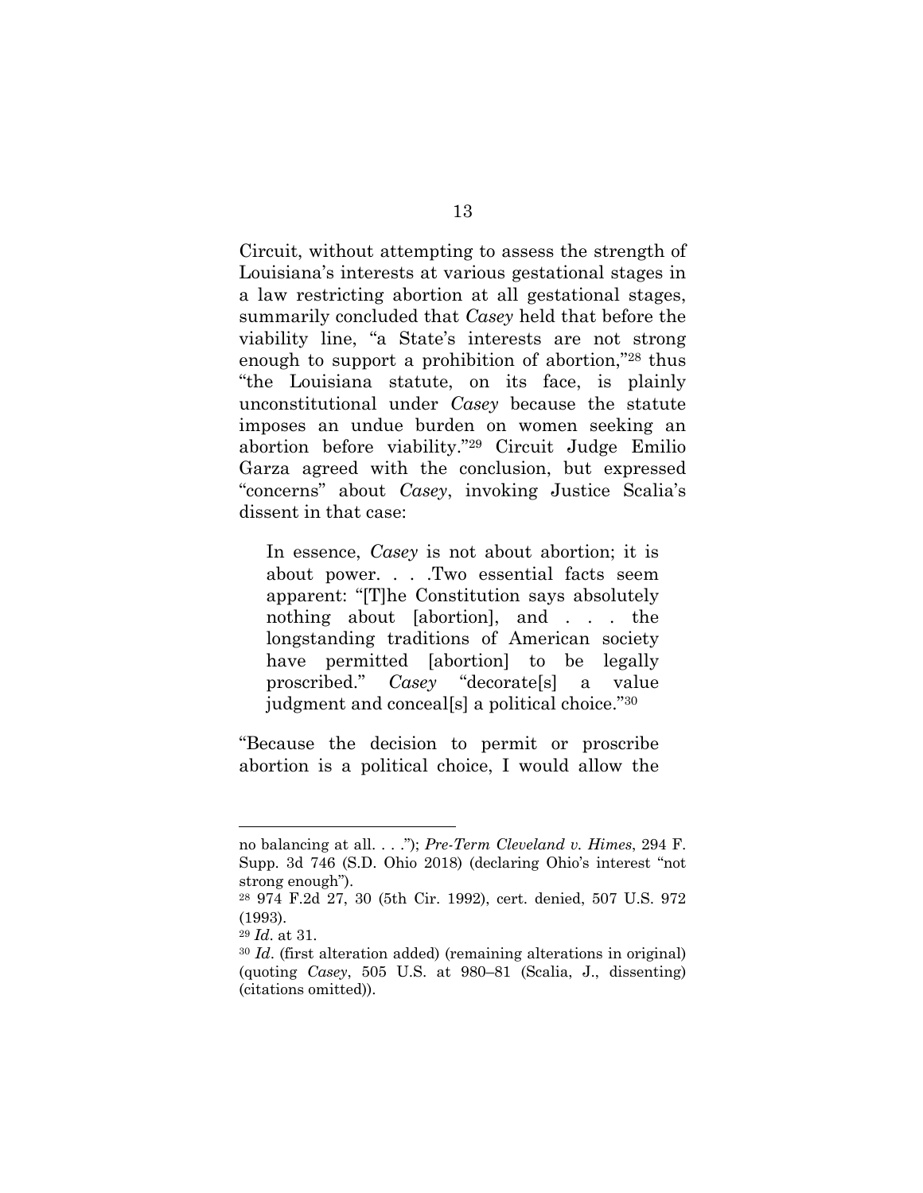Circuit, without attempting to assess the strength of Louisiana's interests at various gestational stages in a law restricting abortion at all gestational stages, summarily concluded that *Casey* held that before the viability line, "a State's interests are not strong enough to support a prohibition of abortion,"[28] thus "the Louisiana statute, on its face, is plainly unconstitutional under *Casey* because the statute imposes an undue burden on women seeking an abortion before viability."[29] Circuit Judge Emilio Garza agreed with the conclusion, but expressed "concerns" about *Casey*, invoking Justice Scalia's dissent in that case:

> In essence, *Casey* is not about abortion; it is about power. . . .Two essential facts seem apparent: "[T]he Constitution says absolutely nothing about [abortion], and . . . the longstanding traditions of American society have permitted [abortion] to be legally proscribed." *Casey* "decorate[s] a value judgment and conceal[s] a political choice."[30]

"Because the decision to permit or proscribe abortion is a political choice, I would allow the

---

no balancing at all. . . ."); *Pre-Term Cleveland v. Himes*, 294 F. Supp. 3d 746 (S.D. Ohio 2018) (declaring Ohio's interest "not strong enough").

[28] 974 F.2d 27, 30 (5th Cir. 1992), cert. denied, 507 U.S. 972 (1993).

[29] *Id*. at 31.

[30] *Id*. (first alteration added) (remaining alterations in original) (quoting *Casey*, 505 U.S. at 980–81 (Scalia, J., dissenting) (citations omitted)).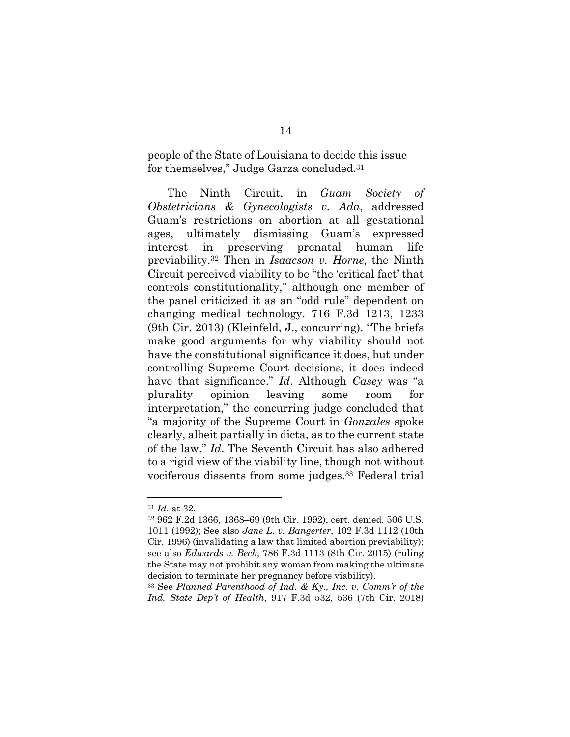people of the State of Louisiana to decide this issue for themselves," Judge Garza concluded.[31]

The Ninth Circuit, in *Guam Society of Obstetricians & Gynecologists v. Ada*, addressed Guam's restrictions on abortion at all gestational ages, ultimately dismissing Guam's expressed interest in preserving prenatal human life previability.[32] Then in *Isaacson v. Horne,* the Ninth Circuit perceived viability to be "the 'critical fact' that controls constitutionality," although one member of the panel criticized it as an "odd rule" dependent on changing medical technology. 716 F.3d 1213, 1233 (9th Cir. 2013) (Kleinfeld, J., concurring). "The briefs make good arguments for why viability should not have the constitutional significance it does, but under controlling Supreme Court decisions, it does indeed have that significance." *Id*. Although *Casey* was "a plurality opinion leaving some room for interpretation," the concurring judge concluded that "a majority of the Supreme Court in *Gonzales* spoke clearly, albeit partially in dicta, as to the current state of the law." *Id*. The Seventh Circuit has also adhered to a rigid view of the viability line, though not without vociferous dissents from some judges.[33] Federal trial

---

[31] *Id*. at 32.

[32] 962 F.2d 1366, 1368–69 (9th Cir. 1992), cert. denied, 506 U.S. 1011 (1992); See also *Jane L. v. Bangerter*, 102 F.3d 1112 (10th Cir. 1996) (invalidating a law that limited abortion previability); see also *Edwards v. Beck*, 786 F.3d 1113 (8th Cir. 2015) (ruling the State may not prohibit any woman from making the ultimate decision to terminate her pregnancy before viability).

[33] See *Planned Parenthood of Ind. & Ky., Inc. v. Comm'r of the Ind. State Dep't of Health*, 917 F.3d 532, 536 (7th Cir. 2018)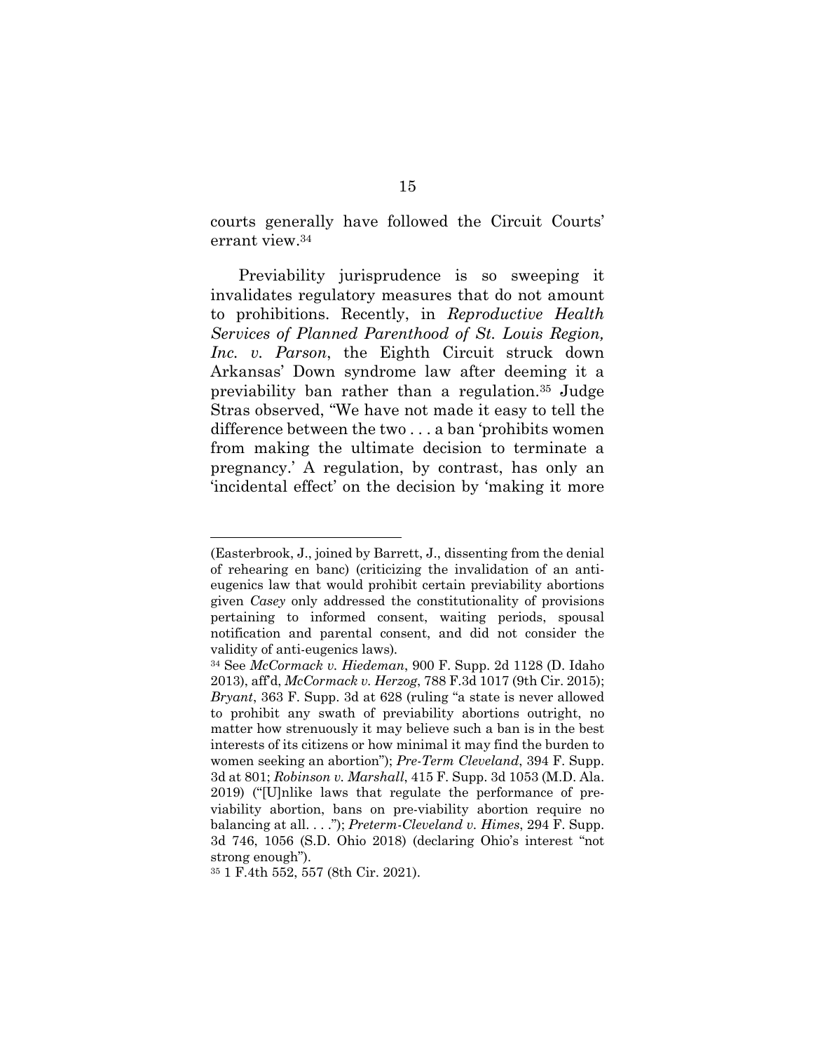courts generally have followed the Circuit Courts' errant view.[34]

Previability jurisprudence is so sweeping it invalidates regulatory measures that do not amount to prohibitions. Recently, in *Reproductive Health Services of Planned Parenthood of St. Louis Region, Inc. v. Parson*, the Eighth Circuit struck down Arkansas' Down syndrome law after deeming it a previability ban rather than a regulation.[35] Judge Stras observed, "We have not made it easy to tell the difference between the two . . . a ban 'prohibits women from making the ultimate decision to terminate a pregnancy.' A regulation, by contrast, has only an 'incidental effect' on the decision by 'making it more

---

(Easterbrook, J., joined by Barrett, J., dissenting from the denial of rehearing en banc) (criticizing the invalidation of an anti-eugenics law that would prohibit certain previability abortions given *Casey* only addressed the constitutionality of provisions pertaining to informed consent, waiting periods, spousal notification and parental consent, and did not consider the validity of anti-eugenics laws).

[34] See *McCormack v. Hiedeman*, 900 F. Supp. 2d 1128 (D. Idaho 2013), aff'd, *McCormack v. Herzog*, 788 F.3d 1017 (9th Cir. 2015); *Bryant*, 363 F. Supp. 3d at 628 (ruling "a state is never allowed to prohibit any swath of previability abortions outright, no matter how strenuously it may believe such a ban is in the best interests of its citizens or how minimal it may find the burden to women seeking an abortion"); *Pre-Term Cleveland*, 394 F. Supp. 3d at 801; *Robinson v. Marshall*, 415 F. Supp. 3d 1053 (M.D. Ala. 2019) ("[U]nlike laws that regulate the performance of pre-viability abortion, bans on pre-viability abortion require no balancing at all. . . ."); *Preterm-Cleveland v. Himes*, 294 F. Supp. 3d 746, 1056 (S.D. Ohio 2018) (declaring Ohio's interest "not strong enough").

[35] 1 F.4th 552, 557 (8th Cir. 2021).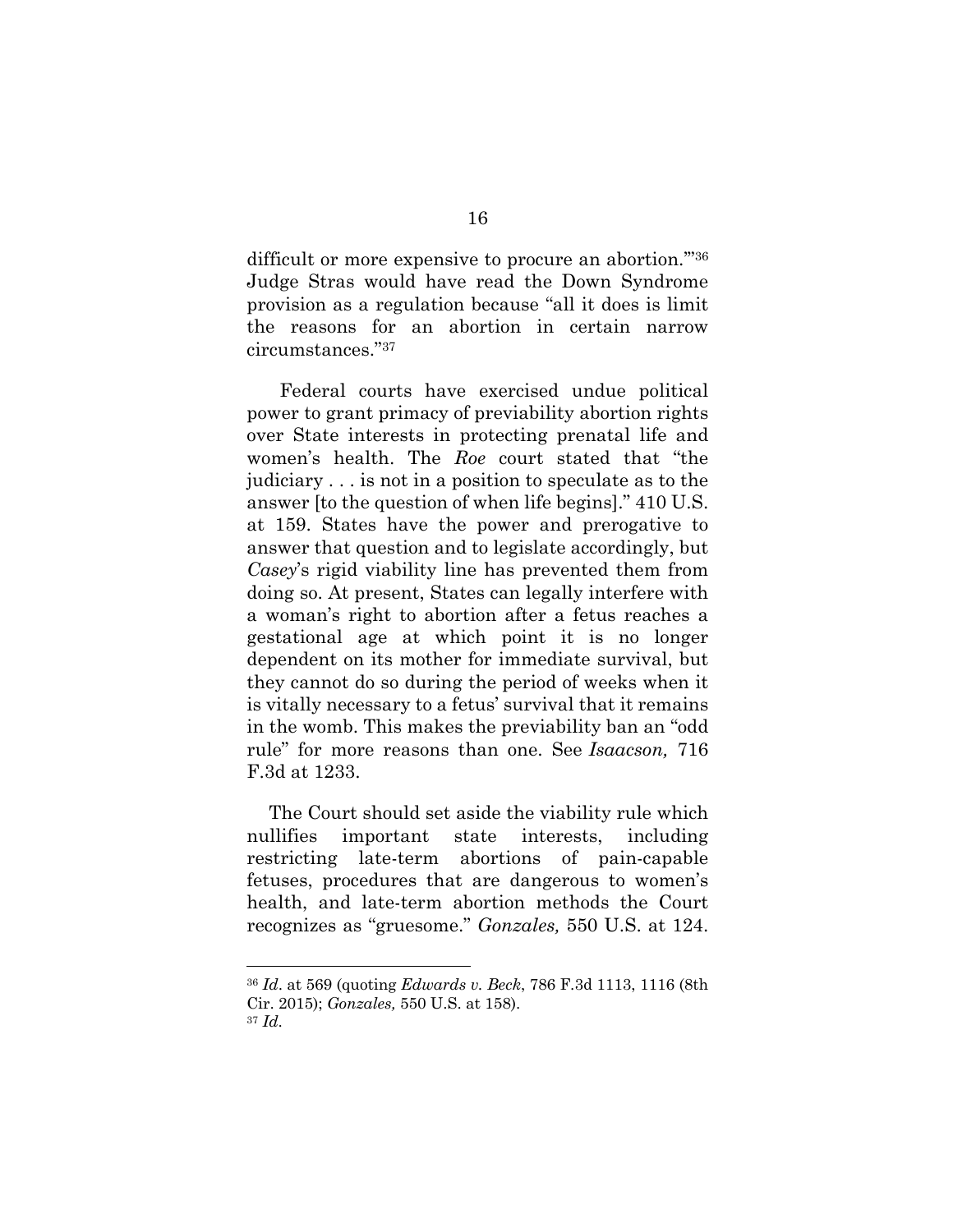difficult or more expensive to procure an abortion.'"[36] Judge Stras would have read the Down Syndrome provision as a regulation because "all it does is limit the reasons for an abortion in certain narrow circumstances."[37]

Federal courts have exercised undue political power to grant primacy of previability abortion rights over State interests in protecting prenatal life and women's health. The *Roe* court stated that "the judiciary . . . is not in a position to speculate as to the answer [to the question of when life begins]." 410 U.S. at 159. States have the power and prerogative to answer that question and to legislate accordingly, but *Casey*'s rigid viability line has prevented them from doing so. At present, States can legally interfere with a woman's right to abortion after a fetus reaches a gestational age at which point it is no longer dependent on its mother for immediate survival, but they cannot do so during the period of weeks when it is vitally necessary to a fetus' survival that it remains in the womb. This makes the previability ban an "odd rule" for more reasons than one. See *Isaacson,* 716 F.3d at 1233.

The Court should set aside the viability rule which nullifies important state interests, including restricting late-term abortions of pain-capable fetuses, procedures that are dangerous to women's health, and late-term abortion methods the Court recognizes as "gruesome." *Gonzales,* 550 U.S. at 124.

---

[36] *Id*. at 569 (quoting *Edwards v. Beck*, 786 F.3d 1113, 1116 (8th Cir. 2015); *Gonzales,* 550 U.S. at 158).

[37] *Id*.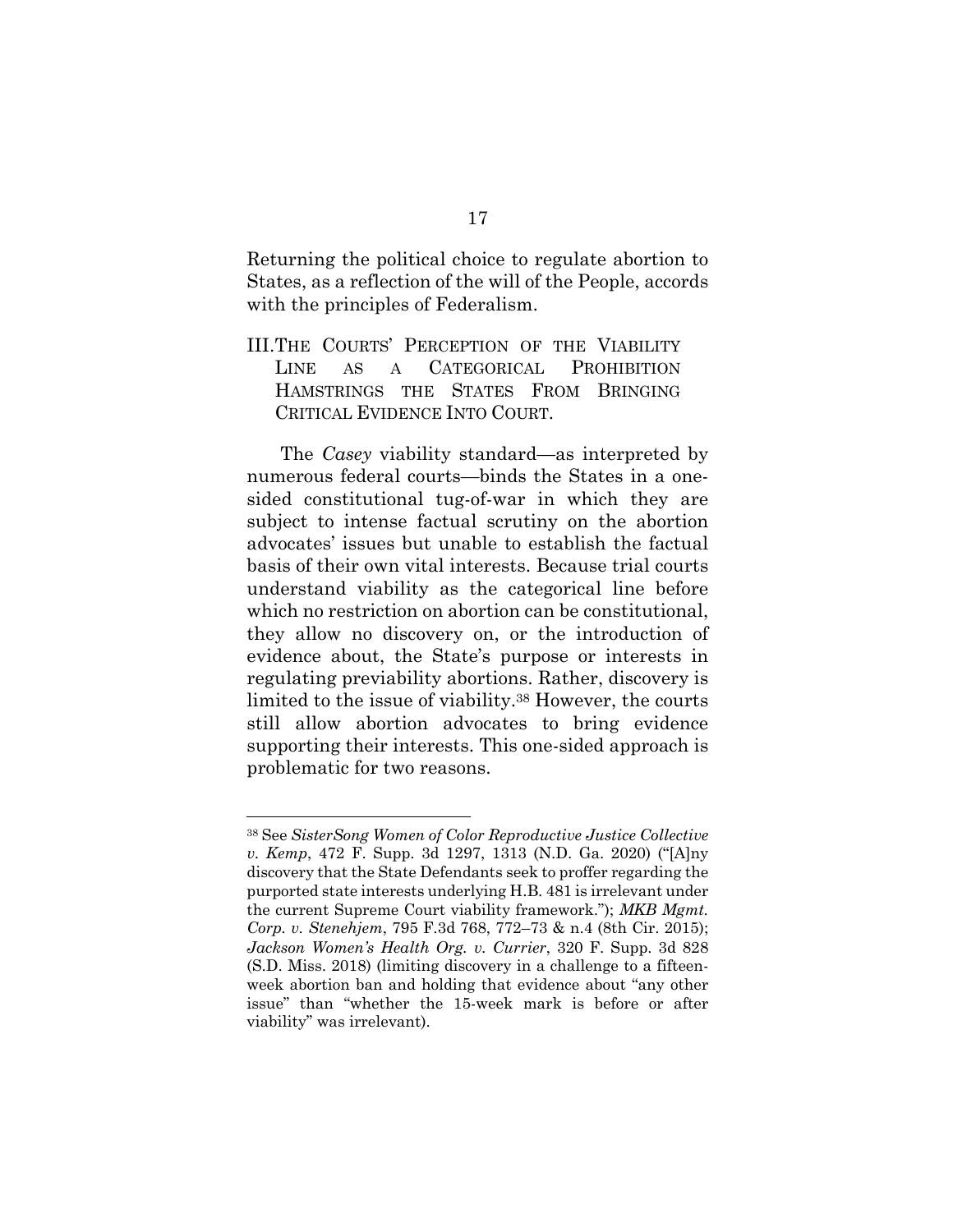Returning the political choice to regulate abortion to States, as a reflection of the will of the People, accords with the principles of Federalism.

## III. THE COURTS' PERCEPTION OF THE VIABILITY LINE AS A CATEGORICAL PROHIBITION HAMSTRINGS THE STATES FROM BRINGING CRITICAL EVIDENCE INTO COURT.

The *Casey* viability standard—as interpreted by numerous federal courts—binds the States in a one-sided constitutional tug-of-war in which they are subject to intense factual scrutiny on the abortion advocates' issues but unable to establish the factual basis of their own vital interests. Because trial courts understand viability as the categorical line before which no restriction on abortion can be constitutional, they allow no discovery on, or the introduction of evidence about, the State's purpose or interests in regulating previability abortions. Rather, discovery is limited to the issue of viability.[38] However, the courts still allow abortion advocates to bring evidence supporting their interests. This one-sided approach is problematic for two reasons.

---

[38] See *SisterSong Women of Color Reproductive Justice Collective v. Kemp*, 472 F. Supp. 3d 1297, 1313 (N.D. Ga. 2020) ("[A]ny discovery that the State Defendants seek to proffer regarding the purported state interests underlying H.B. 481 is irrelevant under the current Supreme Court viability framework."); *MKB Mgmt. Corp. v. Stenehjem*, 795 F.3d 768, 772–73 & n.4 (8th Cir. 2015); *Jackson Women's Health Org. v. Currier*, 320 F. Supp. 3d 828 (S.D. Miss. 2018) (limiting discovery in a challenge to a fifteen-week abortion ban and holding that evidence about "any other issue" than "whether the 15-week mark is before or after viability" was irrelevant).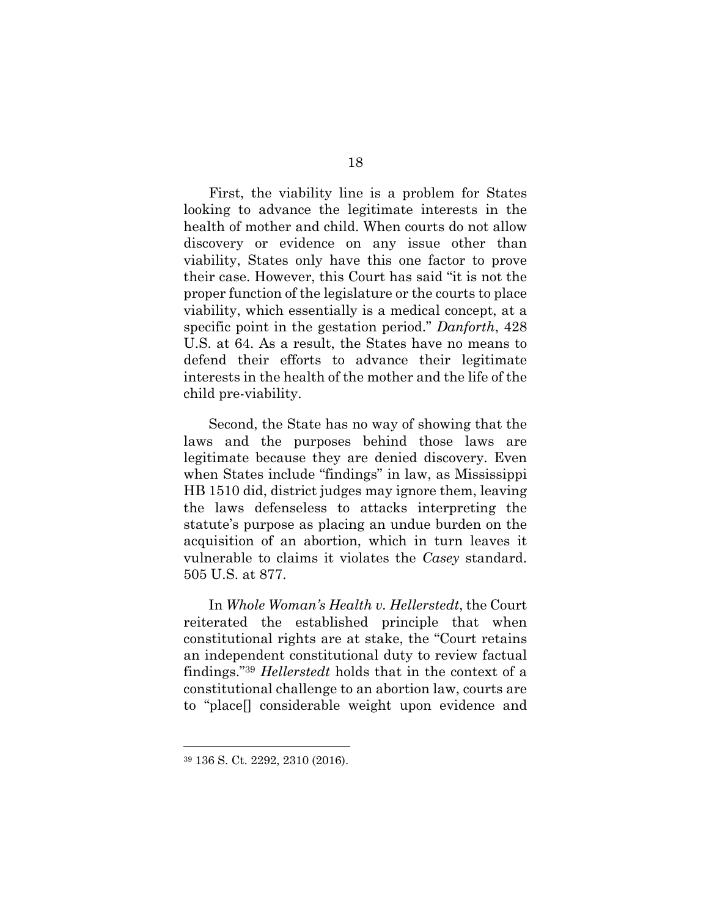First, the viability line is a problem for States looking to advance the legitimate interests in the health of mother and child. When courts do not allow discovery or evidence on any issue other than viability, States only have this one factor to prove their case. However, this Court has said "it is not the proper function of the legislature or the courts to place viability, which essentially is a medical concept, at a specific point in the gestation period." *Danforth*, 428 U.S. at 64. As a result, the States have no means to defend their efforts to advance their legitimate interests in the health of the mother and the life of the child pre-viability.

Second, the State has no way of showing that the laws and the purposes behind those laws are legitimate because they are denied discovery. Even when States include "findings" in law, as Mississippi HB 1510 did, district judges may ignore them, leaving the laws defenseless to attacks interpreting the statute's purpose as placing an undue burden on the acquisition of an abortion, which in turn leaves it vulnerable to claims it violates the *Casey* standard. 505 U.S. at 877.

In *Whole Woman's Health v. Hellerstedt*, the Court reiterated the established principle that when constitutional rights are at stake, the "Court retains an independent constitutional duty to review factual findings."[39] *Hellerstedt* holds that in the context of a constitutional challenge to an abortion law, courts are to "place[] considerable weight upon evidence and

---

[39] 136 S. Ct. 2292, 2310 (2016).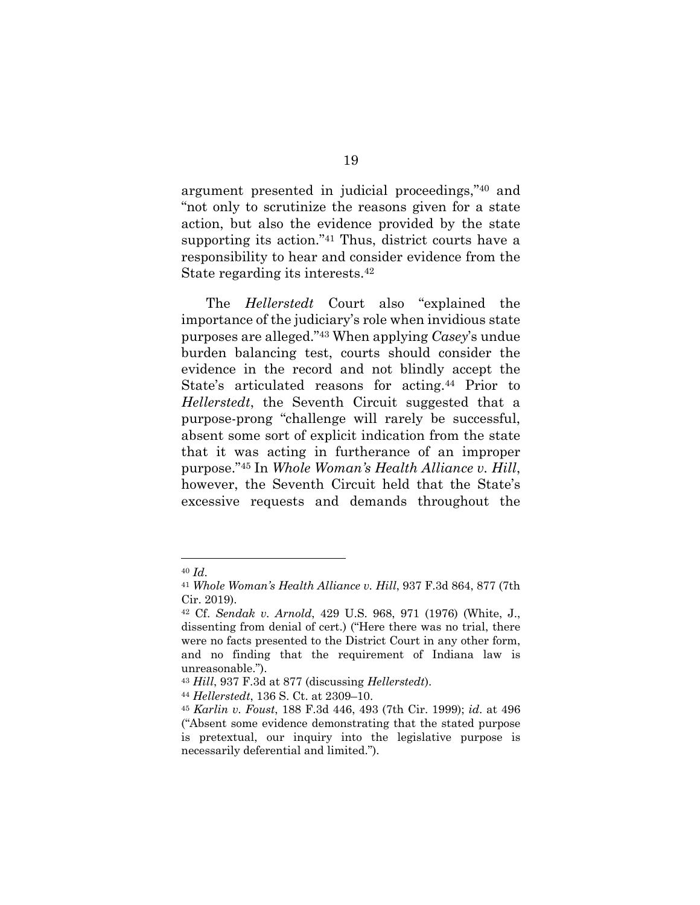argument presented in judicial proceedings,"[40] and "not only to scrutinize the reasons given for a state action, but also the evidence provided by the state supporting its action."[41] Thus, district courts have a responsibility to hear and consider evidence from the State regarding its interests.[42]

The *Hellerstedt* Court also "explained the importance of the judiciary's role when invidious state purposes are alleged."[43] When applying *Casey*'s undue burden balancing test, courts should consider the evidence in the record and not blindly accept the State's articulated reasons for acting.[44] Prior to *Hellerstedt*, the Seventh Circuit suggested that a purpose-prong "challenge will rarely be successful, absent some sort of explicit indication from the state that it was acting in furtherance of an improper purpose."[45] In *Whole Woman's Health Alliance v. Hill*, however, the Seventh Circuit held that the State's excessive requests and demands throughout the

---

[40] *Id.*

[41] *Whole Woman's Health Alliance v. Hill*, 937 F.3d 864, 877 (7th Cir. 2019).

[42] Cf. *Sendak v. Arnold*, 429 U.S. 968, 971 (1976) (White, J., dissenting from denial of cert.) ("Here there was no trial, there were no facts presented to the District Court in any other form, and no finding that the requirement of Indiana law is unreasonable.").

[43] *Hill*, 937 F.3d at 877 (discussing *Hellerstedt*).

[44] *Hellerstedt*, 136 S. Ct. at 2309–10.

[45] *Karlin v. Foust*, 188 F.3d 446, 493 (7th Cir. 1999); *id.* at 496 ("Absent some evidence demonstrating that the stated purpose is pretextual, our inquiry into the legislative purpose is necessarily deferential and limited.").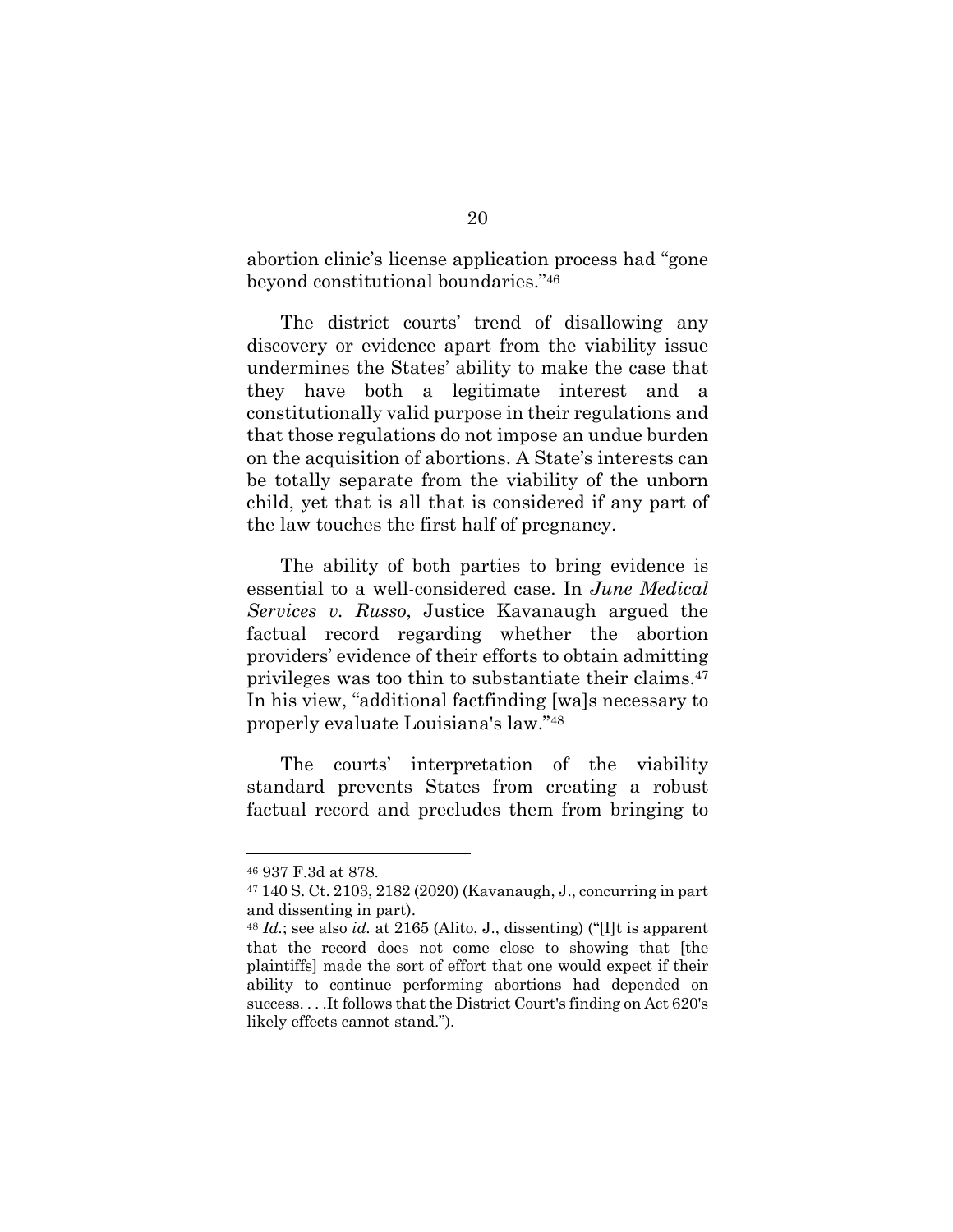abortion clinic's license application process had "gone beyond constitutional boundaries."[46]

The district courts' trend of disallowing any discovery or evidence apart from the viability issue undermines the States' ability to make the case that they have both a legitimate interest and a constitutionally valid purpose in their regulations and that those regulations do not impose an undue burden on the acquisition of abortions. A State's interests can be totally separate from the viability of the unborn child, yet that is all that is considered if any part of the law touches the first half of pregnancy.

The ability of both parties to bring evidence is essential to a well-considered case. In *June Medical Services v. Russo*, Justice Kavanaugh argued the factual record regarding whether the abortion providers' evidence of their efforts to obtain admitting privileges was too thin to substantiate their claims.[47] In his view, "additional factfinding [wa]s necessary to properly evaluate Louisiana's law."[48]

The courts' interpretation of the viability standard prevents States from creating a robust factual record and precludes them from bringing to

---

[46] 937 F.3d at 878.

[47] 140 S. Ct. 2103, 2182 (2020) (Kavanaugh, J., concurring in part and dissenting in part).

[48] *Id.*; see also *id.* at 2165 (Alito, J., dissenting) ("[I]t is apparent that the record does not come close to showing that [the plaintiffs] made the sort of effort that one would expect if their ability to continue performing abortions had depended on success. . . .It follows that the District Court's finding on Act 620's likely effects cannot stand.").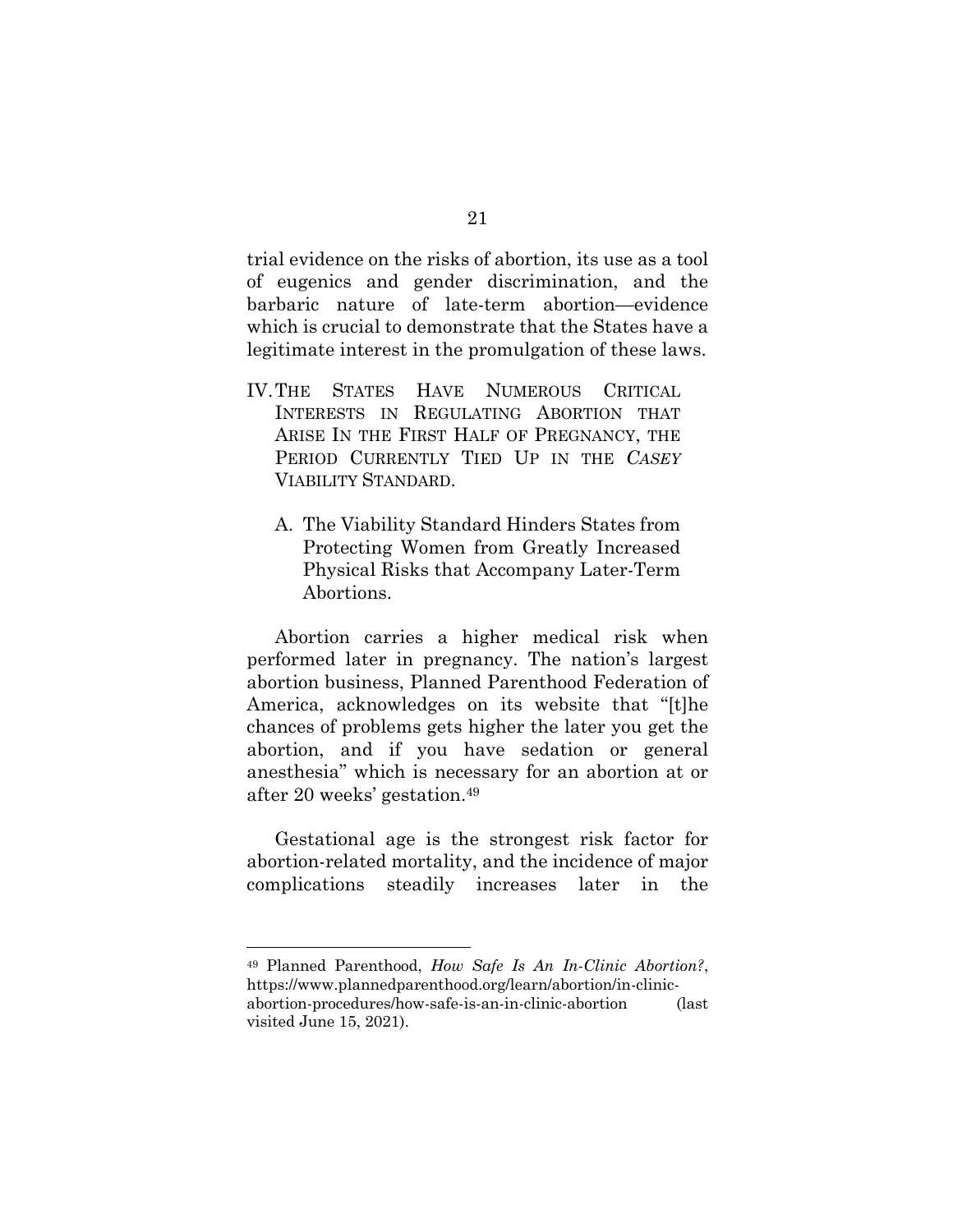trial evidence on the risks of abortion, its use as a tool of eugenics and gender discrimination, and the barbaric nature of late-term abortion—evidence which is crucial to demonstrate that the States have a legitimate interest in the promulgation of these laws.

## IV. The States Have Numerous Critical Interests in Regulating Abortion that Arise In the First Half of Pregnancy, the Period Currently Tied Up in the *Casey* Viability Standard.

### A. The Viability Standard Hinders States from Protecting Women from Greatly Increased Physical Risks that Accompany Later-Term Abortions.

Abortion carries a higher medical risk when performed later in pregnancy. The nation's largest abortion business, Planned Parenthood Federation of America, acknowledges on its website that "[t]he chances of problems gets higher the later you get the abortion, and if you have sedation or general anesthesia" which is necessary for an abortion at or after 20 weeks' gestation.[49]

Gestational age is the strongest risk factor for abortion-related mortality, and the incidence of major complications steadily increases later in the

---

[49] Planned Parenthood, *How Safe Is An In-Clinic Abortion?*, https://www.plannedparenthood.org/learn/abortion/in-clinic-abortion-procedures/how-safe-is-an-in-clinic-abortion (last visited June 15, 2021).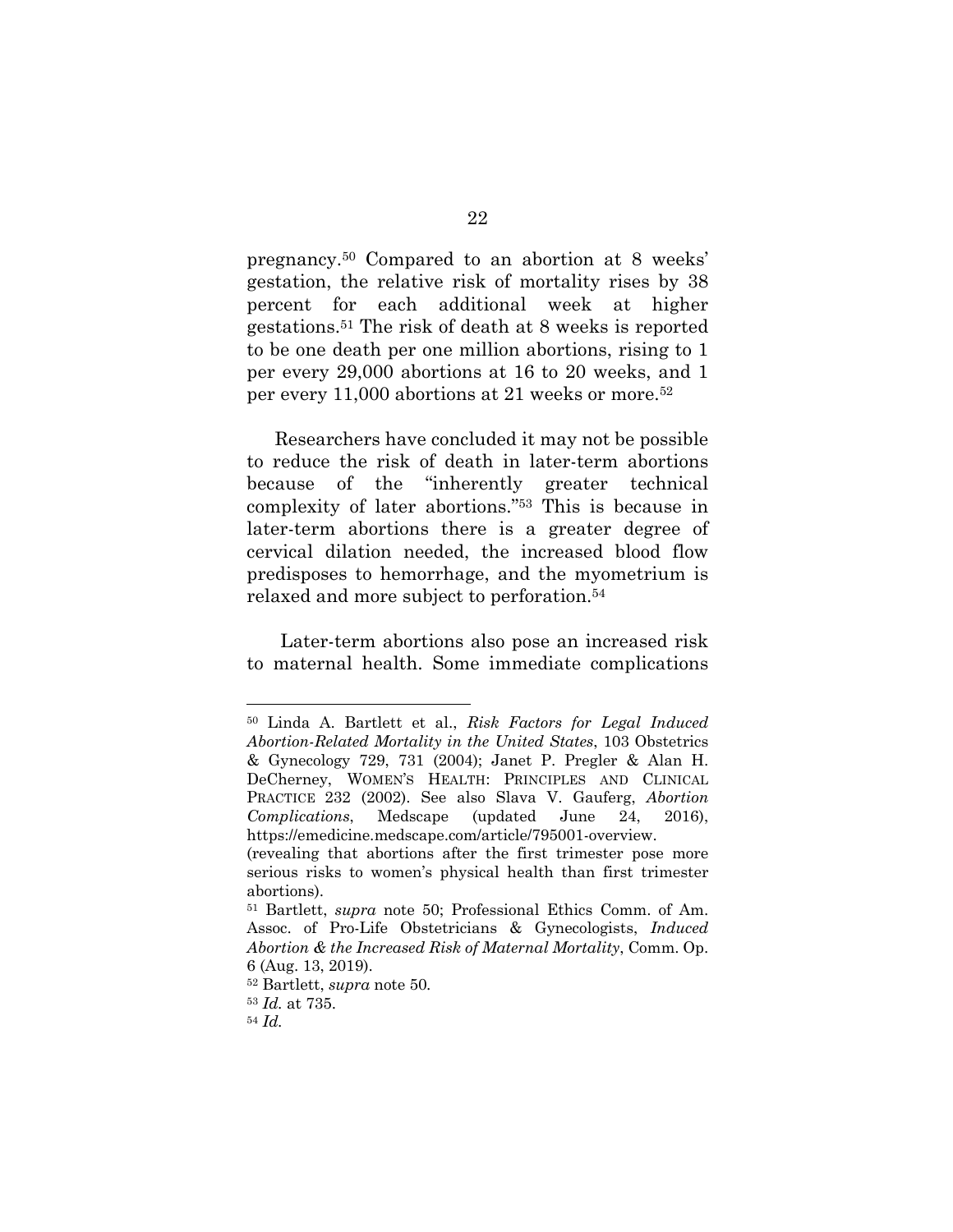pregnancy.[50] Compared to an abortion at 8 weeks' gestation, the relative risk of mortality rises by 38 percent for each additional week at higher gestations.[51] The risk of death at 8 weeks is reported to be one death per one million abortions, rising to 1 per every 29,000 abortions at 16 to 20 weeks, and 1 per every 11,000 abortions at 21 weeks or more.[52]

Researchers have concluded it may not be possible to reduce the risk of death in later-term abortions because of the "inherently greater technical complexity of later abortions."[53] This is because in later-term abortions there is a greater degree of cervical dilation needed, the increased blood flow predisposes to hemorrhage, and the myometrium is relaxed and more subject to perforation.[54]

Later-term abortions also pose an increased risk to maternal health. Some immediate complications

---

[50] Linda A. Bartlett et al., *Risk Factors for Legal Induced Abortion-Related Mortality in the United States*, 103 Obstetrics & Gynecology 729, 731 (2004); Janet P. Pregler & Alan H. DeCherney, WOMEN'S HEALTH: PRINCIPLES AND CLINICAL PRACTICE 232 (2002). See also Slava V. Gauferg, *Abortion Complications*, Medscape (updated June 24, 2016), https://emedicine.medscape.com/article/795001-overview. (revealing that abortions after the first trimester pose more serious risks to women's physical health than first trimester abortions).

[51] Bartlett, *supra* note 50; Professional Ethics Comm. of Am. Assoc. of Pro-Life Obstetricians & Gynecologists, *Induced Abortion & the Increased Risk of Maternal Mortality*, Comm. Op. 6 (Aug. 13, 2019).

[52] Bartlett, *supra* note 50.

[53] *Id.* at 735.

[54] *Id.*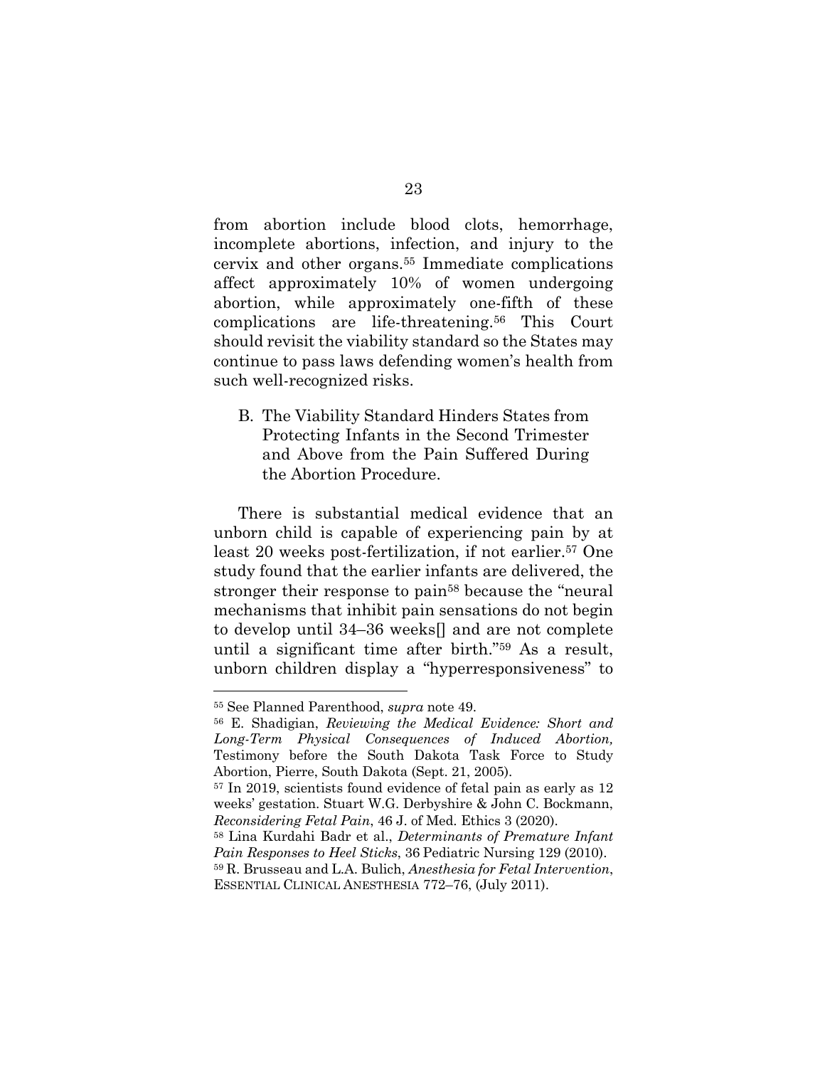from abortion include blood clots, hemorrhage, incomplete abortions, infection, and injury to the cervix and other organs.[55] Immediate complications affect approximately 10% of women undergoing abortion, while approximately one-fifth of these complications are life-threatening.[56] This Court should revisit the viability standard so the States may continue to pass laws defending women's health from such well-recognized risks.

B. The Viability Standard Hinders States from Protecting Infants in the Second Trimester and Above from the Pain Suffered During the Abortion Procedure.

There is substantial medical evidence that an unborn child is capable of experiencing pain by at least 20 weeks post-fertilization, if not earlier.[57] One study found that the earlier infants are delivered, the stronger their response to pain[58] because the "neural mechanisms that inhibit pain sensations do not begin to develop until 34–36 weeks[] and are not complete until a significant time after birth."[59] As a result, unborn children display a "hyperresponsiveness" to

---

[55] See Planned Parenthood, *supra* note 49.

[56] E. Shadigian, *Reviewing the Medical Evidence: Short and Long-Term Physical Consequences of Induced Abortion,* Testimony before the South Dakota Task Force to Study Abortion, Pierre, South Dakota (Sept. 21, 2005).

[57] In 2019, scientists found evidence of fetal pain as early as 12 weeks' gestation. Stuart W.G. Derbyshire & John C. Bockmann, *Reconsidering Fetal Pain*, 46 J. of Med. Ethics 3 (2020).

[58] Lina Kurdahi Badr et al., *Determinants of Premature Infant Pain Responses to Heel Sticks*, 36 Pediatric Nursing 129 (2010).

[59] R. Brusseau and L.A. Bulich, *Anesthesia for Fetal Intervention*, ESSENTIAL CLINICAL ANESTHESIA 772–76, (July 2011).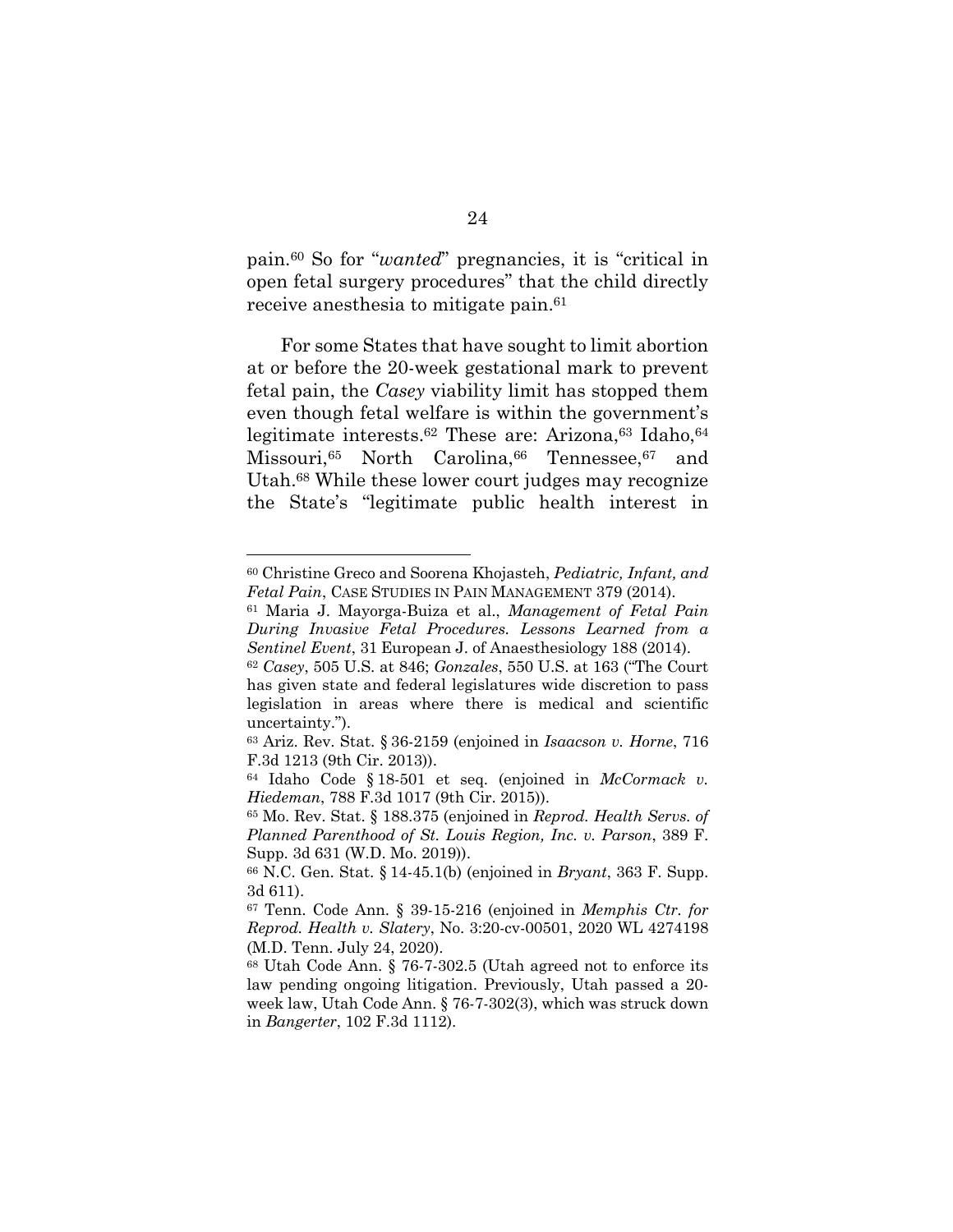pain.[60] So for "*wanted*" pregnancies, it is "critical in open fetal surgery procedures" that the child directly receive anesthesia to mitigate pain.[61]

For some States that have sought to limit abortion at or before the 20-week gestational mark to prevent fetal pain, the *Casey* viability limit has stopped them even though fetal welfare is within the government's legitimate interests.[62] These are: Arizona,[63] Idaho,[64] Missouri,[65] North Carolina,[66] Tennessee,[67] and Utah.[68] While these lower court judges may recognize the State's "legitimate public health interest in

---

[60] Christine Greco and Soorena Khojasteh, *Pediatric, Infant, and Fetal Pain*, CASE STUDIES IN PAIN MANAGEMENT 379 (2014).

[61] Maria J. Mayorga-Buiza et al., *Management of Fetal Pain During Invasive Fetal Procedures. Lessons Learned from a Sentinel Event*, 31 European J. of Anaesthesiology 188 (2014).

[62] *Casey*, 505 U.S. at 846; *Gonzales*, 550 U.S. at 163 ("The Court has given state and federal legislatures wide discretion to pass legislation in areas where there is medical and scientific uncertainty.").

[63] Ariz. Rev. Stat. § 36-2159 (enjoined in *Isaacson v. Horne*, 716 F.3d 1213 (9th Cir. 2013)).

[64] Idaho Code § 18-501 et seq. (enjoined in *McCormack v. Hiedeman*, 788 F.3d 1017 (9th Cir. 2015)).

[65] Mo. Rev. Stat. § 188.375 (enjoined in *Reprod. Health Servs. of Planned Parenthood of St. Louis Region, Inc. v. Parson*, 389 F. Supp. 3d 631 (W.D. Mo. 2019)).

[66] N.C. Gen. Stat. § 14-45.1(b) (enjoined in *Bryant*, 363 F. Supp. 3d 611).

[67] Tenn. Code Ann. § 39-15-216 (enjoined in *Memphis Ctr. for Reprod. Health v. Slatery*, No. 3:20-cv-00501, 2020 WL 4274198 (M.D. Tenn. July 24, 2020).

[68] Utah Code Ann. § 76-7-302.5 (Utah agreed not to enforce its law pending ongoing litigation. Previously, Utah passed a 20-week law, Utah Code Ann. § 76-7-302(3), which was struck down in *Bangerter*, 102 F.3d 1112).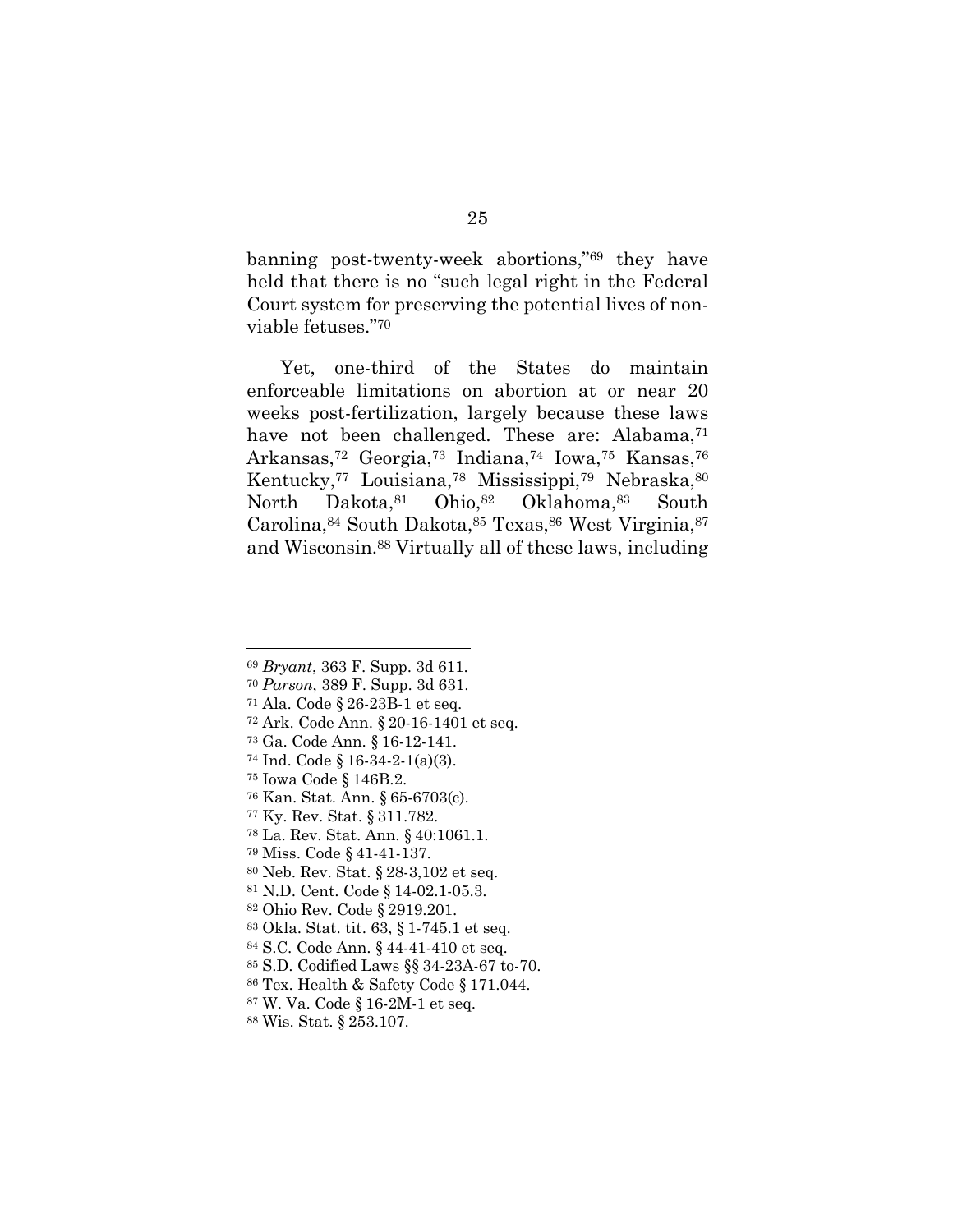banning post-twenty-week abortions,"[69] they have held that there is no "such legal right in the Federal Court system for preserving the potential lives of non-viable fetuses."[70]

Yet, one-third of the States do maintain enforceable limitations on abortion at or near 20 weeks post-fertilization, largely because these laws have not been challenged. These are: Alabama,[71] Arkansas,[72] Georgia,[73] Indiana,[74] Iowa,[75] Kansas,[76] Kentucky,[77] Louisiana,[78] Mississippi,[79] Nebraska,[80] North Dakota,[81] Ohio,[82] Oklahoma,[83] South Carolina,[84] South Dakota,[85] Texas,[86] West Virginia,[87] and Wisconsin.[88] Virtually all of these laws, including

---

[69] *Bryant*, 363 F. Supp. 3d 611.
[70] *Parson*, 389 F. Supp. 3d 631.
[71] Ala. Code § 26-23B-1 et seq.
[72] Ark. Code Ann. § 20-16-1401 et seq.
[73] Ga. Code Ann. § 16-12-141.
[74] Ind. Code § 16-34-2-1(a)(3).
[75] Iowa Code § 146B.2.
[76] Kan. Stat. Ann. § 65-6703(c).
[77] Ky. Rev. Stat. § 311.782.
[78] La. Rev. Stat. Ann. § 40:1061.1.
[79] Miss. Code § 41-41-137.
[80] Neb. Rev. Stat. § 28-3,102 et seq.
[81] N.D. Cent. Code § 14-02.1-05.3.
[82] Ohio Rev. Code § 2919.201.
[83] Okla. Stat. tit. 63, § 1-745.1 et seq.
[84] S.C. Code Ann. § 44-41-410 et seq.
[85] S.D. Codified Laws §§ 34-23A-67 to-70.
[86] Tex. Health & Safety Code § 171.044.
[87] W. Va. Code § 16-2M-1 et seq.
[88] Wis. Stat. § 253.107.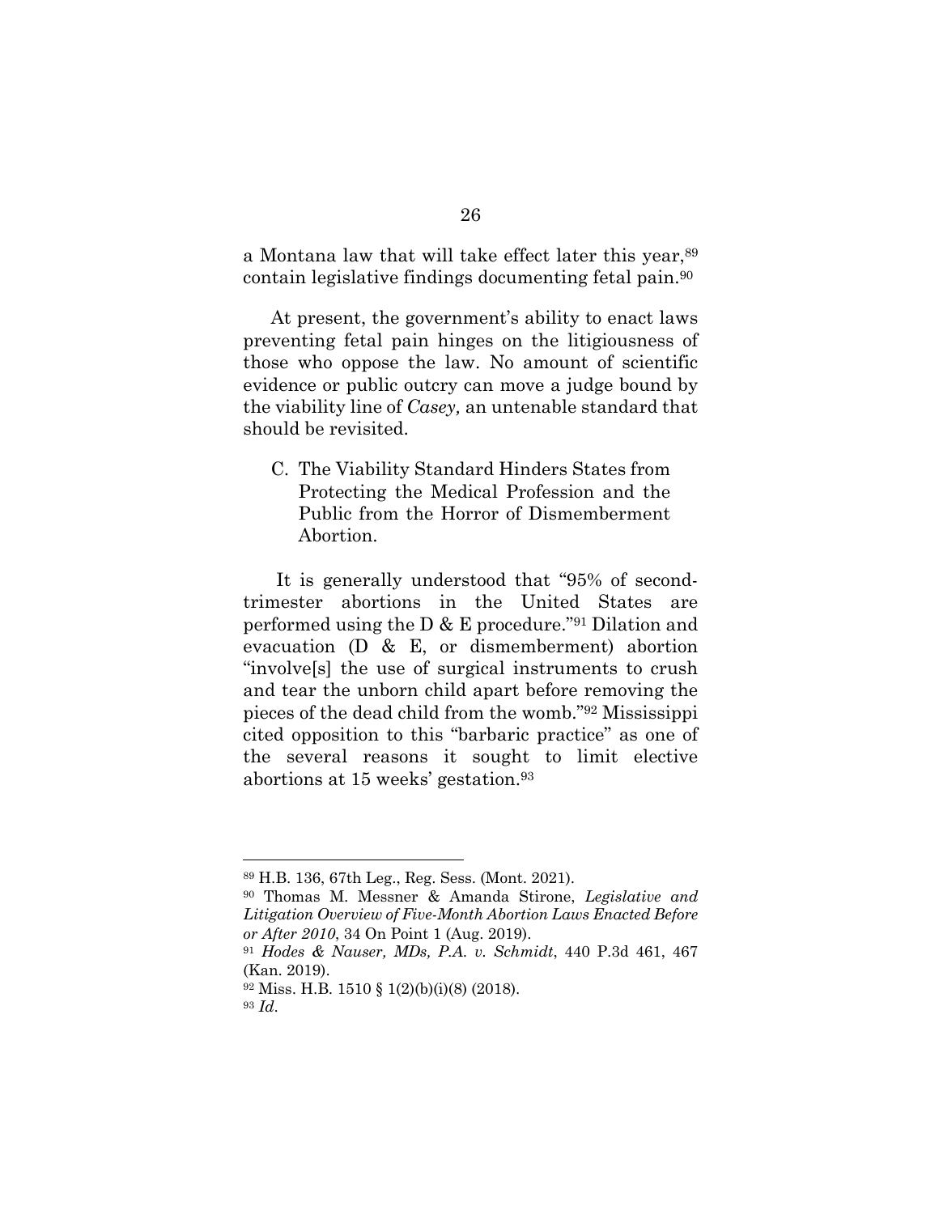a Montana law that will take effect later this year,[89] contain legislative findings documenting fetal pain.[90]

At present, the government's ability to enact laws preventing fetal pain hinges on the litigiousness of those who oppose the law. No amount of scientific evidence or public outcry can move a judge bound by the viability line of *Casey,* an untenable standard that should be revisited.

### C. The Viability Standard Hinders States from Protecting the Medical Profession and the Public from the Horror of Dismemberment Abortion.

It is generally understood that "95% of second-trimester abortions in the United States are performed using the D & E procedure."[91] Dilation and evacuation (D & E, or dismemberment) abortion "involve[s] the use of surgical instruments to crush and tear the unborn child apart before removing the pieces of the dead child from the womb."[92] Mississippi cited opposition to this "barbaric practice" as one of the several reasons it sought to limit elective abortions at 15 weeks' gestation.[93]

---

[89] H.B. 136, 67th Leg., Reg. Sess. (Mont. 2021).

[90] Thomas M. Messner & Amanda Stirone, *Legislative and Litigation Overview of Five-Month Abortion Laws Enacted Before or After 2010*, 34 On Point 1 (Aug. 2019).

[91] *Hodes & Nauser, MDs, P.A. v. Schmidt*, 440 P.3d 461, 467 (Kan. 2019).

[92] Miss. H.B. 1510 § 1(2)(b)(i)(8) (2018).

[93] *Id*.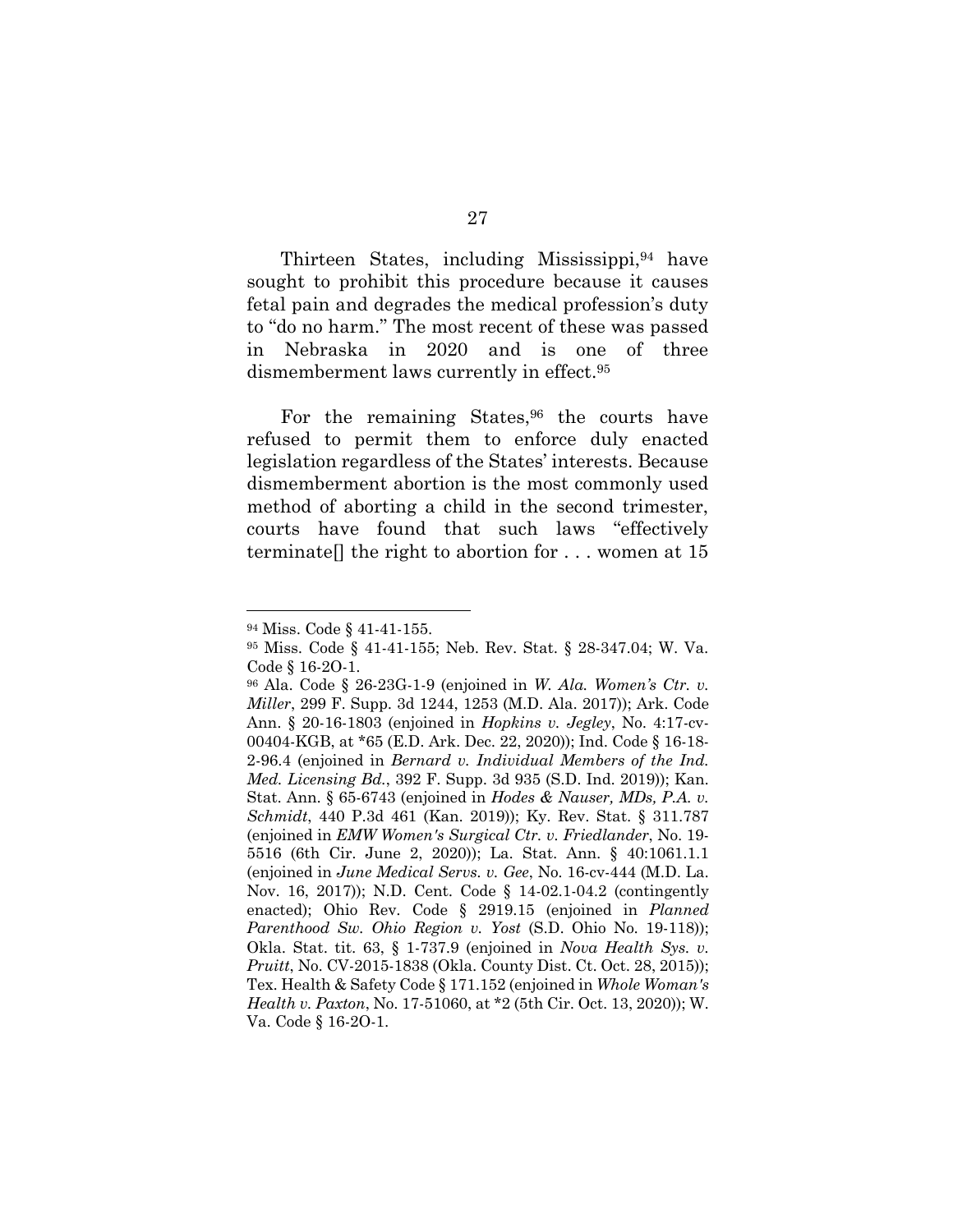Thirteen States, including Mississippi,[94] have sought to prohibit this procedure because it causes fetal pain and degrades the medical profession's duty to "do no harm." The most recent of these was passed in Nebraska in 2020 and is one of three dismemberment laws currently in effect.[95]

For the remaining States,[96] the courts have refused to permit them to enforce duly enacted legislation regardless of the States' interests. Because dismemberment abortion is the most commonly used method of aborting a child in the second trimester, courts have found that such laws "effectively terminate[] the right to abortion for . . . women at 15

---

[94] Miss. Code § 41-41-155.

[95] Miss. Code § 41-41-155; Neb. Rev. Stat. § 28-347.04; W. Va. Code § 16-2O-1.

[96] Ala. Code § 26-23G-1-9 (enjoined in *W. Ala. Women's Ctr. v. Miller*, 299 F. Supp. 3d 1244, 1253 (M.D. Ala. 2017)); Ark. Code Ann. § 20-16-1803 (enjoined in *Hopkins v. Jegley*, No. 4:17-cv-00404-KGB, at *65 (E.D. Ark. Dec. 22, 2020)); Ind. Code § 16-18-2-96.4 (enjoined in *Bernard v. Individual Members of the Ind. Med. Licensing Bd.*, 392 F. Supp. 3d 935 (S.D. Ind. 2019)); Kan. Stat. Ann. § 65-6743 (enjoined in *Hodes & Nauser, MDs, P.A. v. Schmidt*, 440 P.3d 461 (Kan. 2019)); Ky. Rev. Stat. § 311.787 (enjoined in *EMW Women's Surgical Ctr. v. Friedlander*, No. 19-5516 (6th Cir. June 2, 2020)); La. Stat. Ann. § 40:1061.1.1 (enjoined in *June Medical Servs. v. Gee*, No. 16-cv-444 (M.D. La. Nov. 16, 2017)); N.D. Cent. Code § 14-02.1-04.2 (contingently enacted); Ohio Rev. Code § 2919.15 (enjoined in *Planned Parenthood Sw. Ohio Region v. Yost* (S.D. Ohio No. 19-118)); Okla. Stat. tit. 63, § 1-737.9 (enjoined in *Nova Health Sys. v. Pruitt*, No. CV-2015-1838 (Okla. County Dist. Ct. Oct. 28, 2015)); Tex. Health & Safety Code § 171.152 (enjoined in *Whole Woman's Health v. Paxton*, No. 17-51060, at *2 (5th Cir. Oct. 13, 2020)); W. Va. Code § 16-2O-1.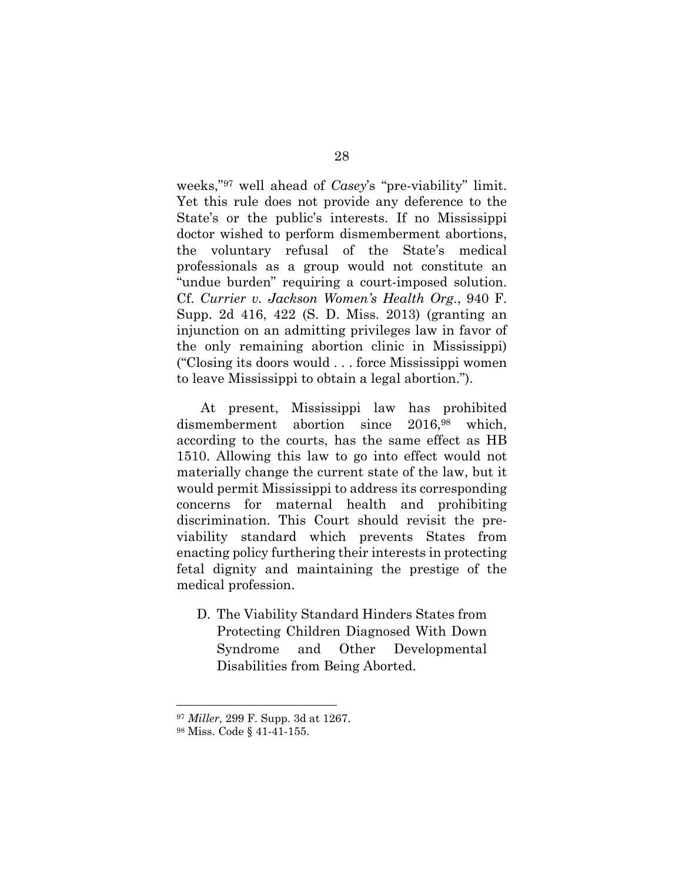weeks,"[97] well ahead of *Casey*'s "pre-viability" limit. Yet this rule does not provide any deference to the State's or the public's interests. If no Mississippi doctor wished to perform dismemberment abortions, the voluntary refusal of the State's medical professionals as a group would not constitute an "undue burden" requiring a court-imposed solution. Cf. *Currier v. Jackson Women's Health Org.*, 940 F. Supp. 2d 416, 422 (S. D. Miss. 2013) (granting an injunction on an admitting privileges law in favor of the only remaining abortion clinic in Mississippi) ("Closing its doors would . . . force Mississippi women to leave Mississippi to obtain a legal abortion.").

At present, Mississippi law has prohibited dismemberment abortion since 2016,[98] which, according to the courts, has the same effect as HB 1510. Allowing this law to go into effect would not materially change the current state of the law, but it would permit Mississippi to address its corresponding concerns for maternal health and prohibiting discrimination. This Court should revisit the pre-viability standard which prevents States from enacting policy furthering their interests in protecting fetal dignity and maintaining the prestige of the medical profession.

### D. The Viability Standard Hinders States from Protecting Children Diagnosed With Down Syndrome and Other Developmental Disabilities from Being Aborted.

---

[97] *Miller*, 299 F. Supp. 3d at 1267.

[98] Miss. Code § 41-41-155.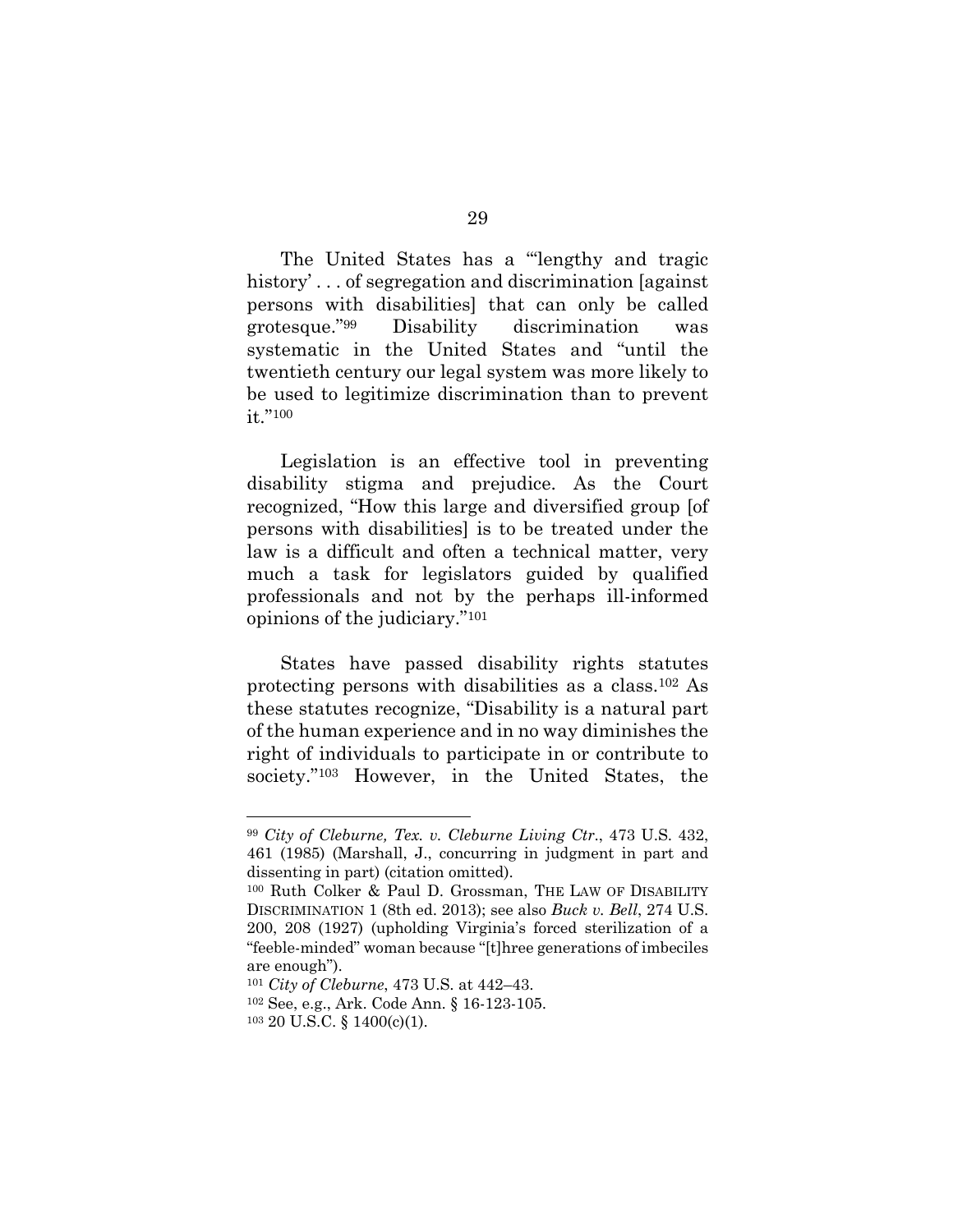The United States has a "'lengthy and tragic history' . . . of segregation and discrimination [against persons with disabilities] that can only be called grotesque."[99] Disability discrimination was systematic in the United States and "until the twentieth century our legal system was more likely to be used to legitimize discrimination than to prevent it."[100]

Legislation is an effective tool in preventing disability stigma and prejudice. As the Court recognized, "How this large and diversified group [of persons with disabilities] is to be treated under the law is a difficult and often a technical matter, very much a task for legislators guided by qualified professionals and not by the perhaps ill-informed opinions of the judiciary."[101]

States have passed disability rights statutes protecting persons with disabilities as a class.[102] As these statutes recognize, "Disability is a natural part of the human experience and in no way diminishes the right of individuals to participate in or contribute to society."[103] However, in the United States, the

---

[99] *City of Cleburne, Tex. v. Cleburne Living Ctr*., 473 U.S. 432, 461 (1985) (Marshall, J., concurring in judgment in part and dissenting in part) (citation omitted).

[100] Ruth Colker & Paul D. Grossman, THE LAW OF DISABILITY DISCRIMINATION 1 (8th ed. 2013); see also *Buck v. Bell*, 274 U.S. 200, 208 (1927) (upholding Virginia's forced sterilization of a "feeble-minded" woman because "[t]hree generations of imbeciles are enough").

[101] *City of Cleburne*, 473 U.S. at 442–43.

[102] See, e.g., Ark. Code Ann. § 16-123-105.

[103] 20 U.S.C. § 1400(c)(1).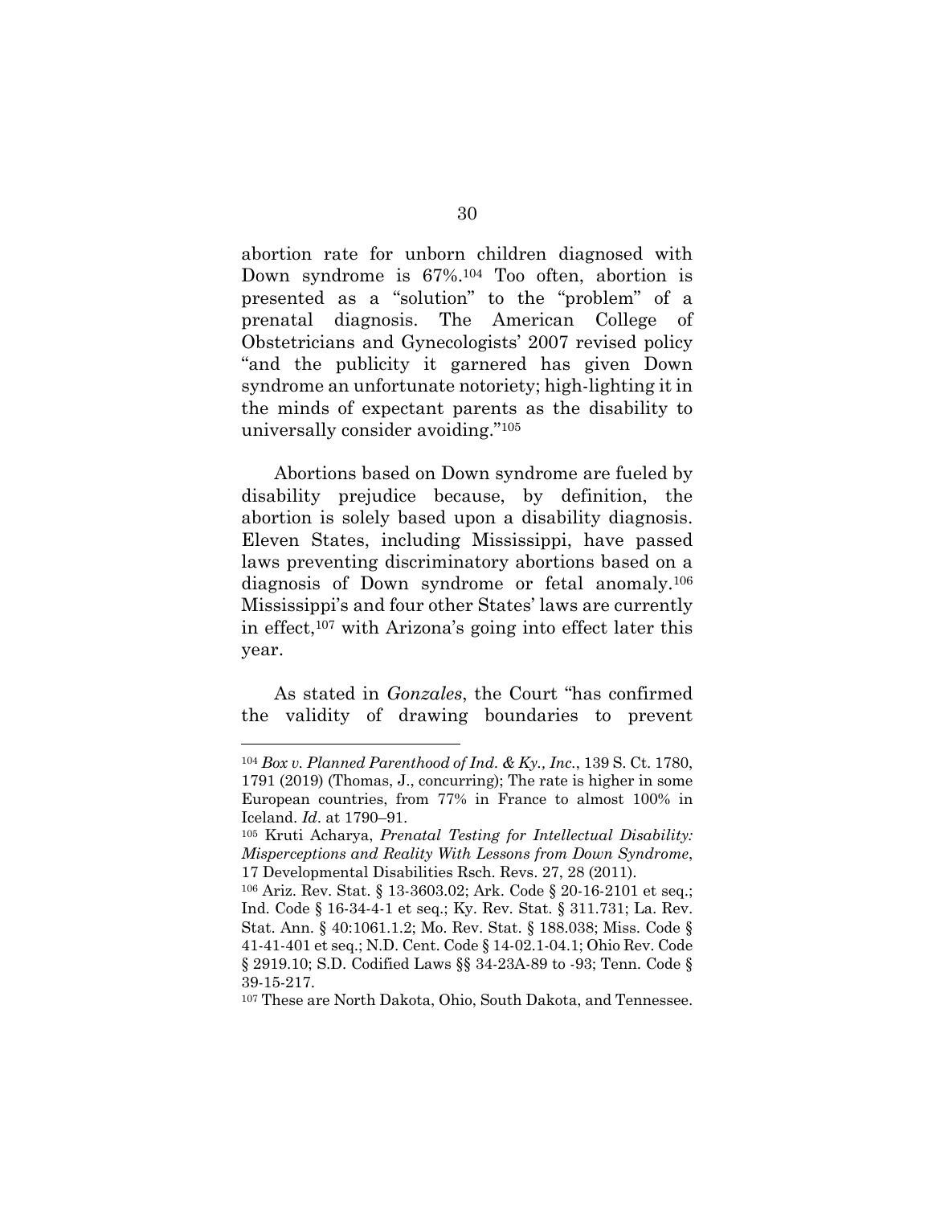abortion rate for unborn children diagnosed with Down syndrome is 67%.[104] Too often, abortion is presented as a "solution" to the "problem" of a prenatal diagnosis. The American College of Obstetricians and Gynecologists' 2007 revised policy "and the publicity it garnered has given Down syndrome an unfortunate notoriety; high-lighting it in the minds of expectant parents as the disability to universally consider avoiding."[105]

Abortions based on Down syndrome are fueled by disability prejudice because, by definition, the abortion is solely based upon a disability diagnosis. Eleven States, including Mississippi, have passed laws preventing discriminatory abortions based on a diagnosis of Down syndrome or fetal anomaly.[106] Mississippi's and four other States' laws are currently in effect,[107] with Arizona's going into effect later this year.

As stated in *Gonzales*, the Court "has confirmed the validity of drawing boundaries to prevent

---

[104] *Box v. Planned Parenthood of Ind. & Ky., Inc.*, 139 S. Ct. 1780, 1791 (2019) (Thomas, J., concurring); The rate is higher in some European countries, from 77% in France to almost 100% in Iceland. *Id*. at 1790–91.

[105] Kruti Acharya, *Prenatal Testing for Intellectual Disability: Misperceptions and Reality With Lessons from Down Syndrome*, 17 Developmental Disabilities Rsch. Revs. 27, 28 (2011).

[106] Ariz. Rev. Stat. § 13-3603.02; Ark. Code § 20-16-2101 et seq.; Ind. Code § 16-34-4-1 et seq.; Ky. Rev. Stat. § 311.731; La. Rev. Stat. Ann. § 40:1061.1.2; Mo. Rev. Stat. § 188.038; Miss. Code § 41-41-401 et seq.; N.D. Cent. Code § 14-02.1-04.1; Ohio Rev. Code § 2919.10; S.D. Codified Laws §§ 34-23A-89 to -93; Tenn. Code § 39-15-217.

[107] These are North Dakota, Ohio, South Dakota, and Tennessee.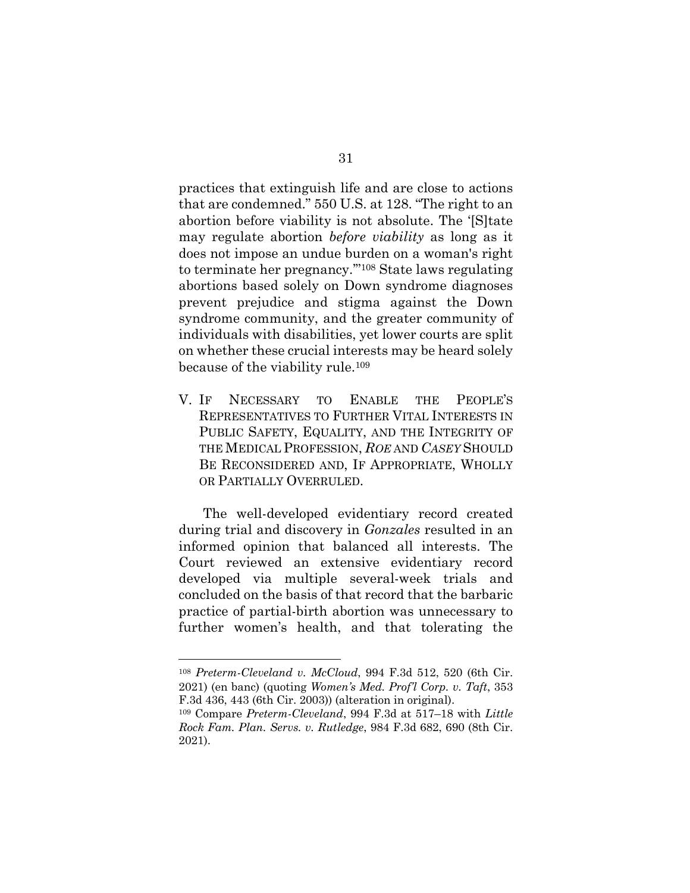practices that extinguish life and are close to actions that are condemned." 550 U.S. at 128. "The right to an abortion before viability is not absolute. The '[S]tate may regulate abortion *before viability* as long as it does not impose an undue burden on a woman's right to terminate her pregnancy.'"[108] State laws regulating abortions based solely on Down syndrome diagnoses prevent prejudice and stigma against the Down syndrome community, and the greater community of individuals with disabilities, yet lower courts are split on whether these crucial interests may be heard solely because of the viability rule.[109]

## V. If Necessary to Enable the People's Representatives to Further Vital Interests in Public Safety, Equality, and the Integrity of the Medical Profession, *Roe* and *Casey* Should Be Reconsidered and, If Appropriate, Wholly or Partially Overruled.

The well-developed evidentiary record created during trial and discovery in *Gonzales* resulted in an informed opinion that balanced all interests. The Court reviewed an extensive evidentiary record developed via multiple several-week trials and concluded on the basis of that record that the barbaric practice of partial-birth abortion was unnecessary to further women's health, and that tolerating the

---

[108] *Preterm-Cleveland v. McCloud*, 994 F.3d 512, 520 (6th Cir. 2021) (en banc) (quoting *Women's Med. Prof'l Corp. v. Taft*, 353 F.3d 436, 443 (6th Cir. 2003)) (alteration in original).

[109] Compare *Preterm-Cleveland*, 994 F.3d at 517–18 with *Little Rock Fam. Plan. Servs. v. Rutledge*, 984 F.3d 682, 690 (8th Cir. 2021).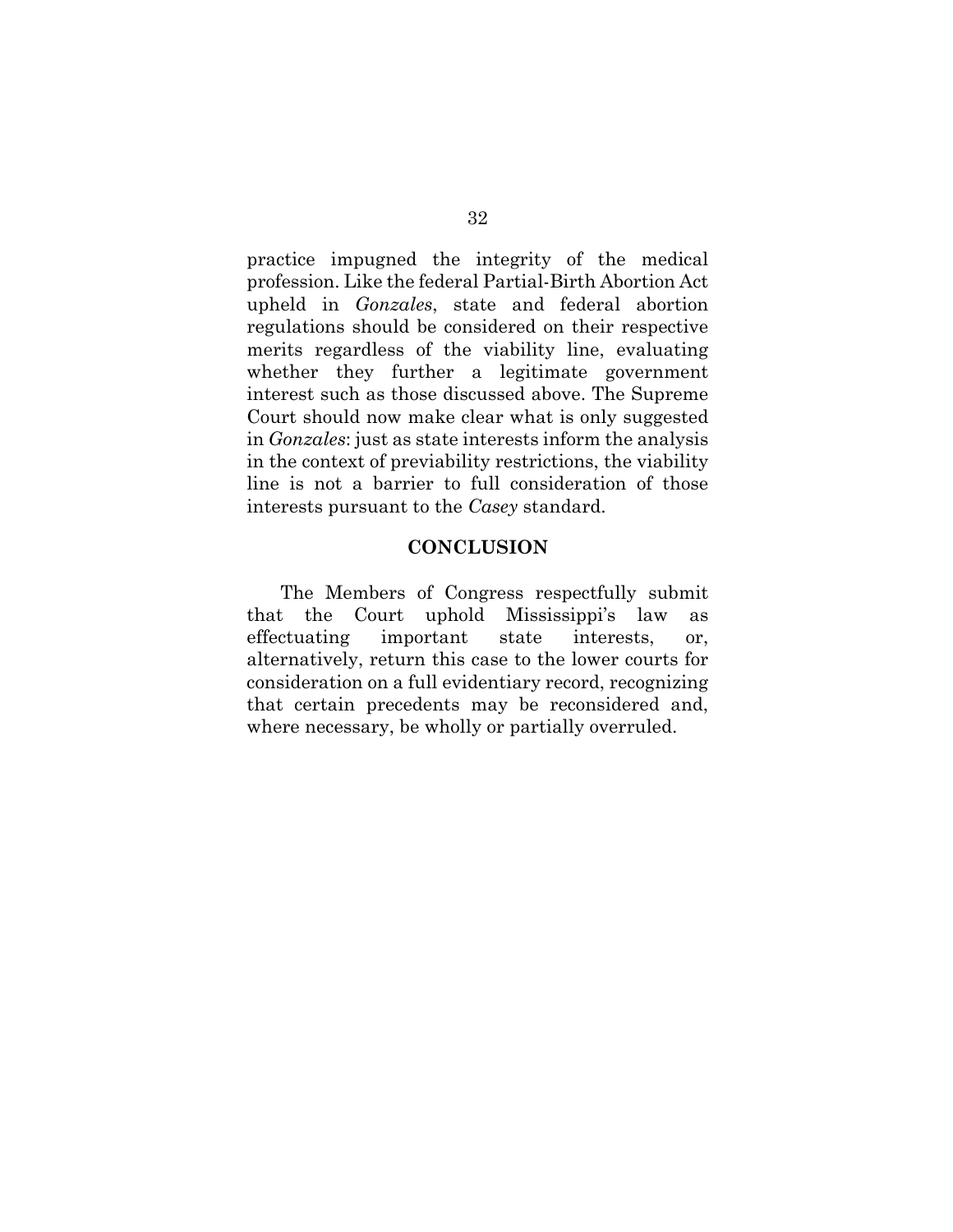practice impugned the integrity of the medical profession. Like the federal Partial-Birth Abortion Act upheld in *Gonzales*, state and federal abortion regulations should be considered on their respective merits regardless of the viability line, evaluating whether they further a legitimate government interest such as those discussed above. The Supreme Court should now make clear what is only suggested in *Gonzales*: just as state interests inform the analysis in the context of previability restrictions, the viability line is not a barrier to full consideration of those interests pursuant to the *Casey* standard.

## CONCLUSION

The Members of Congress respectfully submit that the Court uphold Mississippi's law as effectuating important state interests, or, alternatively, return this case to the lower courts for consideration on a full evidentiary record, recognizing that certain precedents may be reconsidered and, where necessary, be wholly or partially overruled.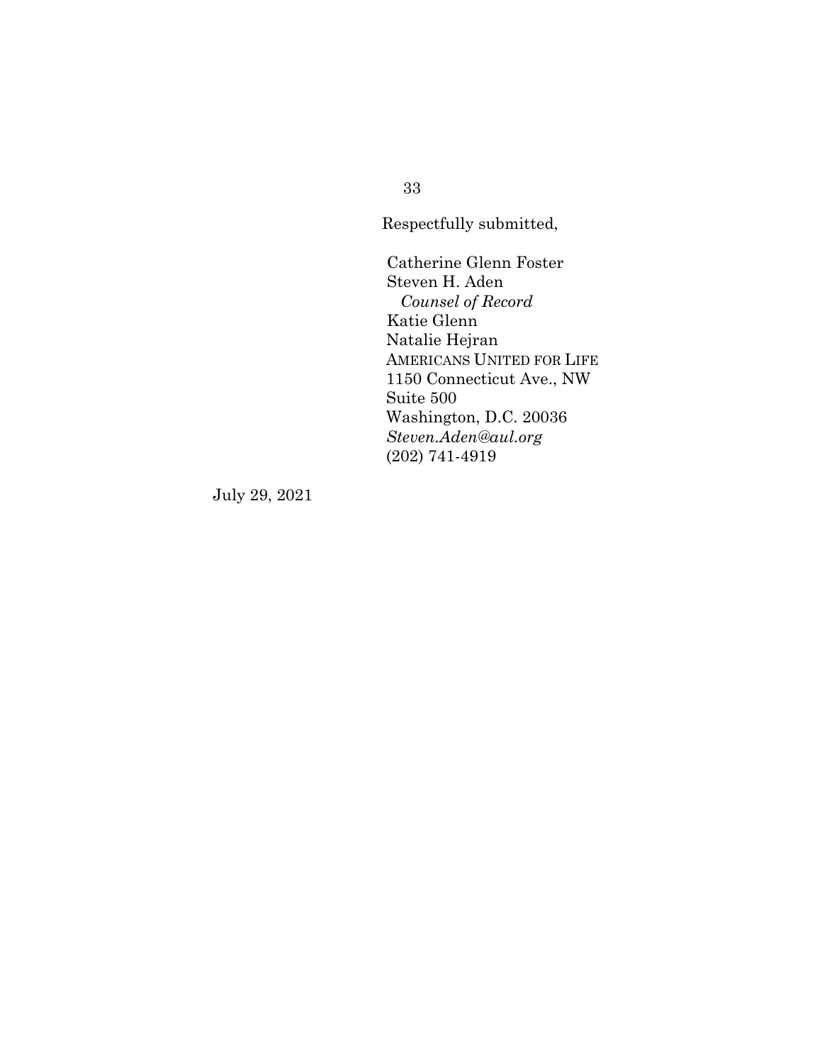Respectfully submitted,

Catherine Glenn Foster
Steven H. Aden
*Counsel of Record*
Katie Glenn
Natalie Hejran
AMERICANS UNITED FOR LIFE
1150 Connecticut Ave., NW
Suite 500
Washington, D.C. 20036
*Steven.Aden@aul.org*
(202) 741-4919

July 29, 2021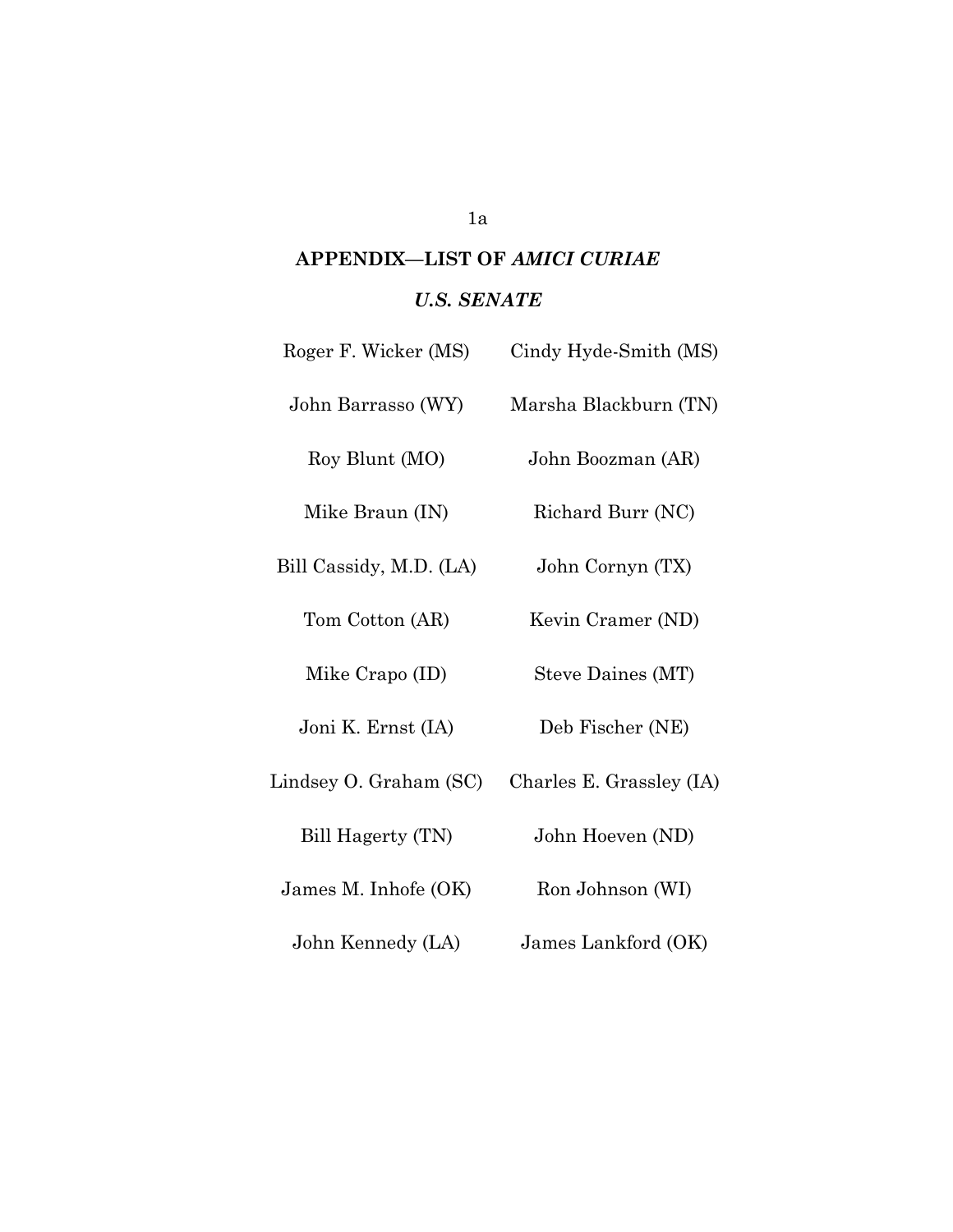## APPENDIX—LIST OF *AMICI CURIAE*

### *U.S. SENATE*

| | |
|---|---|
| Roger F. Wicker (MS) | Cindy Hyde-Smith (MS) |
| John Barrasso (WY) | Marsha Blackburn (TN) |
| Roy Blunt (MO) | John Boozman (AR) |
| Mike Braun (IN) | Richard Burr (NC) |
| Bill Cassidy, M.D. (LA) | John Cornyn (TX) |
| Tom Cotton (AR) | Kevin Cramer (ND) |
| Mike Crapo (ID) | Steve Daines (MT) |
| Joni K. Ernst (IA) | Deb Fischer (NE) |
| Lindsey O. Graham (SC) | Charles E. Grassley (IA) |
| Bill Hagerty (TN) | John Hoeven (ND) |
| James M. Inhofe (OK) | Ron Johnson (WI) |
| John Kennedy (LA) | James Lankford (OK) |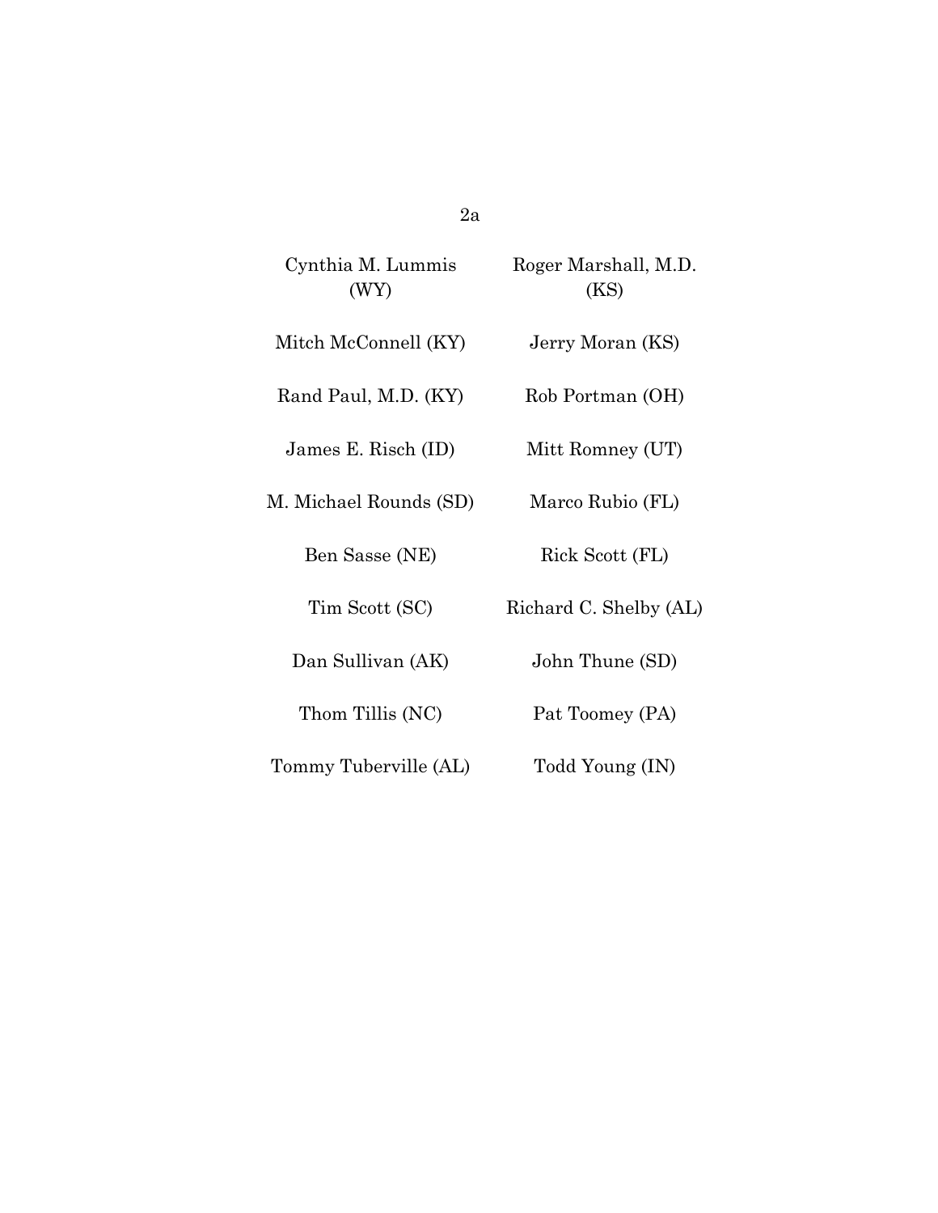Cynthia M. Lummis (WY)

Roger Marshall, M.D. (KS)

Mitch McConnell (KY)

Jerry Moran (KS)

Rand Paul, M.D. (KY)

Rob Portman (OH)

James E. Risch (ID)

Mitt Romney (UT)

M. Michael Rounds (SD)

Marco Rubio (FL)

Ben Sasse (NE)

Rick Scott (FL)

Tim Scott (SC)

Richard C. Shelby (AL)

Dan Sullivan (AK)

John Thune (SD)

Thom Tillis (NC)

Pat Toomey (PA)

Tommy Tuberville (AL)

Todd Young (IN)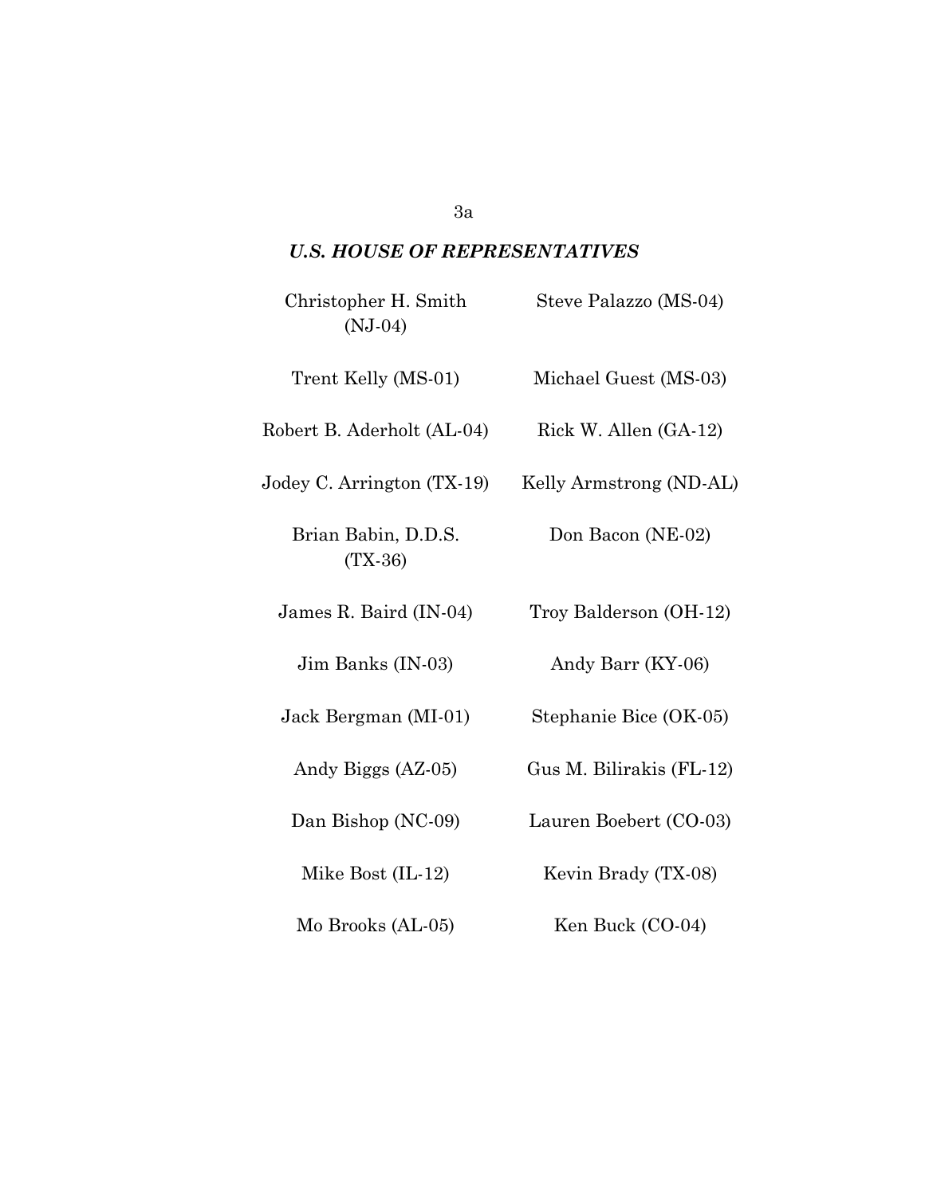***U.S. HOUSE OF REPRESENTATIVES***

Christopher H. Smith (NJ-04)

Steve Palazzo (MS-04)

Trent Kelly (MS-01)

Michael Guest (MS-03)

Robert B. Aderholt (AL-04)

Rick W. Allen (GA-12)

Jodey C. Arrington (TX-19)

Kelly Armstrong (ND-AL)

Brian Babin, D.D.S. (TX-36)

Don Bacon (NE-02)

James R. Baird (IN-04)

Troy Balderson (OH-12)

Jim Banks (IN-03)

Andy Barr (KY-06)

Jack Bergman (MI-01)

Stephanie Bice (OK-05)

Andy Biggs (AZ-05)

Gus M. Bilirakis (FL-12)

Dan Bishop (NC-09)

Lauren Boebert (CO-03)

Mike Bost (IL-12)

Kevin Brady (TX-08)

Mo Brooks (AL-05)

Ken Buck (CO-04)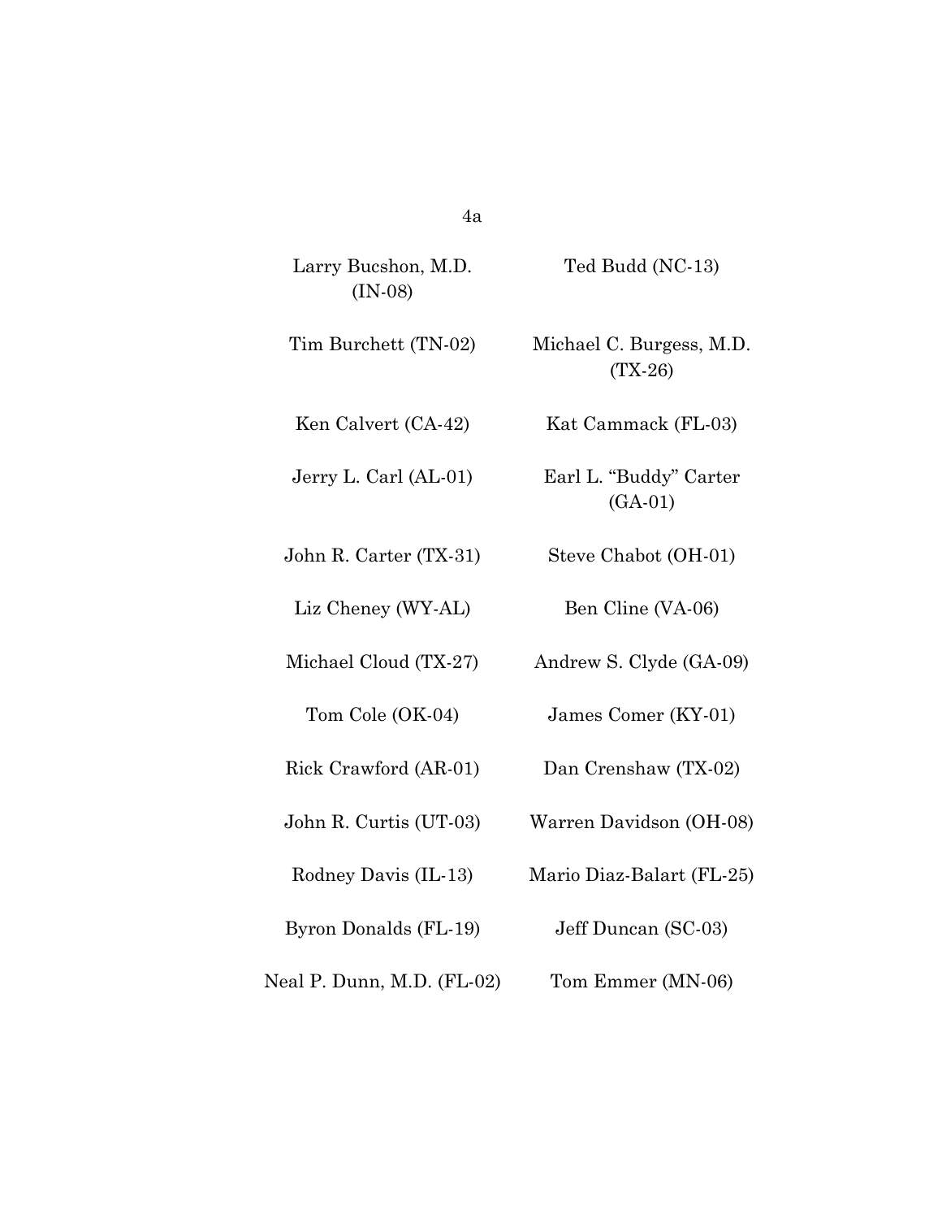Larry Bucshon, M.D. (IN-08)

Ted Budd (NC-13)

Tim Burchett (TN-02)

Michael C. Burgess, M.D. (TX-26)

Ken Calvert (CA-42)

Kat Cammack (FL-03)

Jerry L. Carl (AL-01)

Earl L. "Buddy" Carter (GA-01)

John R. Carter (TX-31)

Steve Chabot (OH-01)

Liz Cheney (WY-AL)

Ben Cline (VA-06)

Michael Cloud (TX-27)

Andrew S. Clyde (GA-09)

Tom Cole (OK-04)

James Comer (KY-01)

Rick Crawford (AR-01)

Dan Crenshaw (TX-02)

John R. Curtis (UT-03)

Warren Davidson (OH-08)

Rodney Davis (IL-13)

Mario Diaz-Balart (FL-25)

Byron Donalds (FL-19)

Jeff Duncan (SC-03)

Neal P. Dunn, M.D. (FL-02)

Tom Emmer (MN-06)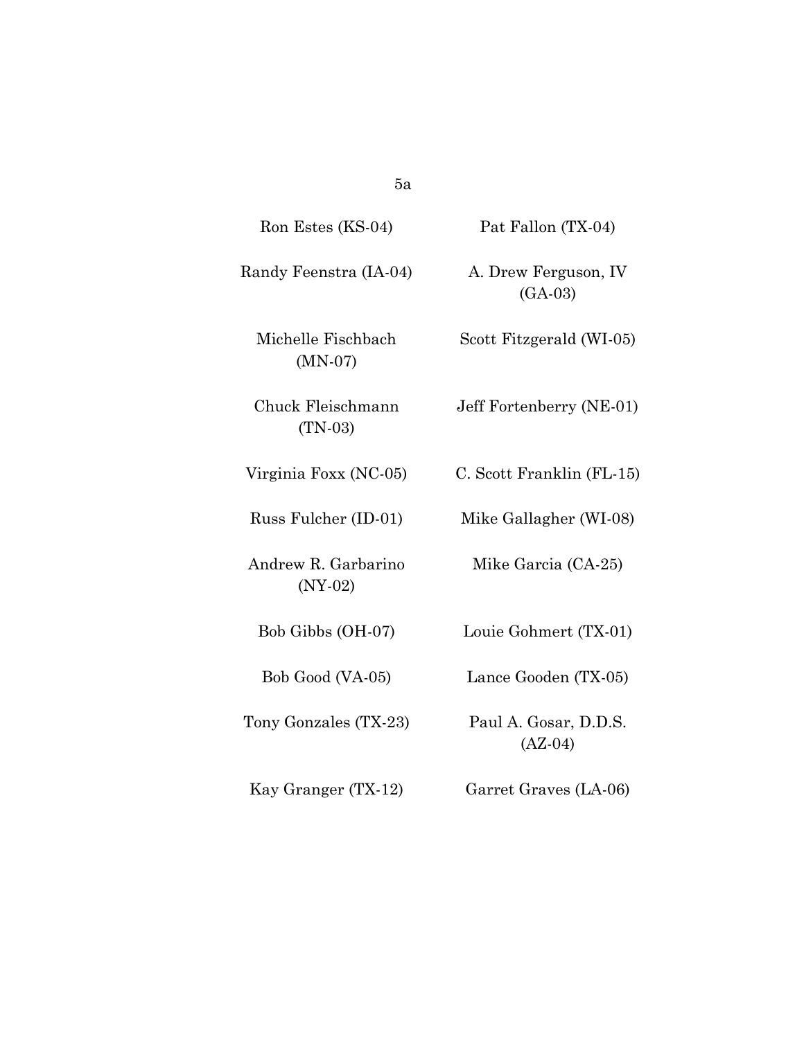Ron Estes (KS-04)

Pat Fallon (TX-04)

Randy Feenstra (IA-04)

A. Drew Ferguson, IV (GA-03)

Michelle Fischbach (MN-07)

Scott Fitzgerald (WI-05)

Chuck Fleischmann (TN-03)

Jeff Fortenberry (NE-01)

Virginia Foxx (NC-05)

C. Scott Franklin (FL-15)

Russ Fulcher (ID-01)

Mike Gallagher (WI-08)

Andrew R. Garbarino (NY-02)

Mike Garcia (CA-25)

Bob Gibbs (OH-07)

Louie Gohmert (TX-01)

Bob Good (VA-05)

Lance Gooden (TX-05)

Tony Gonzales (TX-23)

Paul A. Gosar, D.D.S. (AZ-04)

Kay Granger (TX-12)

Garret Graves (LA-06)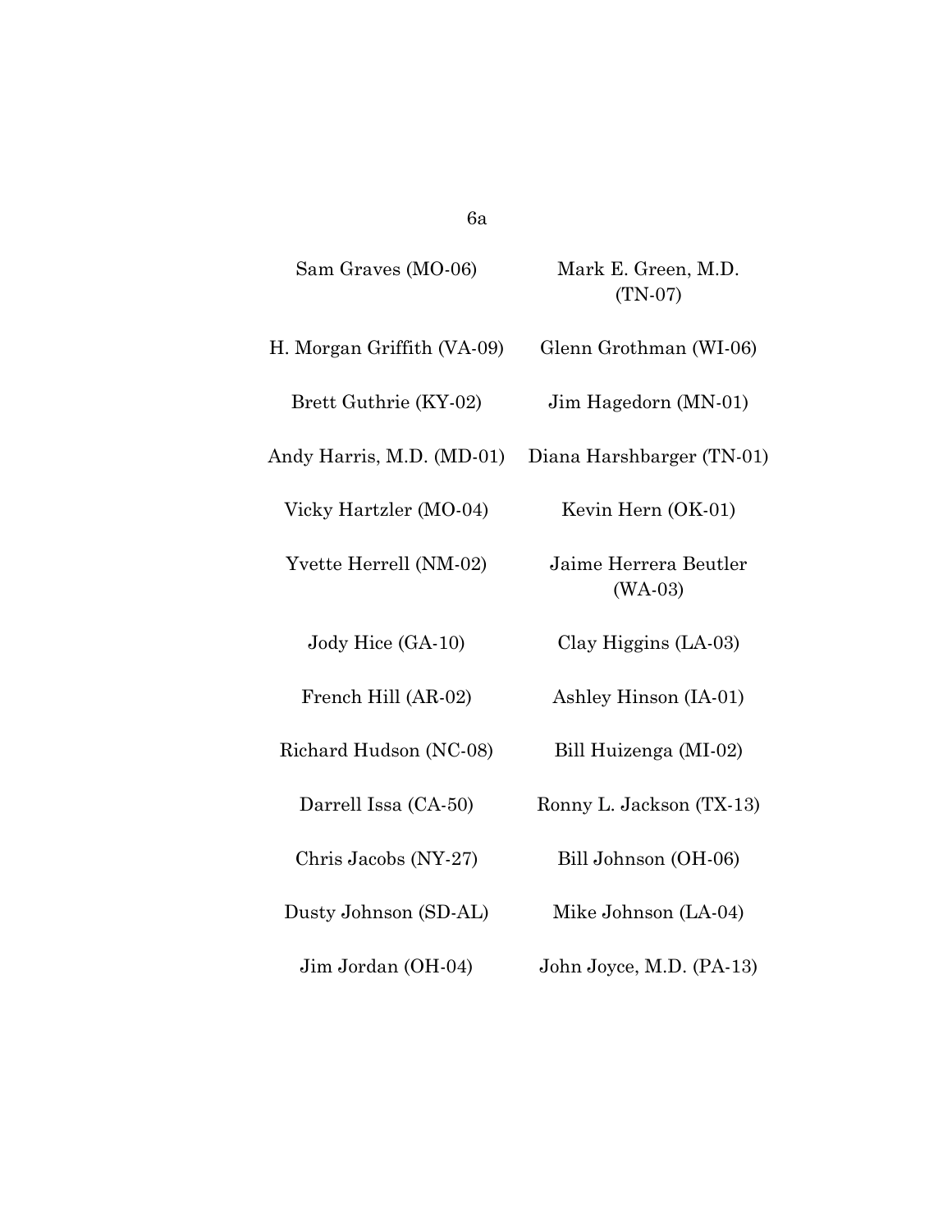Sam Graves (MO-06)

Mark E. Green, M.D. (TN-07)

H. Morgan Griffith (VA-09)

Glenn Grothman (WI-06)

Brett Guthrie (KY-02)

Jim Hagedorn (MN-01)

Andy Harris, M.D. (MD-01)

Diana Harshbarger (TN-01)

Vicky Hartzler (MO-04)

Kevin Hern (OK-01)

Yvette Herrell (NM-02)

Jaime Herrera Beutler (WA-03)

Jody Hice (GA-10)

Clay Higgins (LA-03)

French Hill (AR-02)

Ashley Hinson (IA-01)

Richard Hudson (NC-08)

Bill Huizenga (MI-02)

Darrell Issa (CA-50)

Ronny L. Jackson (TX-13)

Chris Jacobs (NY-27)

Bill Johnson (OH-06)

Dusty Johnson (SD-AL)

Mike Johnson (LA-04)

Jim Jordan (OH-04)

John Joyce, M.D. (PA-13)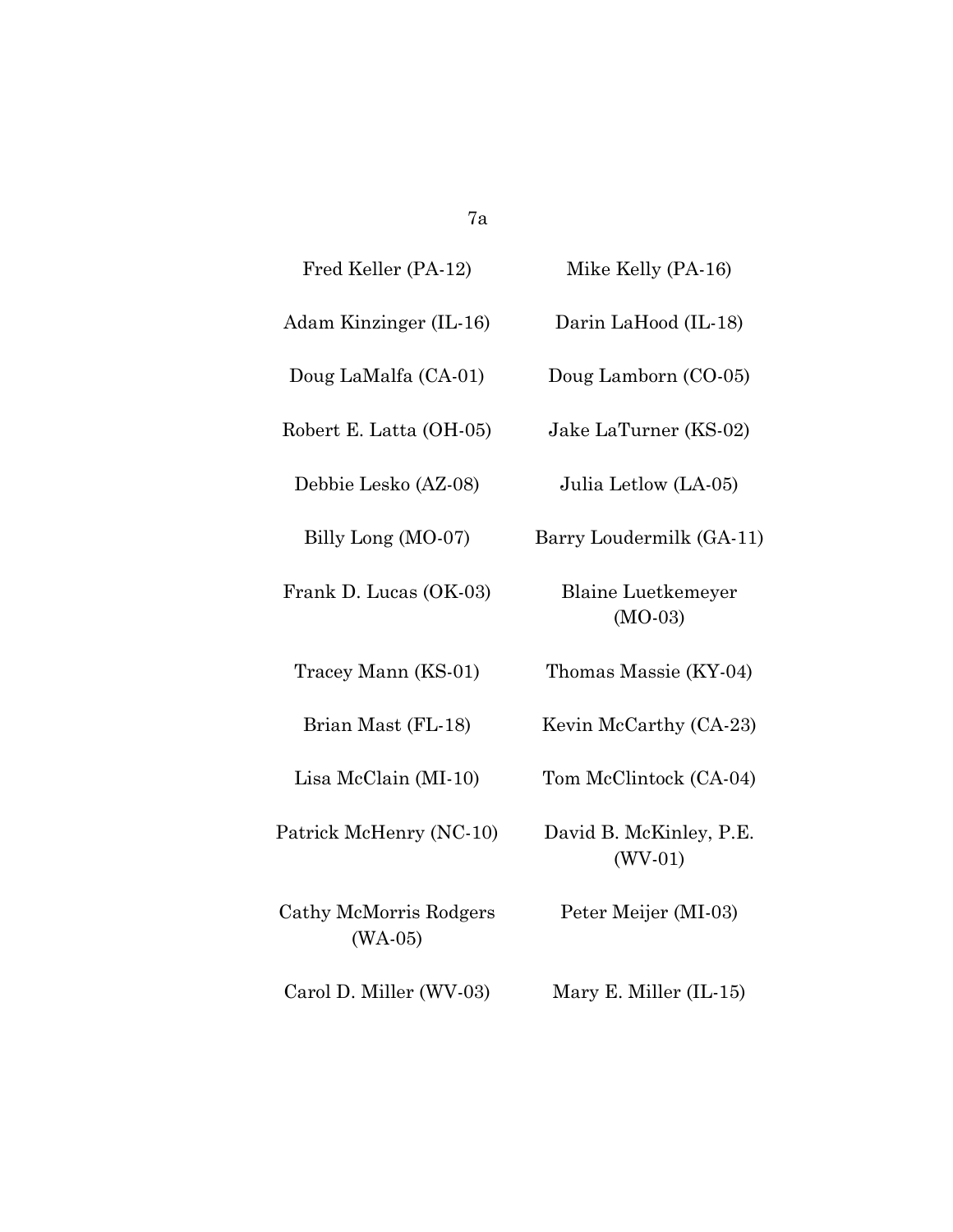Fred Keller (PA-12)

Mike Kelly (PA-16)

Adam Kinzinger (IL-16)

Darin LaHood (IL-18)

Doug LaMalfa (CA-01)

Doug Lamborn (CO-05)

Robert E. Latta (OH-05)

Jake LaTurner (KS-02)

Debbie Lesko (AZ-08)

Julia Letlow (LA-05)

Billy Long (MO-07)

Barry Loudermilk (GA-11)

Frank D. Lucas (OK-03)

Blaine Luetkemeyer (MO-03)

Tracey Mann (KS-01)

Thomas Massie (KY-04)

Brian Mast (FL-18)

Kevin McCarthy (CA-23)

Lisa McClain (MI-10)

Tom McClintock (CA-04)

Patrick McHenry (NC-10)

David B. McKinley, P.E. (WV-01)

Cathy McMorris Rodgers (WA-05)

Peter Meijer (MI-03)

Carol D. Miller (WV-03)

Mary E. Miller (IL-15)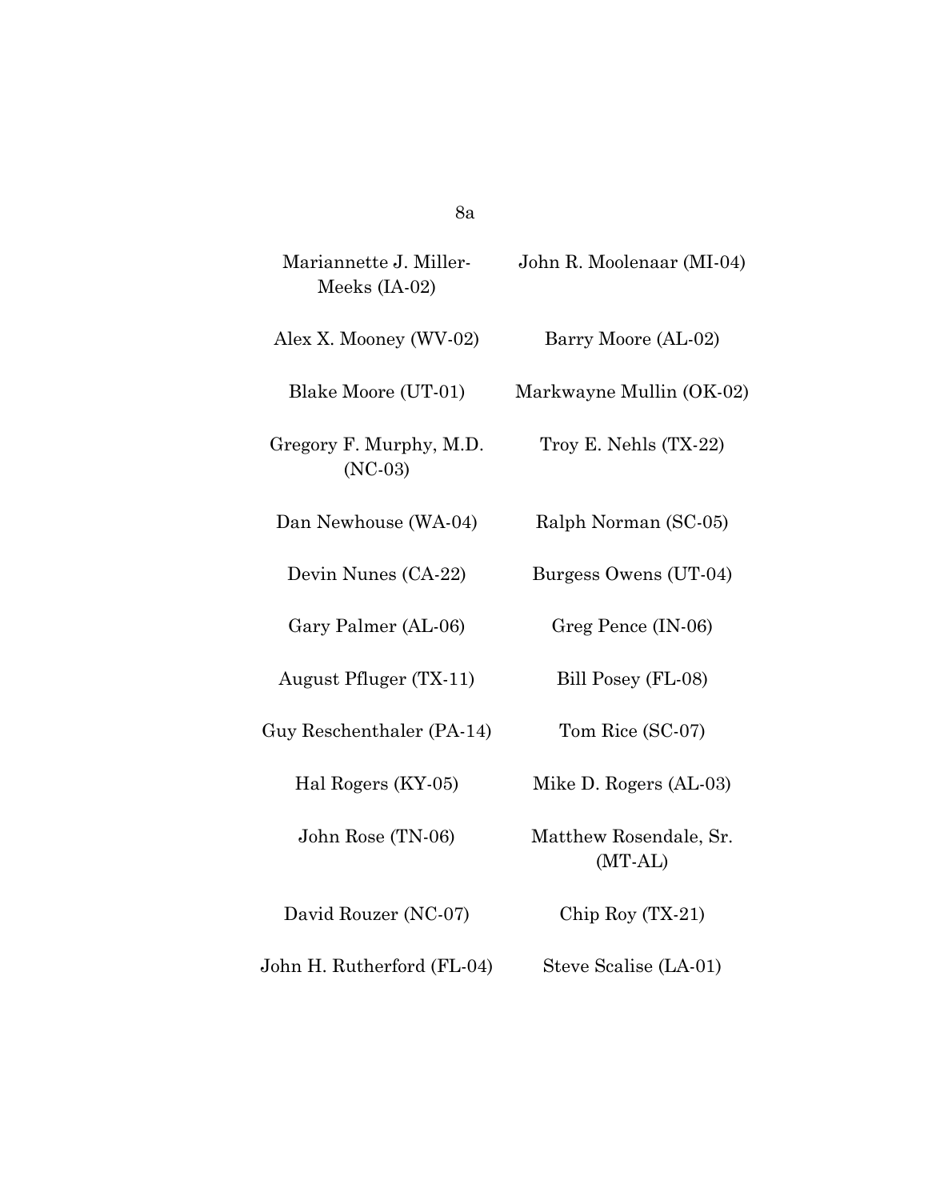Mariannette J. Miller-Meeks (IA-02)

John R. Moolenaar (MI-04)

Alex X. Mooney (WV-02)

Barry Moore (AL-02)

Blake Moore (UT-01)

Markwayne Mullin (OK-02)

Gregory F. Murphy, M.D. (NC-03)

Troy E. Nehls (TX-22)

Dan Newhouse (WA-04)

Ralph Norman (SC-05)

Devin Nunes (CA-22)

Burgess Owens (UT-04)

Gary Palmer (AL-06)

Greg Pence (IN-06)

August Pfluger (TX-11)

Bill Posey (FL-08)

Guy Reschenthaler (PA-14)

Tom Rice (SC-07)

Hal Rogers (KY-05)

Mike D. Rogers (AL-03)

John Rose (TN-06)

Matthew Rosendale, Sr. (MT-AL)

David Rouzer (NC-07)

Chip Roy (TX-21)

John H. Rutherford (FL-04)

Steve Scalise (LA-01)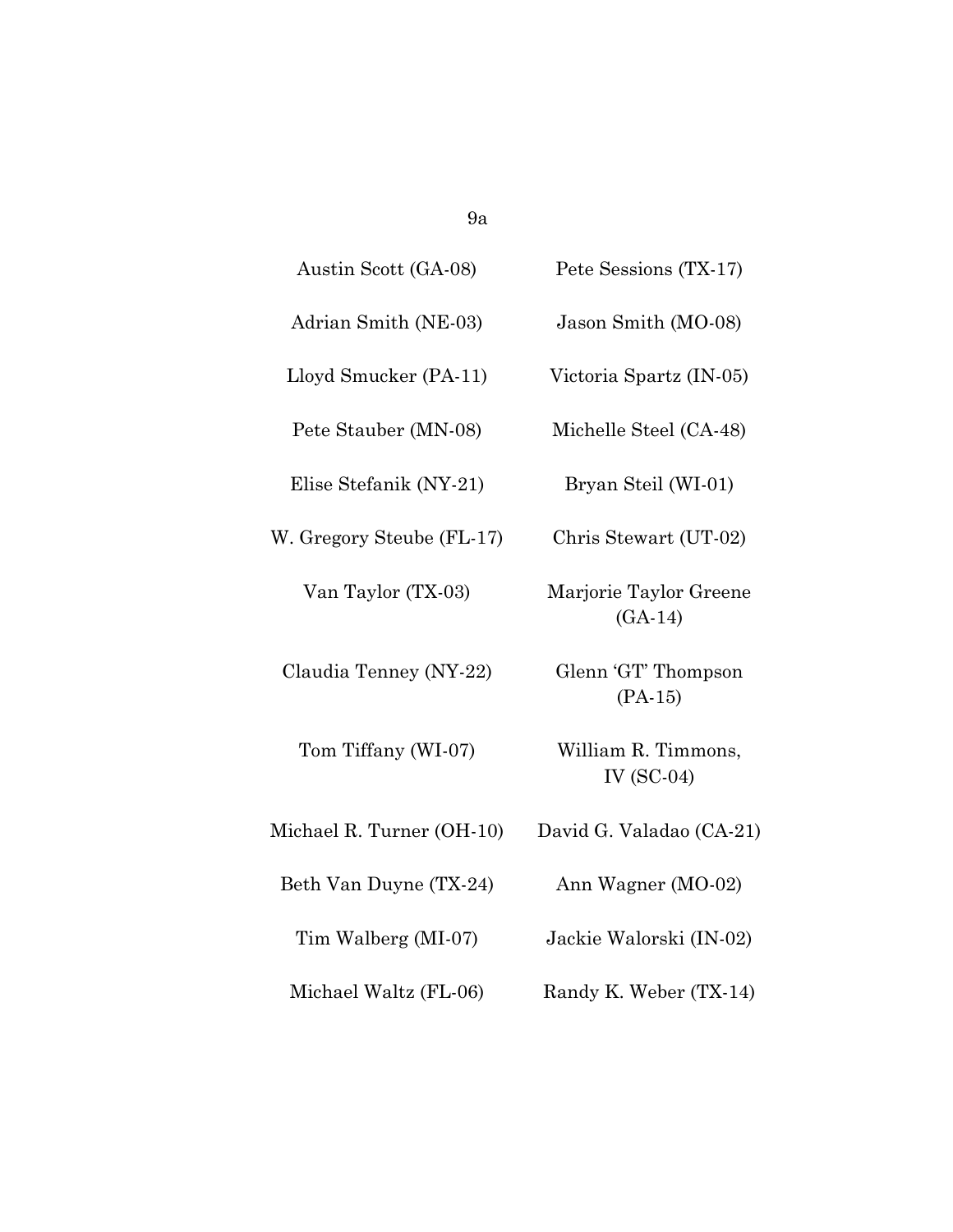Austin Scott (GA-08)

Pete Sessions (TX-17)

Adrian Smith (NE-03)

Jason Smith (MO-08)

Lloyd Smucker (PA-11)

Victoria Spartz (IN-05)

Pete Stauber (MN-08)

Michelle Steel (CA-48)

Elise Stefanik (NY-21)

Bryan Steil (WI-01)

W. Gregory Steube (FL-17)

Chris Stewart (UT-02)

Van Taylor (TX-03)

Marjorie Taylor Greene (GA-14)

Claudia Tenney (NY-22)

Glenn 'GT' Thompson (PA-15)

Tom Tiffany (WI-07)

William R. Timmons, IV (SC-04)

Michael R. Turner (OH-10)

David G. Valadao (CA-21)

Beth Van Duyne (TX-24)

Ann Wagner (MO-02)

Tim Walberg (MI-07)

Jackie Walorski (IN-02)

Michael Waltz (FL-06)

Randy K. Weber (TX-14)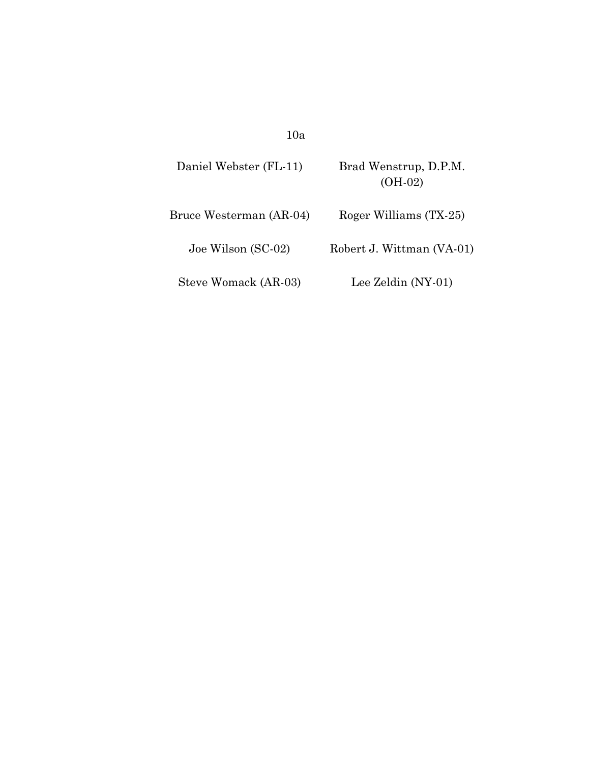| | |
|---|---|
| Daniel Webster (FL-11) | Brad Wenstrup, D.P.M. (OH-02) |
| Bruce Westerman (AR-04) | Roger Williams (TX-25) |
| Joe Wilson (SC-02) | Robert J. Wittman (VA-01) |
| Steve Womack (AR-03) | Lee Zeldin (NY-01) |